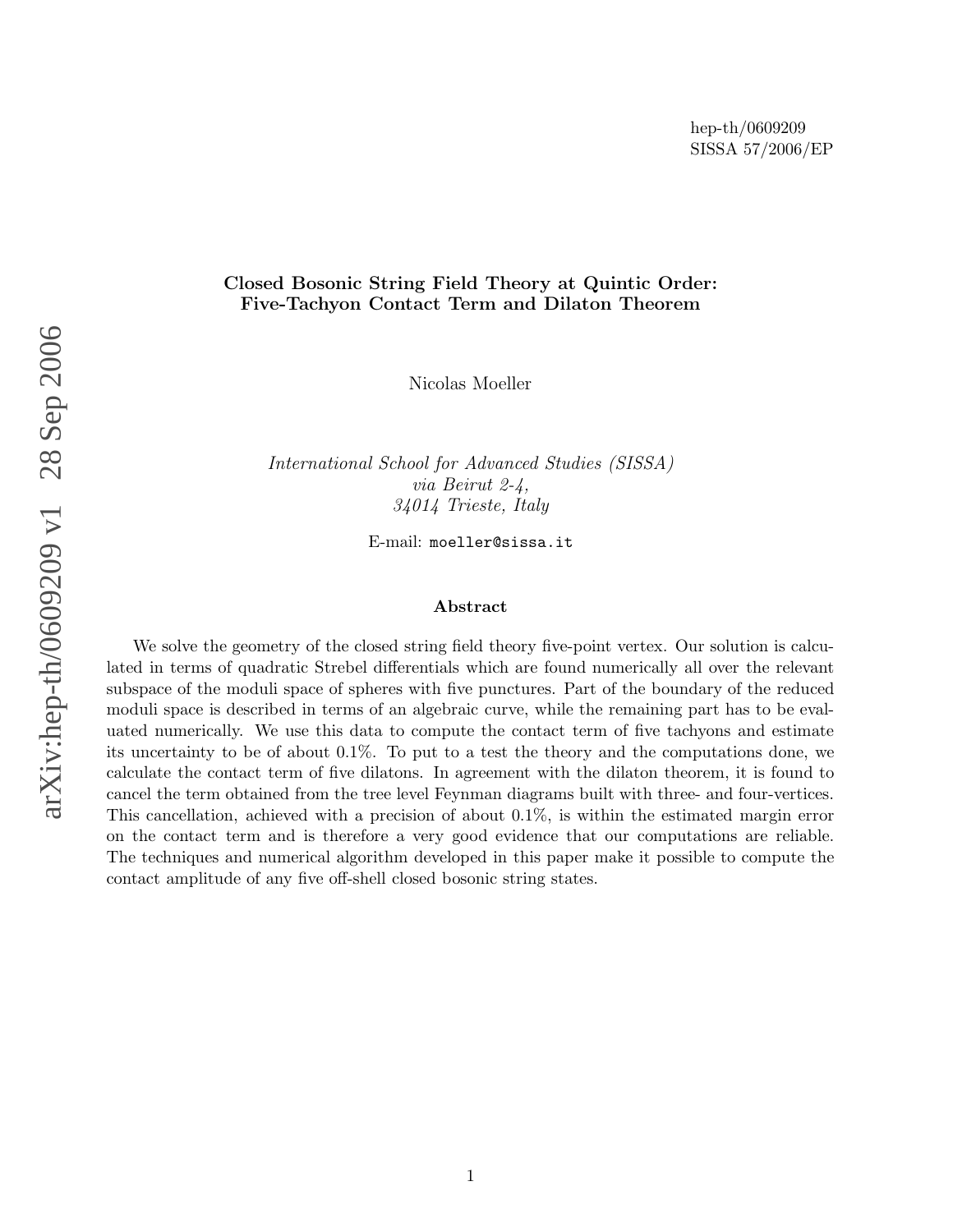hep-th/0609209
SISSA 57/2006/EP

# Closed Bosonic String Field Theory at Quintic Order: Five-Tachyon Contact Term and Dilaton Theorem

Nicolas Moeller

*International School for Advanced Studies (SISSA)*
*via Beirut 2-4,*
*34014 Trieste, Italy*

E-mail: moeller@sissa.it

## Abstract

We solve the geometry of the closed string field theory five-point vertex. Our solution is calculated in terms of quadratic Strebel differentials which are found numerically all over the relevant subspace of the moduli space of spheres with five punctures. Part of the boundary of the reduced moduli space is described in terms of an algebraic curve, while the remaining part has to be evaluated numerically. We use this data to compute the contact term of five tachyons and estimate its uncertainty to be of about 0.1%. To put to a test the theory and the computations done, we calculate the contact term of five dilatons. In agreement with the dilaton theorem, it is found to cancel the term obtained from the tree level Feynman diagrams built with three- and four-vertices. This cancellation, achieved with a precision of about 0.1%, is within the estimated margin error on the contact term and is therefore a very good evidence that our computations are reliable. The techniques and numerical algorithm developed in this paper make it possible to compute the contact amplitude of any five off-shell closed bosonic string states.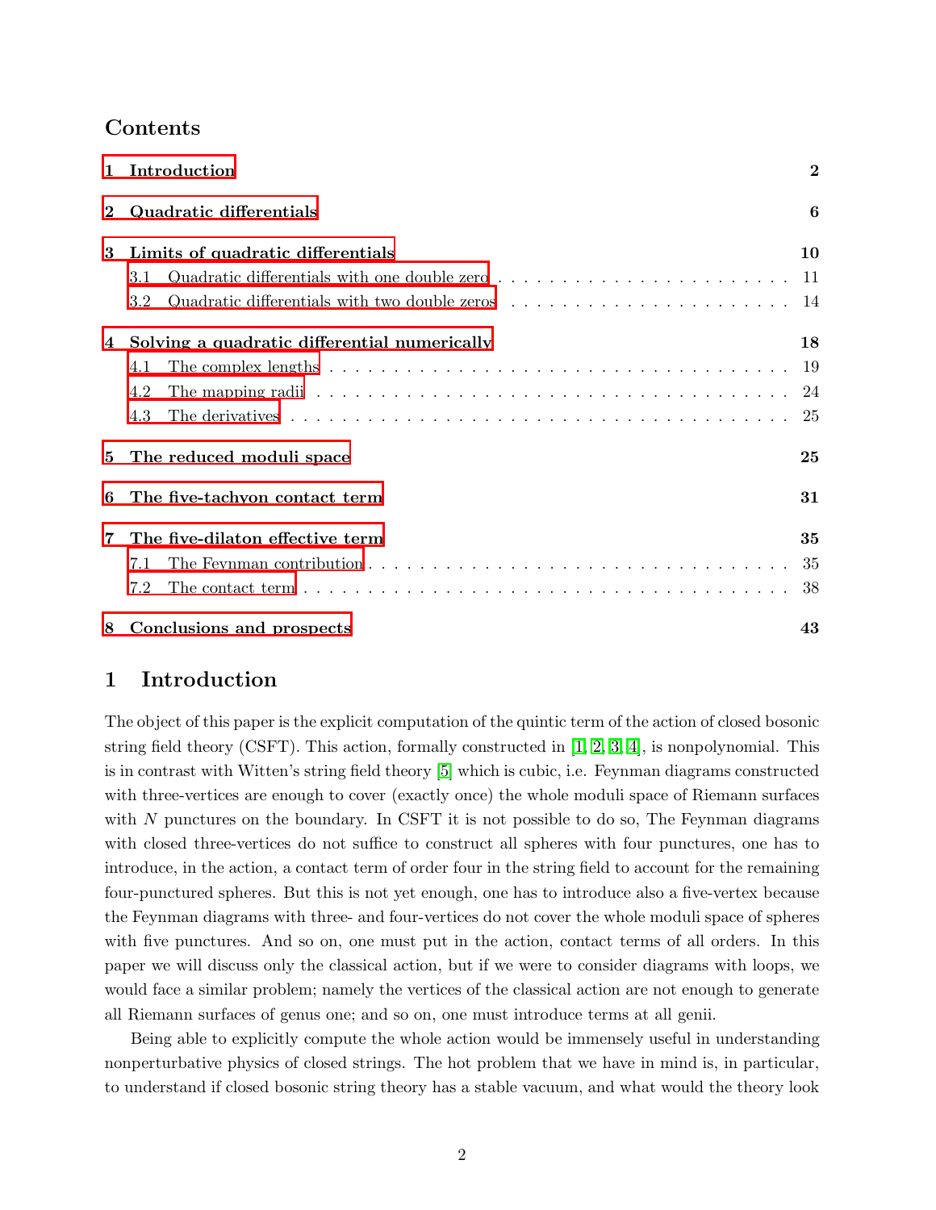## Contents

1 Introduction 2

2 Quadratic differentials 6

3 Limits of quadratic differentials 10
- 3.1 Quadratic differentials with one double zero 11
- 3.2 Quadratic differentials with two double zeros 14

4 Solving a quadratic differential numerically 18
- 4.1 The complex lengths 19
- 4.2 The mapping radii 24
- 4.3 The derivatives 25

5 The reduced moduli space 25

6 The five-tachyon contact term 31

7 The five-dilaton effective term 35
- 7.1 The Feynman contribution 35
- 7.2 The contact term 38

8 Conclusions and prospects 43

# 1 Introduction

The object of this paper is the explicit computation of the quintic term of the action of closed bosonic string field theory (CSFT). This action, formally constructed in [1, 2, 3, 4], is nonpolynomial. This is in contrast with Witten's string field theory [5] which is cubic, i.e. Feynman diagrams constructed with three-vertices are enough to cover (exactly once) the whole moduli space of Riemann surfaces with $N$ punctures on the boundary. In CSFT it is not possible to do so, The Feynman diagrams with closed three-vertices do not suffice to construct all spheres with four punctures, one has to introduce, in the action, a contact term of order four in the string field to account for the remaining four-punctured spheres. But this is not yet enough, one has to introduce also a five-vertex because the Feynman diagrams with three- and four-vertices do not cover the whole moduli space of spheres with five punctures. And so on, one must put in the action, contact terms of all orders. In this paper we will discuss only the classical action, but if we were to consider diagrams with loops, we would face a similar problem; namely the vertices of the classical action are not enough to generate all Riemann surfaces of genus one; and so on, one must introduce terms at all genii.

Being able to explicitly compute the whole action would be immensely useful in understanding nonperturbative physics of closed strings. The hot problem that we have in mind is, in particular, to understand if closed bosonic string theory has a stable vacuum, and what would the theory look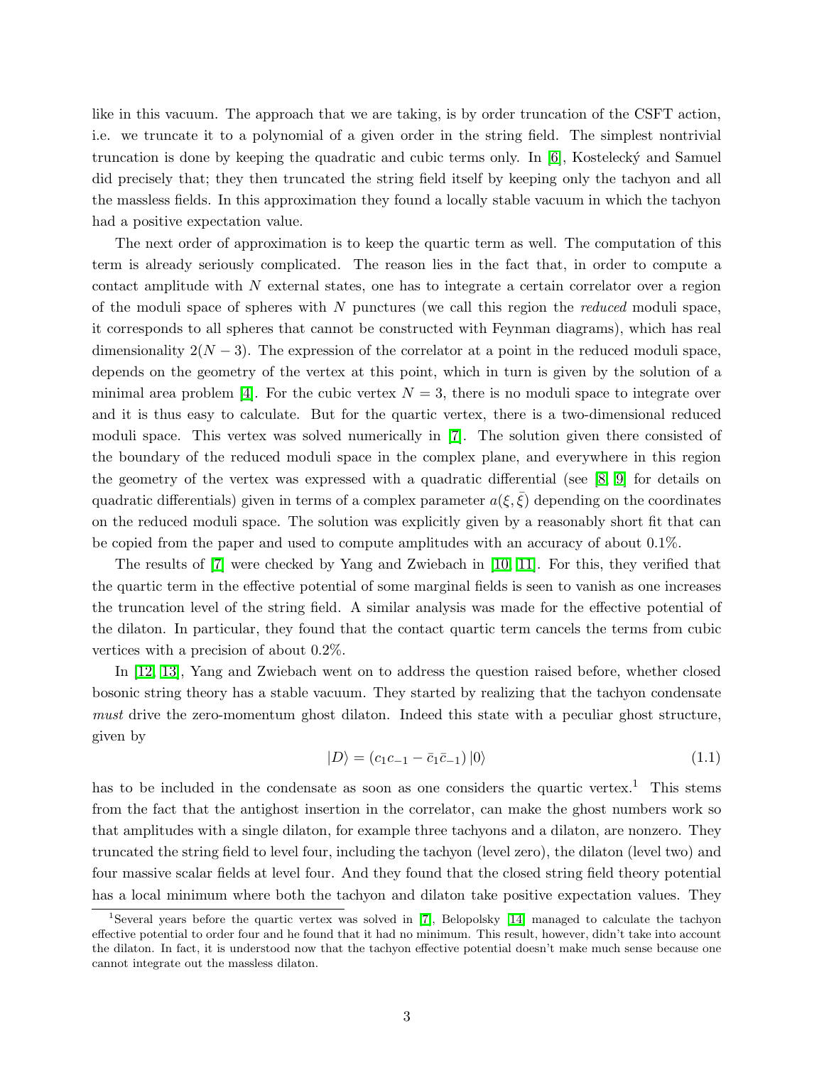like in this vacuum. The approach that we are taking, is by order truncation of the CSFT action, i.e. we truncate it to a polynomial of a given order in the string field. The simplest nontrivial truncation is done by keeping the quadratic and cubic terms only. In [6], Kostelecký and Samuel did precisely that; they then truncated the string field itself by keeping only the tachyon and all the massless fields. In this approximation they found a locally stable vacuum in which the tachyon had a positive expectation value.

The next order of approximation is to keep the quartic term as well. The computation of this term is already seriously complicated. The reason lies in the fact that, in order to compute a contact amplitude with $N$ external states, one has to integrate a certain correlator over a region of the moduli space of spheres with $N$ punctures (we call this region the *reduced* moduli space, it corresponds to all spheres that cannot be constructed with Feynman diagrams), which has real dimensionality $2(N-3)$. The expression of the correlator at a point in the reduced moduli space, depends on the geometry of the vertex at this point, which in turn is given by the solution of a minimal area problem [4]. For the cubic vertex $N=3$, there is no moduli space to integrate over and it is thus easy to calculate. But for the quartic vertex, there is a two-dimensional reduced moduli space. This vertex was solved numerically in [7]. The solution given there consisted of the boundary of the reduced moduli space in the complex plane, and everywhere in this region the geometry of the vertex was expressed with a quadratic differential (see [8, 9] for details on quadratic differentials) given in terms of a complex parameter $a(\xi, \bar{\xi})$ depending on the coordinates on the reduced moduli space. The solution was explicitly given by a reasonably short fit that can be copied from the paper and used to compute amplitudes with an accuracy of about 0.1%.

The results of [7] were checked by Yang and Zwiebach in [10, 11]. For this, they verified that the quartic term in the effective potential of some marginal fields is seen to vanish as one increases the truncation level of the string field. A similar analysis was made for the effective potential of the dilaton. In particular, they found that the contact quartic term cancels the terms from cubic vertices with a precision of about 0.2%.

In [12, 13], Yang and Zwiebach went on to address the question raised before, whether closed bosonic string theory has a stable vacuum. They started by realizing that the tachyon condensate *must* drive the zero-momentum ghost dilaton. Indeed this state with a peculiar ghost structure, given by

$$|D\rangle = (c_1 c_{-1} - \bar{c}_1 \bar{c}_{-1})\,|0\rangle \tag{1.1}$$

has to be included in the condensate as soon as one considers the quartic vertex.[1] This stems from the fact that the antighost insertion in the correlator, can make the ghost numbers work so that amplitudes with a single dilaton, for example three tachyons and a dilaton, are nonzero. They truncated the string field to level four, including the tachyon (level zero), the dilaton (level two) and four massive scalar fields at level four. And they found that the closed string field theory potential has a local minimum where both the tachyon and dilaton take positive expectation values. They

[1] Several years before the quartic vertex was solved in [7], Belopolsky [14] managed to calculate the tachyon effective potential to order four and he found that it had no minimum. This result, however, didn't take into account the dilaton. In fact, it is understood now that the tachyon effective potential doesn't make much sense because one cannot integrate out the massless dilaton.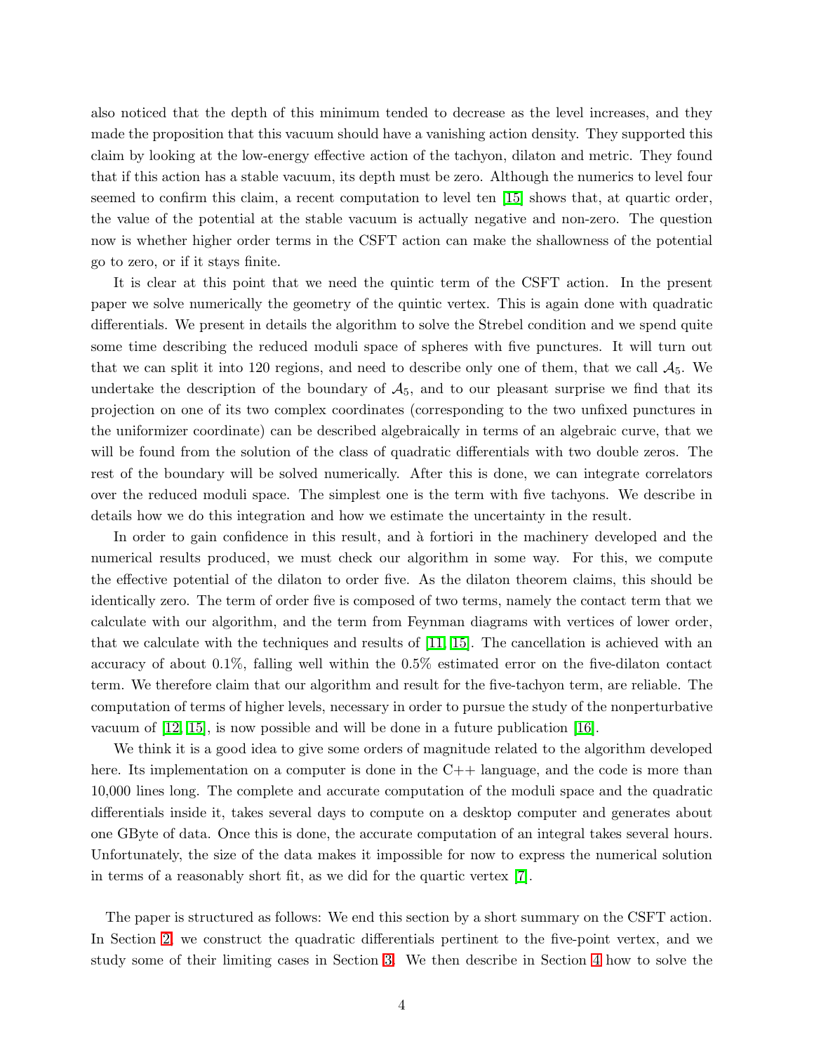also noticed that the depth of this minimum tended to decrease as the level increases, and they made the proposition that this vacuum should have a vanishing action density. They supported this claim by looking at the low-energy effective action of the tachyon, dilaton and metric. They found that if this action has a stable vacuum, its depth must be zero. Although the numerics to level four seemed to confirm this claim, a recent computation to level ten [15] shows that, at quartic order, the value of the potential at the stable vacuum is actually negative and non-zero. The question now is whether higher order terms in the CSFT action can make the shallowness of the potential go to zero, or if it stays finite.

It is clear at this point that we need the quintic term of the CSFT action. In the present paper we solve numerically the geometry of the quintic vertex. This is again done with quadratic differentials. We present in details the algorithm to solve the Strebel condition and we spend quite some time describing the reduced moduli space of spheres with five punctures. It will turn out that we can split it into 120 regions, and need to describe only one of them, that we call $\mathcal{A}_5$. We undertake the description of the boundary of $\mathcal{A}_5$, and to our pleasant surprise we find that its projection on one of its two complex coordinates (corresponding to the two unfixed punctures in the uniformizer coordinate) can be described algebraically in terms of an algebraic curve, that we will be found from the solution of the class of quadratic differentials with two double zeros. The rest of the boundary will be solved numerically. After this is done, we can integrate correlators over the reduced moduli space. The simplest one is the term with five tachyons. We describe in details how we do this integration and how we estimate the uncertainty in the result.

In order to gain confidence in this result, and à fortiori in the machinery developed and the numerical results produced, we must check our algorithm in some way. For this, we compute the effective potential of the dilaton to order five. As the dilaton theorem claims, this should be identically zero. The term of order five is composed of two terms, namely the contact term that we calculate with our algorithm, and the term from Feynman diagrams with vertices of lower order, that we calculate with the techniques and results of [11, 15]. The cancellation is achieved with an accuracy of about 0.1%, falling well within the 0.5% estimated error on the five-dilaton contact term. We therefore claim that our algorithm and result for the five-tachyon term, are reliable. The computation of terms of higher levels, necessary in order to pursue the study of the nonperturbative vacuum of [12, 15], is now possible and will be done in a future publication [16].

We think it is a good idea to give some orders of magnitude related to the algorithm developed here. Its implementation on a computer is done in the C++ language, and the code is more than 10,000 lines long. The complete and accurate computation of the moduli space and the quadratic differentials inside it, takes several days to compute on a desktop computer and generates about one GByte of data. Once this is done, the accurate computation of an integral takes several hours. Unfortunately, the size of the data makes it impossible for now to express the numerical solution in terms of a reasonably short fit, as we did for the quartic vertex [7].

The paper is structured as follows: We end this section by a short summary on the CSFT action. In Section 2 we construct the quadratic differentials pertinent to the five-point vertex, and we study some of their limiting cases in Section 3. We then describe in Section 4 how to solve the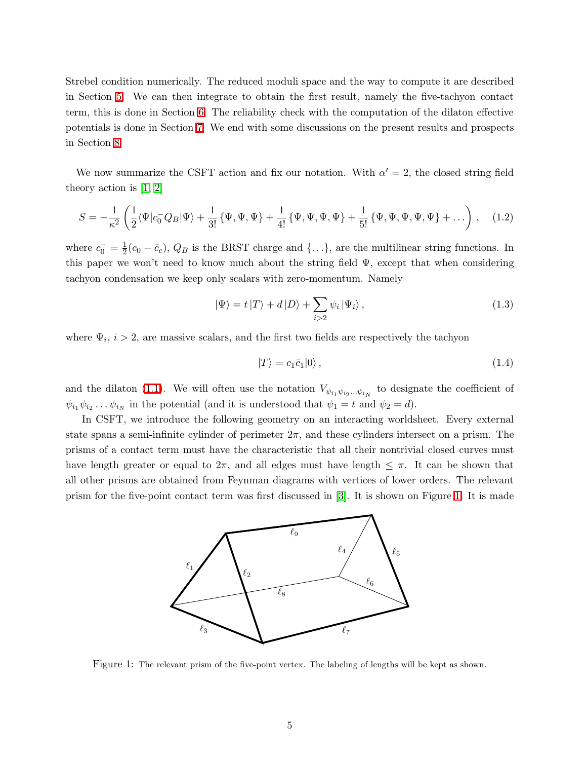Strebel condition numerically. The reduced moduli space and the way to compute it are described in Section 5. We can then integrate to obtain the first result, namely the five-tachyon contact term, this is done in Section 6. The reliability check with the computation of the dilaton effective potentials is done in Section 7. We end with some discussions on the present results and prospects in Section 8.

We now summarize the CSFT action and fix our notation. With $\alpha' = 2$, the closed string field theory action is [1, 2]

$$S = -\frac{1}{\kappa^2}\left(\frac{1}{2}\langle\Psi|c_0^- Q_B|\Psi\rangle + \frac{1}{3!}\{\Psi,\Psi,\Psi\} + \frac{1}{4!}\{\Psi,\Psi,\Psi,\Psi\} + \frac{1}{5!}\{\Psi,\Psi,\Psi,\Psi,\Psi\} + \dots\right), \quad (1.2)$$

where $c_0^- = \frac{1}{2}(c_0 - \bar{c}_c)$, $Q_B$ is the BRST charge and $\{\dots\}$, are the multilinear string functions. In this paper we won't need to know much about the string field $\Psi$, except that when considering tachyon condensation we keep only scalars with zero-momentum. Namely

$$|\Psi\rangle = t\,|T\rangle + d\,|D\rangle + \sum_{i>2}\psi_i\,|\Psi_i\rangle\,, \quad (1.3)$$

where $\Psi_i$, $i > 2$, are massive scalars, and the first two fields are respectively the tachyon

$$|T\rangle = c_1\bar{c}_1|0\rangle\,, \quad (1.4)$$

and the dilaton (1.1). We will often use the notation $V_{\psi_{i_1}\psi_{i_2}\dots\psi_{i_N}}$ to designate the coefficient of $\psi_{i_1}\psi_{i_2}\dots\psi_{i_N}$ in the potential (and it is understood that $\psi_1 = t$ and $\psi_2 = d$).

In CSFT, we introduce the following geometry on an interacting worldsheet. Every external state spans a semi-infinite cylinder of perimeter $2\pi$, and these cylinders intersect on a prism. The prisms of a contact term must have the characteristic that all their nontrivial closed curves must have length greater or equal to $2\pi$, and all edges must have length $\leq \pi$. It can be shown that all other prisms are obtained from Feynman diagrams with vertices of lower orders. The relevant prism for the five-point contact term was first discussed in [3]. It is shown on Figure 1. It is made

Figure 1: The relevant prism of the five-point vertex. The labeling of lengths will be kept as shown.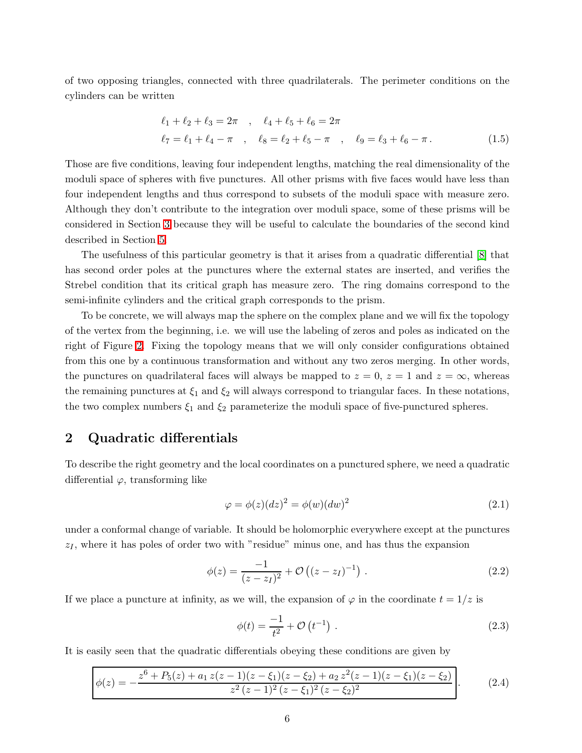of two opposing triangles, connected with three quadrilaterals. The perimeter conditions on the cylinders can be written

$$
\begin{aligned}
&\ell_1 + \ell_2 + \ell_3 = 2\pi \quad , \quad \ell_4 + \ell_5 + \ell_6 = 2\pi \\
&\ell_7 = \ell_1 + \ell_4 - \pi \quad , \quad \ell_8 = \ell_2 + \ell_5 - \pi \quad , \quad \ell_9 = \ell_3 + \ell_6 - \pi \, .
\end{aligned} \tag{1.5}
$$

Those are five conditions, leaving four independent lengths, matching the real dimensionality of the moduli space of spheres with five punctures. All other prisms with five faces would have less than four independent lengths and thus correspond to subsets of the moduli space with measure zero. Although they don't contribute to the integration over moduli space, some of these prisms will be considered in Section 3 because they will be useful to calculate the boundaries of the second kind described in Section 5.

The usefulness of this particular geometry is that it arises from a quadratic differential [8] that has second order poles at the punctures where the external states are inserted, and verifies the Strebel condition that its critical graph has measure zero. The ring domains correspond to the semi-infinite cylinders and the critical graph corresponds to the prism.

To be concrete, we will always map the sphere on the complex plane and we will fix the topology of the vertex from the beginning, i.e. we will use the labeling of zeros and poles as indicated on the right of Figure 2. Fixing the topology means that we will only consider configurations obtained from this one by a continuous transformation and without any two zeros merging. In other words, the punctures on quadrilateral faces will always be mapped to $z = 0$, $z = 1$ and $z = \infty$, whereas the remaining punctures at $\xi_1$ and $\xi_2$ will always correspond to triangular faces. In these notations, the two complex numbers $\xi_1$ and $\xi_2$ parameterize the moduli space of five-punctured spheres.

## 2 Quadratic differentials

To describe the right geometry and the local coordinates on a punctured sphere, we need a quadratic differential $\varphi$, transforming like

$$
\varphi = \phi(z)(dz)^2 = \phi(w)(dw)^2 \tag{2.1}
$$

under a conformal change of variable. It should be holomorphic everywhere except at the punctures $z_I$, where it has poles of order two with "residue" minus one, and has thus the expansion

$$
\phi(z) = \frac{-1}{(z - z_I)^2} + \mathcal{O}\left((z - z_I)^{-1}\right) \, . \tag{2.2}
$$

If we place a puncture at infinity, as we will, the expansion of $\varphi$ in the coordinate $t = 1/z$ is

$$
\phi(t) = \frac{-1}{t^2} + \mathcal{O}\left(t^{-1}\right) \, . \tag{2.3}
$$

It is easily seen that the quadratic differentials obeying these conditions are given by

$$
\boxed{\phi(z) = -\frac{z^6 + P_5(z) + a_1\, z(z-1)(z-\xi_1)(z-\xi_2) + a_2\, z^2(z-1)(z-\xi_1)(z-\xi_2)}{z^2\,(z-1)^2\,(z-\xi_1)^2\,(z-\xi_2)^2}} \, . \tag{2.4}
$$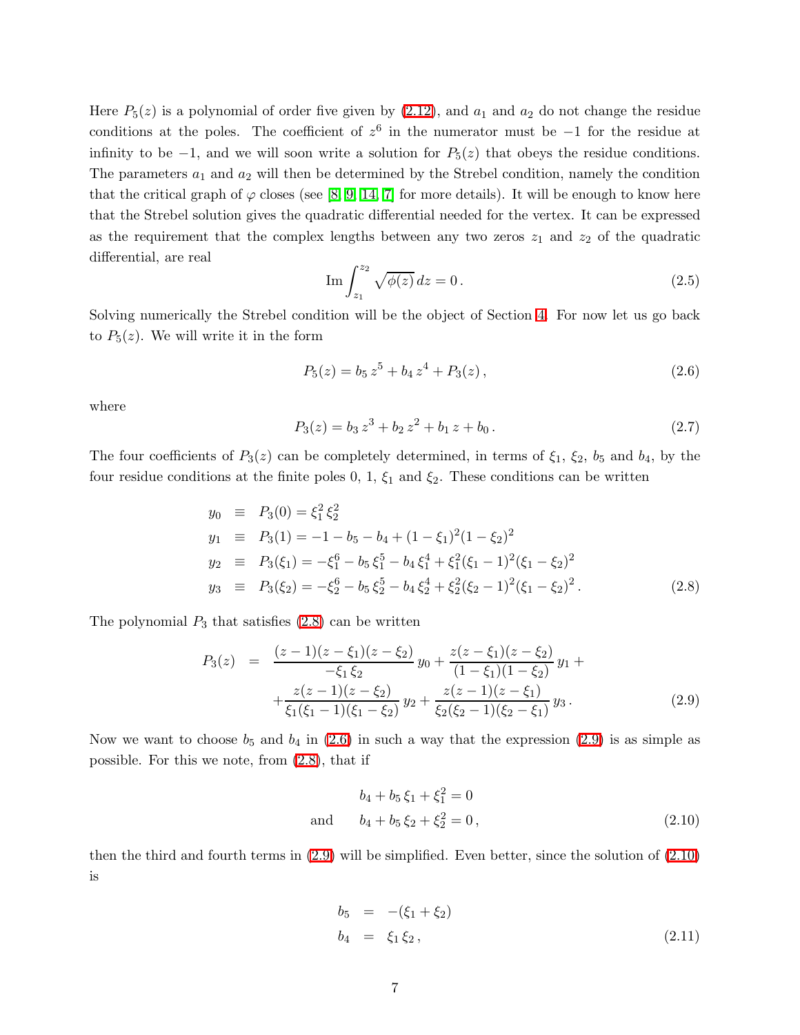Here $P_5(z)$ is a polynomial of order five given by (2.12), and $a_1$ and $a_2$ do not change the residue conditions at the poles. The coefficient of $z^6$ in the numerator must be $-1$ for the residue at infinity to be $-1$, and we will soon write a solution for $P_5(z)$ that obeys the residue conditions. The parameters $a_1$ and $a_2$ will then be determined by the Strebel condition, namely the condition that the critical graph of $\varphi$ closes (see [8, 9, 14, 7] for more details). It will be enough to know here that the Strebel solution gives the quadratic differential needed for the vertex. It can be expressed as the requirement that the complex lengths between any two zeros $z_1$ and $z_2$ of the quadratic differential, are real

$$\operatorname{Im} \int_{z_1}^{z_2} \sqrt{\phi(z)}\, dz = 0\,. \tag{2.5}$$

Solving numerically the Strebel condition will be the object of Section 4. For now let us go back to $P_5(z)$. We will write it in the form

$$P_5(z) = b_5\, z^5 + b_4\, z^4 + P_3(z)\,, \tag{2.6}$$

where

$$P_3(z) = b_3\, z^3 + b_2\, z^2 + b_1\, z + b_0\,. \tag{2.7}$$

The four coefficients of $P_3(z)$ can be completely determined, in terms of $\xi_1$, $\xi_2$, $b_5$ and $b_4$, by the four residue conditions at the finite poles 0, 1, $\xi_1$ and $\xi_2$. These conditions can be written

$$
\begin{aligned}
y_0 &\equiv P_3(0) = \xi_1^2\, \xi_2^2 \\
y_1 &\equiv P_3(1) = -1 - b_5 - b_4 + (1-\xi_1)^2(1-\xi_2)^2 \\
y_2 &\equiv P_3(\xi_1) = -\xi_1^6 - b_5\, \xi_1^5 - b_4\, \xi_1^4 + \xi_1^2(\xi_1-1)^2(\xi_1-\xi_2)^2 \\
y_3 &\equiv P_3(\xi_2) = -\xi_2^6 - b_5\, \xi_2^5 - b_4\, \xi_2^4 + \xi_2^2(\xi_2-1)^2(\xi_1-\xi_2)^2\,.
\end{aligned} \tag{2.8}
$$

The polynomial $P_3$ that satisfies (2.8) can be written

$$
\begin{aligned}
P_3(z) &= \frac{(z-1)(z-\xi_1)(z-\xi_2)}{-\xi_1\, \xi_2}\, y_0 + \frac{z(z-\xi_1)(z-\xi_2)}{(1-\xi_1)(1-\xi_2)}\, y_1 + \\
&\quad + \frac{z(z-1)(z-\xi_2)}{\xi_1(\xi_1-1)(\xi_1-\xi_2)}\, y_2 + \frac{z(z-1)(z-\xi_1)}{\xi_2(\xi_2-1)(\xi_2-\xi_1)}\, y_3\,.
\end{aligned} \tag{2.9}
$$

Now we want to choose $b_5$ and $b_4$ in (2.6) in such a way that the expression (2.9) is as simple as possible. For this we note, from (2.8), that if

$$
\begin{aligned}
& b_4 + b_5\, \xi_1 + \xi_1^2 = 0 \\
\text{and} \qquad & b_4 + b_5\, \xi_2 + \xi_2^2 = 0\,,
\end{aligned} \tag{2.10}
$$

then the third and fourth terms in (2.9) will be simplified. Even better, since the solution of (2.10) is

$$
\begin{aligned}
b_5 &= -(\xi_1 + \xi_2) \\
b_4 &= \xi_1\, \xi_2\,,
\end{aligned} \tag{2.11}
$$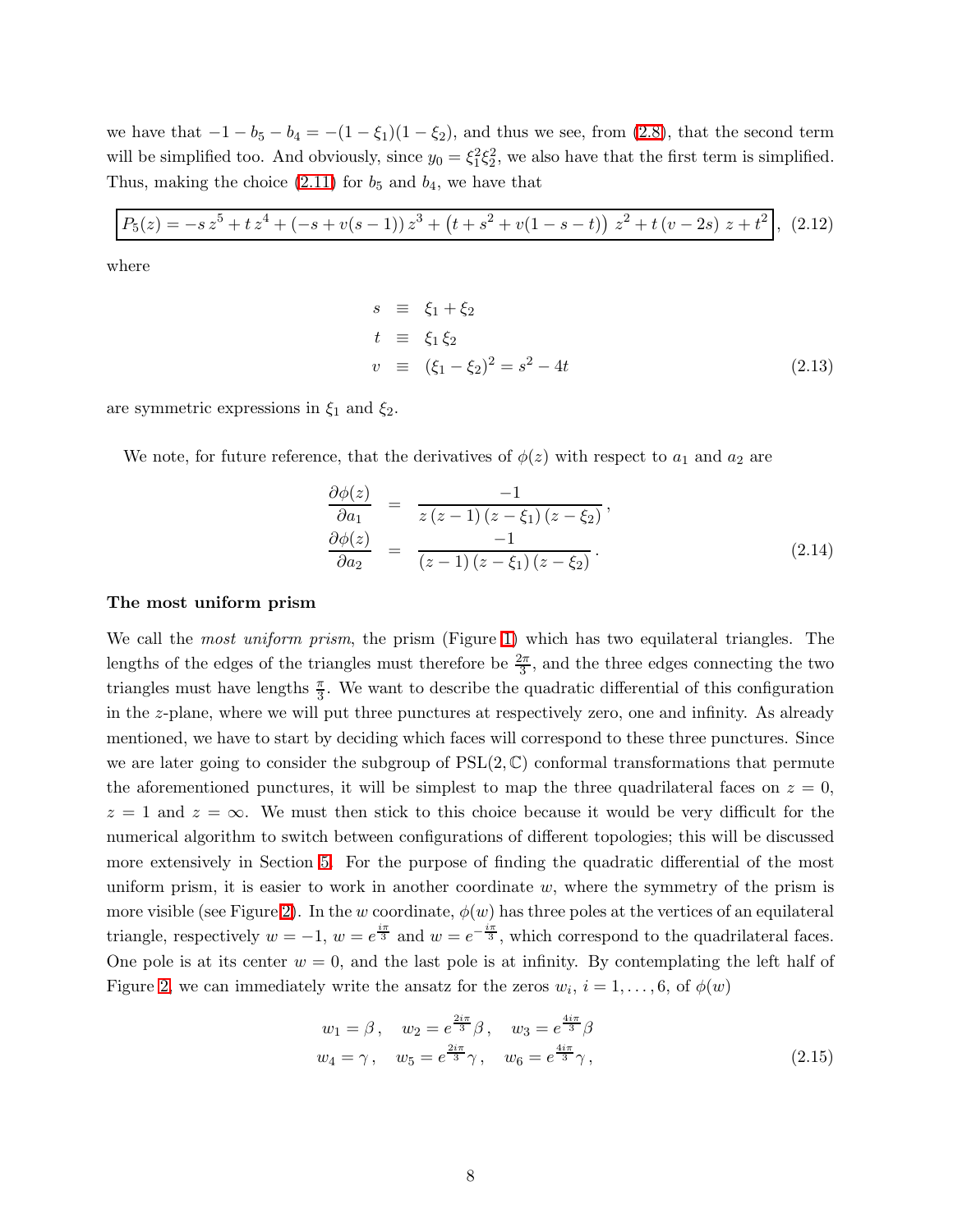we have that $-1 - b_5 - b_4 = -(1-\xi_1)(1-\xi_2)$, and thus we see, from (2.8), that the second term will be simplified too. And obviously, since $y_0 = \xi_1^2 \xi_2^2$, we also have that the first term is simplified. Thus, making the choice (2.11) for $b_5$ and $b_4$, we have that

$$\boxed{P_5(z) = -s\, z^5 + t\, z^4 + (-s + v(s-1))\, z^3 + \left(t + s^2 + v(1-s-t)\right)\, z^2 + t\,(v - 2s)\, z + t^2}, \quad (2.12)$$

where

$$\begin{aligned} s &\equiv \xi_1 + \xi_2 \\ t &\equiv \xi_1 \xi_2 \\ v &\equiv (\xi_1 - \xi_2)^2 = s^2 - 4t \end{aligned} \tag{2.13}$$

are symmetric expressions in $\xi_1$ and $\xi_2$.

We note, for future reference, that the derivatives of $\phi(z)$ with respect to $a_1$ and $a_2$ are

$$\begin{aligned} \frac{\partial \phi(z)}{\partial a_1} &= \frac{-1}{z\,(z-1)\,(z-\xi_1)\,(z-\xi_2)}, \\ \frac{\partial \phi(z)}{\partial a_2} &= \frac{-1}{(z-1)\,(z-\xi_1)\,(z-\xi_2)}. \end{aligned} \tag{2.14}$$

**The most uniform prism**

We call the *most uniform prism*, the prism (Figure 1) which has two equilateral triangles. The lengths of the edges of the triangles must therefore be $\frac{2\pi}{3}$, and the three edges connecting the two triangles must have lengths $\frac{\pi}{3}$. We want to describe the quadratic differential of this configuration in the $z$-plane, where we will put three punctures at respectively zero, one and infinity. As already mentioned, we have to start by deciding which faces will correspond to these three punctures. Since we are later going to consider the subgroup of $\mathrm{PSL}(2,\mathbb{C})$ conformal transformations that permute the aforementioned punctures, it will be simplest to map the three quadrilateral faces on $z = 0$, $z = 1$ and $z = \infty$. We must then stick to this choice because it would be very difficult for the numerical algorithm to switch between configurations of different topologies; this will be discussed more extensively in Section 5. For the purpose of finding the quadratic differential of the most uniform prism, it is easier to work in another coordinate $w$, where the symmetry of the prism is more visible (see Figure 2). In the $w$ coordinate, $\phi(w)$ has three poles at the vertices of an equilateral triangle, respectively $w = -1$, $w = e^{\frac{i\pi}{3}}$ and $w = e^{-\frac{i\pi}{3}}$, which correspond to the quadrilateral faces. One pole is at its center $w = 0$, and the last pole is at infinity. By contemplating the left half of Figure 2, we can immediately write the ansatz for the zeros $w_i$, $i = 1, \ldots, 6$, of $\phi(w)$

$$\begin{aligned} w_1 = \beta\,, \quad w_2 = e^{\frac{2i\pi}{3}}\beta\,, \quad w_3 = e^{\frac{4i\pi}{3}}\beta \\ w_4 = \gamma\,, \quad w_5 = e^{\frac{2i\pi}{3}}\gamma\,, \quad w_6 = e^{\frac{4i\pi}{3}}\gamma\,, \end{aligned} \tag{2.15}$$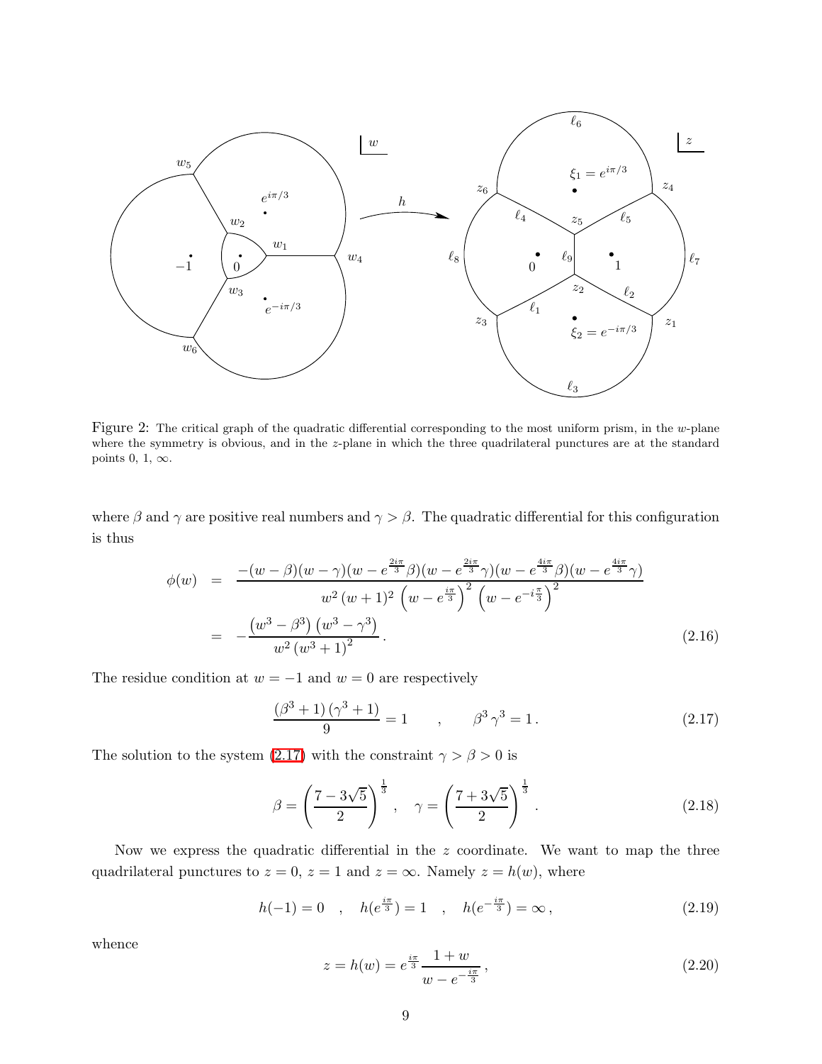Figure 2: The critical graph of the quadratic differential corresponding to the most uniform prism, in the $w$-plane where the symmetry is obvious, and in the $z$-plane in which the three quadrilateral punctures are at the standard points 0, 1, $\infty$.

where $\beta$ and $\gamma$ are positive real numbers and $\gamma > \beta$. The quadratic differential for this configuration is thus

$$
\begin{aligned}
\phi(w) &= \frac{-(w-\beta)(w-\gamma)(w-e^{\frac{2i\pi}{3}}\beta)(w-e^{\frac{2i\pi}{3}}\gamma)(w-e^{\frac{4i\pi}{3}}\beta)(w-e^{\frac{4i\pi}{3}}\gamma)}{w^2\,(w+1)^2\,\left(w-e^{\frac{i\pi}{3}}\right)^2\left(w-e^{-i\frac{\pi}{3}}\right)^2} \\
&= -\frac{\left(w^3-\beta^3\right)\left(w^3-\gamma^3\right)}{w^2\left(w^3+1\right)^2}\,. \qquad (2.16)
\end{aligned}
$$

The residue condition at $w=-1$ and $w=0$ are respectively

$$
\frac{\left(\beta^3+1\right)\left(\gamma^3+1\right)}{9} = 1 \qquad , \qquad \beta^3\,\gamma^3 = 1\,. \qquad (2.17)
$$

The solution to the system (2.17) with the constraint $\gamma > \beta > 0$ is

$$
\beta = \left(\frac{7-3\sqrt{5}}{2}\right)^{\frac{1}{3}}\,, \quad \gamma = \left(\frac{7+3\sqrt{5}}{2}\right)^{\frac{1}{3}}\,. \qquad (2.18)
$$

Now we express the quadratic differential in the $z$ coordinate. We want to map the three quadrilateral punctures to $z=0$, $z=1$ and $z=\infty$. Namely $z=h(w)$, where

$$
h(-1)=0 \quad , \quad h(e^{\frac{i\pi}{3}})=1 \quad , \quad h(e^{-\frac{i\pi}{3}})=\infty\,, \qquad (2.19)
$$

whence

$$
z = h(w) = e^{\frac{i\pi}{3}}\,\frac{1+w}{w-e^{-\frac{i\pi}{3}}}\,, \qquad (2.20)
$$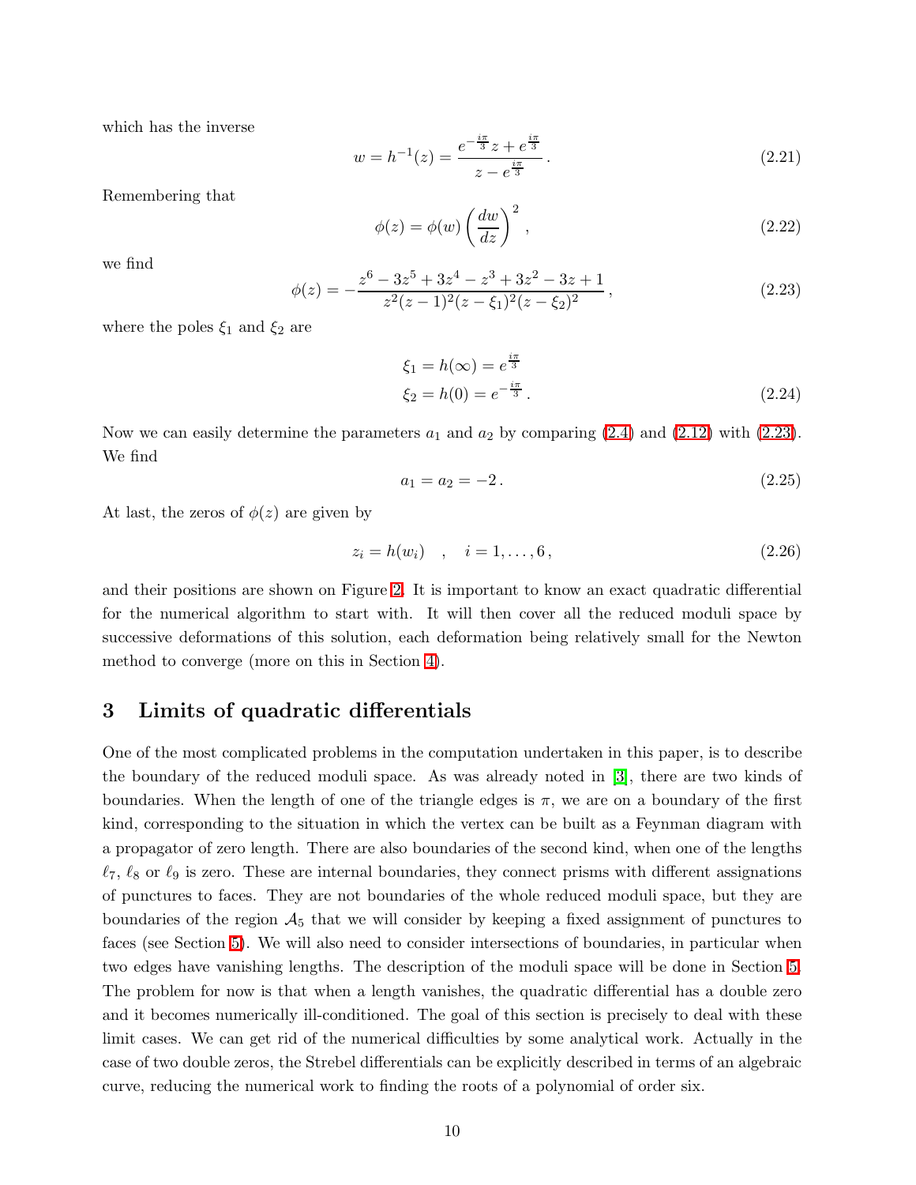which has the inverse

$$w = h^{-1}(z) = \frac{e^{-\frac{i\pi}{3}} z + e^{\frac{i\pi}{3}}}{z - e^{\frac{i\pi}{3}}} . \tag{2.21}$$

Remembering that

$$\phi(z) = \phi(w) \left( \frac{dw}{dz} \right)^2 , \tag{2.22}$$

we find

$$\phi(z) = -\frac{z^6 - 3z^5 + 3z^4 - z^3 + 3z^2 - 3z + 1}{z^2(z-1)^2(z-\xi_1)^2(z-\xi_2)^2} , \tag{2.23}$$

where the poles $\xi_1$ and $\xi_2$ are

$$\begin{aligned} \xi_1 &= h(\infty) = e^{\frac{i\pi}{3}} \\ \xi_2 &= h(0) = e^{-\frac{i\pi}{3}} . \end{aligned} \tag{2.24}$$

Now we can easily determine the parameters $a_1$ and $a_2$ by comparing (2.4) and (2.12) with (2.23). We find

$$a_1 = a_2 = -2 . \tag{2.25}$$

At last, the zeros of $\phi(z)$ are given by

$$z_i = h(w_i) \quad , \quad i = 1, \ldots, 6 , \tag{2.26}$$

and their positions are shown on Figure 2. It is important to know an exact quadratic differential for the numerical algorithm to start with. It will then cover all the reduced moduli space by successive deformations of this solution, each deformation being relatively small for the Newton method to converge (more on this in Section 4).

## 3 Limits of quadratic differentials

One of the most complicated problems in the computation undertaken in this paper, is to describe the boundary of the reduced moduli space. As was already noted in [3], there are two kinds of boundaries. When the length of one of the triangle edges is $\pi$, we are on a boundary of the first kind, corresponding to the situation in which the vertex can be built as a Feynman diagram with a propagator of zero length. There are also boundaries of the second kind, when one of the lengths $\ell_7$, $\ell_8$ or $\ell_9$ is zero. These are internal boundaries, they connect prisms with different assignations of punctures to faces. They are not boundaries of the whole reduced moduli space, but they are boundaries of the region $\mathcal{A}_5$ that we will consider by keeping a fixed assignment of punctures to faces (see Section 5). We will also need to consider intersections of boundaries, in particular when two edges have vanishing lengths. The description of the moduli space will be done in Section 5. The problem for now is that when a length vanishes, the quadratic differential has a double zero and it becomes numerically ill-conditioned. The goal of this section is precisely to deal with these limit cases. We can get rid of the numerical difficulties by some analytical work. Actually in the case of two double zeros, the Strebel differentials can be explicitly described in terms of an algebraic curve, reducing the numerical work to finding the roots of a polynomial of order six.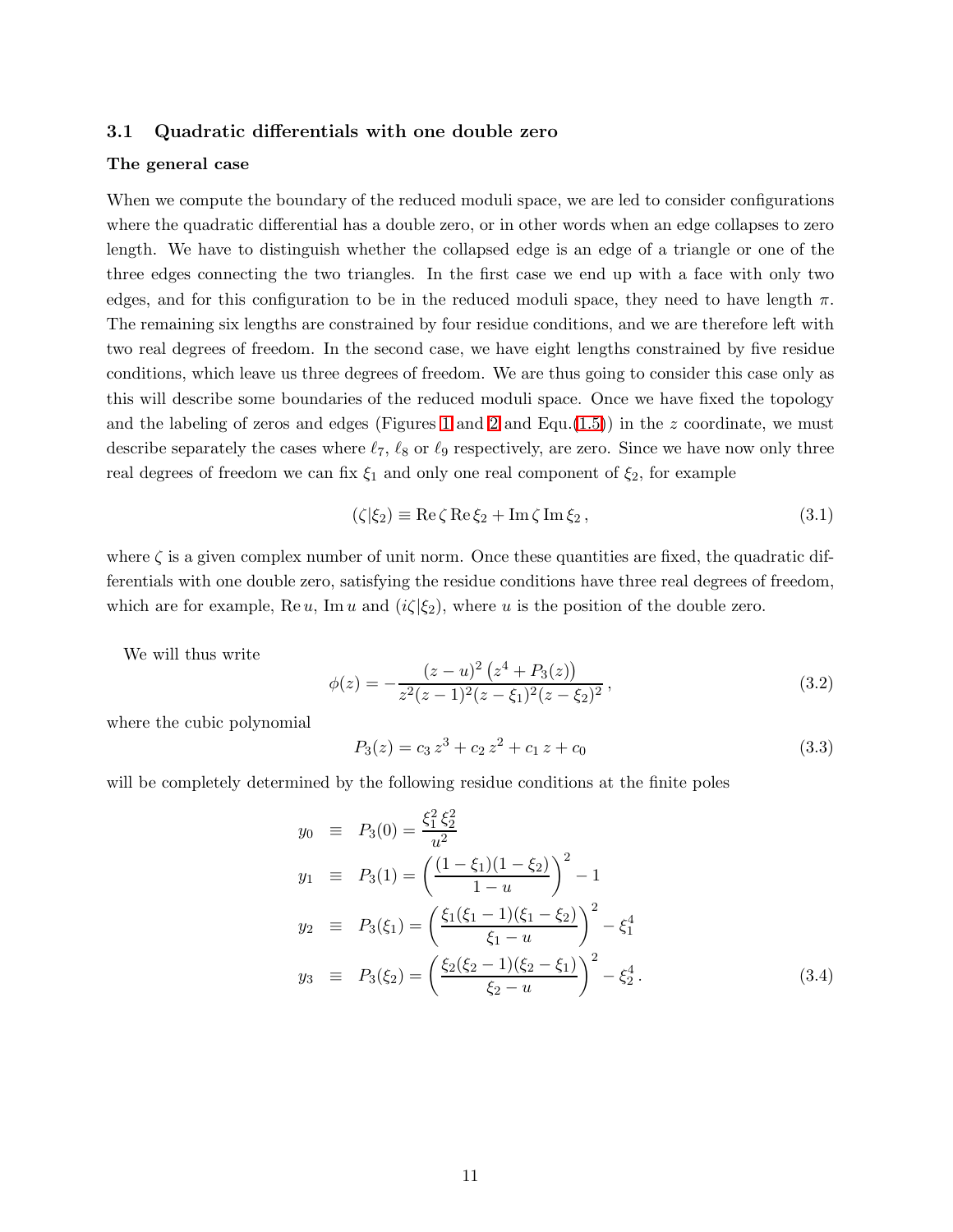### 3.1 Quadratic differentials with one double zero

**The general case**

When we compute the boundary of the reduced moduli space, we are led to consider configurations where the quadratic differential has a double zero, or in other words when an edge collapses to zero length. We have to distinguish whether the collapsed edge is an edge of a triangle or one of the three edges connecting the two triangles. In the first case we end up with a face with only two edges, and for this configuration to be in the reduced moduli space, they need to have length $\pi$. The remaining six lengths are constrained by four residue conditions, and we are therefore left with two real degrees of freedom. In the second case, we have eight lengths constrained by five residue conditions, which leave us three degrees of freedom. We are thus going to consider this case only as this will describe some boundaries of the reduced moduli space. Once we have fixed the topology and the labeling of zeros and edges (Figures 1 and 2 and Equ.(1.5)) in the $z$ coordinate, we must describe separately the cases where $\ell_7$, $\ell_8$ or $\ell_9$ respectively, are zero. Since we have now only three real degrees of freedom we can fix $\xi_1$ and only one real component of $\xi_2$, for example

$$(\zeta|\xi_2) \equiv \operatorname{Re}\zeta \operatorname{Re}\xi_2 + \operatorname{Im}\zeta \operatorname{Im}\xi_2 \,, \tag{3.1}$$

where $\zeta$ is a given complex number of unit norm. Once these quantities are fixed, the quadratic differentials with one double zero, satisfying the residue conditions have three real degrees of freedom, which are for example, $\operatorname{Re} u$, $\operatorname{Im} u$ and $(i\zeta|\xi_2)$, where $u$ is the position of the double zero.

We will thus write

$$\phi(z) = -\frac{(z-u)^2\left(z^4 + P_3(z)\right)}{z^2(z-1)^2(z-\xi_1)^2(z-\xi_2)^2} \,, \tag{3.2}$$

where the cubic polynomial

$$P_3(z) = c_3\, z^3 + c_2\, z^2 + c_1\, z + c_0 \tag{3.3}$$

will be completely determined by the following residue conditions at the finite poles

$$\begin{aligned}
y_0 &\equiv P_3(0) = \frac{\xi_1^2\, \xi_2^2}{u^2} \\
y_1 &\equiv P_3(1) = \left(\frac{(1-\xi_1)(1-\xi_2)}{1-u}\right)^2 - 1 \\
y_2 &\equiv P_3(\xi_1) = \left(\frac{\xi_1(\xi_1-1)(\xi_1-\xi_2)}{\xi_1-u}\right)^2 - \xi_1^4 \\
y_3 &\equiv P_3(\xi_2) = \left(\frac{\xi_2(\xi_2-1)(\xi_2-\xi_1)}{\xi_2-u}\right)^2 - \xi_2^4 \,.
\end{aligned} \tag{3.4}$$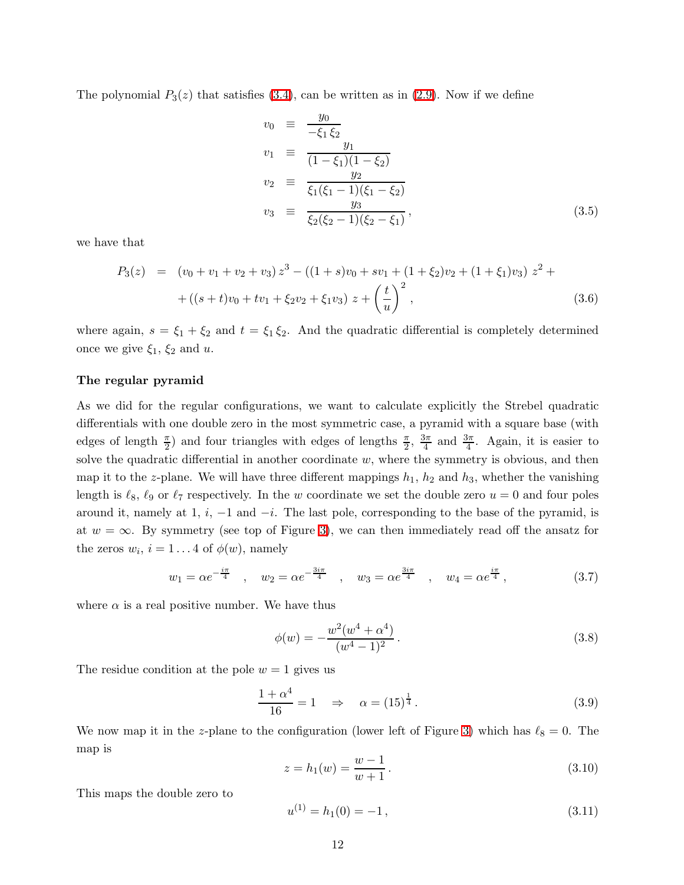The polynomial $P_3(z)$ that satisfies (3.4), can be written as in (2.9). Now if we define

$$
\begin{aligned}
v_0 &\equiv \frac{y_0}{-\xi_1\,\xi_2} \\
v_1 &\equiv \frac{y_1}{(1-\xi_1)(1-\xi_2)} \\
v_2 &\equiv \frac{y_2}{\xi_1(\xi_1-1)(\xi_1-\xi_2)} \\
v_3 &\equiv \frac{y_3}{\xi_2(\xi_2-1)(\xi_2-\xi_1)}\,,
\end{aligned}
\tag{3.5}
$$

we have that

$$
\begin{aligned}
P_3(z) &= (v_0+v_1+v_2+v_3)\,z^3 - ((1+s)v_0 + sv_1 + (1+\xi_2)v_2 + (1+\xi_1)v_3)\;z^2 + \\
&\quad + ((s+t)v_0 + tv_1 + \xi_2 v_2 + \xi_1 v_3)\;z + \left(\frac{t}{u}\right)^2,
\end{aligned}
\tag{3.6}
$$

where again, $s = \xi_1 + \xi_2$ and $t = \xi_1\,\xi_2$. And the quadratic differential is completely determined once we give $\xi_1$, $\xi_2$ and $u$.

**The regular pyramid**

As we did for the regular configurations, we want to calculate explicitly the Strebel quadratic differentials with one double zero in the most symmetric case, a pyramid with a square base (with edges of length $\frac{\pi}{2}$) and four triangles with edges of lengths $\frac{\pi}{2}$, $\frac{3\pi}{4}$ and $\frac{3\pi}{4}$. Again, it is easier to solve the quadratic differential in another coordinate $w$, where the symmetry is obvious, and then map it to the $z$-plane. We will have three different mappings $h_1$, $h_2$ and $h_3$, whether the vanishing length is $\ell_8$, $\ell_9$ or $\ell_7$ respectively. In the $w$ coordinate we set the double zero $u = 0$ and four poles around it, namely at $1$, $i$, $-1$ and $-i$. The last pole, corresponding to the base of the pyramid, is at $w = \infty$. By symmetry (see top of Figure 3), we can then immediately read off the ansatz for the zeros $w_i$, $i = 1 \ldots 4$ of $\phi(w)$, namely

$$
w_1 = \alpha e^{-\frac{i\pi}{4}} \quad , \quad w_2 = \alpha e^{-\frac{3i\pi}{4}} \quad , \quad w_3 = \alpha e^{\frac{3i\pi}{4}} \quad , \quad w_4 = \alpha e^{\frac{i\pi}{4}}\,,
\tag{3.7}
$$

where $\alpha$ is a real positive number. We have thus

$$
\phi(w) = -\frac{w^2(w^4+\alpha^4)}{(w^4-1)^2}\,.
\tag{3.8}
$$

The residue condition at the pole $w = 1$ gives us

$$
\frac{1+\alpha^4}{16} = 1 \quad \Rightarrow \quad \alpha = (15)^{\frac{1}{4}}\,.
\tag{3.9}
$$

We now map it in the $z$-plane to the configuration (lower left of Figure 3) which has $\ell_8 = 0$. The map is

$$
z = h_1(w) = \frac{w-1}{w+1}\,.
\tag{3.10}
$$

This maps the double zero to

$$
u^{(1)} = h_1(0) = -1\,,
\tag{3.11}
$$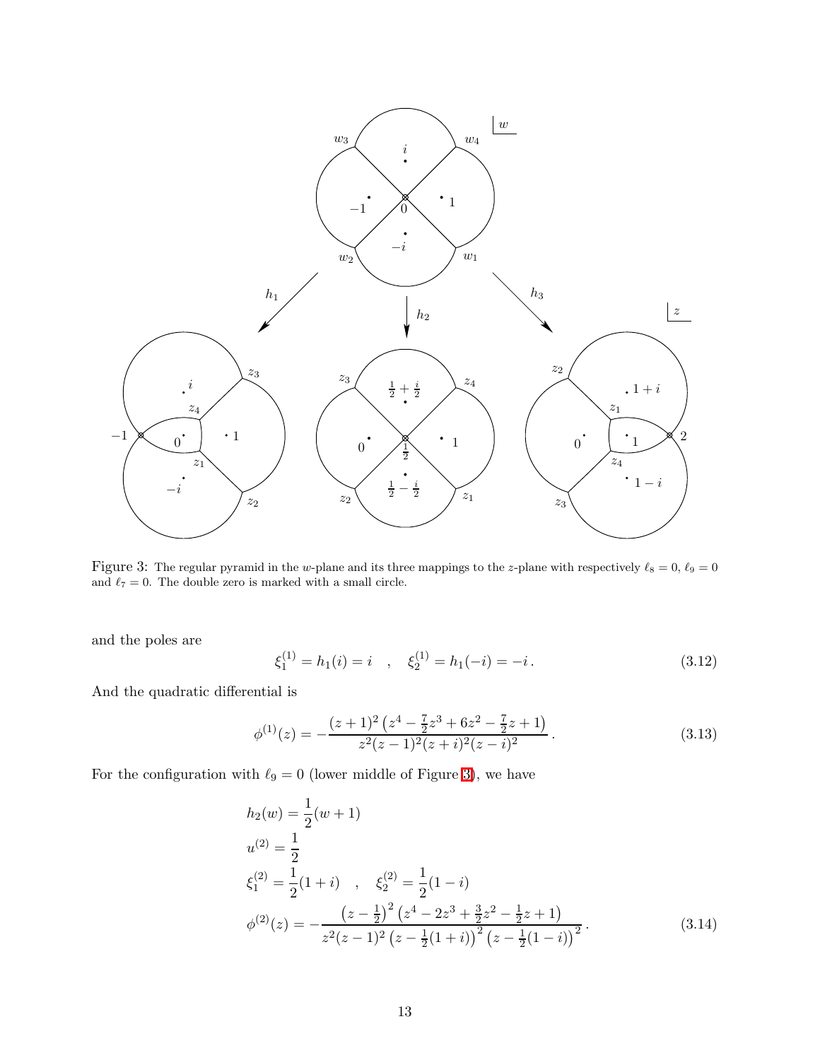Figure 3: The regular pyramid in the $w$-plane and its three mappings to the $z$-plane with respectively $\ell_8 = 0$, $\ell_9 = 0$ and $\ell_7 = 0$. The double zero is marked with a small circle.

and the poles are

$$\xi_1^{(1)} = h_1(i) = i \quad , \quad \xi_2^{(1)} = h_1(-i) = -i\,. \tag{3.12}$$

And the quadratic differential is

$$\phi^{(1)}(z) = -\frac{(z+1)^2 \left(z^4 - \frac{7}{2}z^3 + 6z^2 - \frac{7}{2}z + 1\right)}{z^2(z-1)^2(z+i)^2(z-i)^2}\,. \tag{3.13}$$

For the configuration with $\ell_9 = 0$ (lower middle of Figure 3), we have

$$\begin{aligned}
&h_2(w) = \frac{1}{2}(w+1) \\
&u^{(2)} = \frac{1}{2} \\
&\xi_1^{(2)} = \frac{1}{2}(1+i) \quad , \quad \xi_2^{(2)} = \frac{1}{2}(1-i) \\
&\phi^{(2)}(z) = -\frac{\left(z-\frac{1}{2}\right)^2 \left(z^4 - 2z^3 + \frac{3}{2}z^2 - \frac{1}{2}z + 1\right)}{z^2(z-1)^2 \left(z - \frac{1}{2}(1+i)\right)^2 \left(z - \frac{1}{2}(1-i)\right)^2}\,.
\end{aligned} \tag{3.14}$$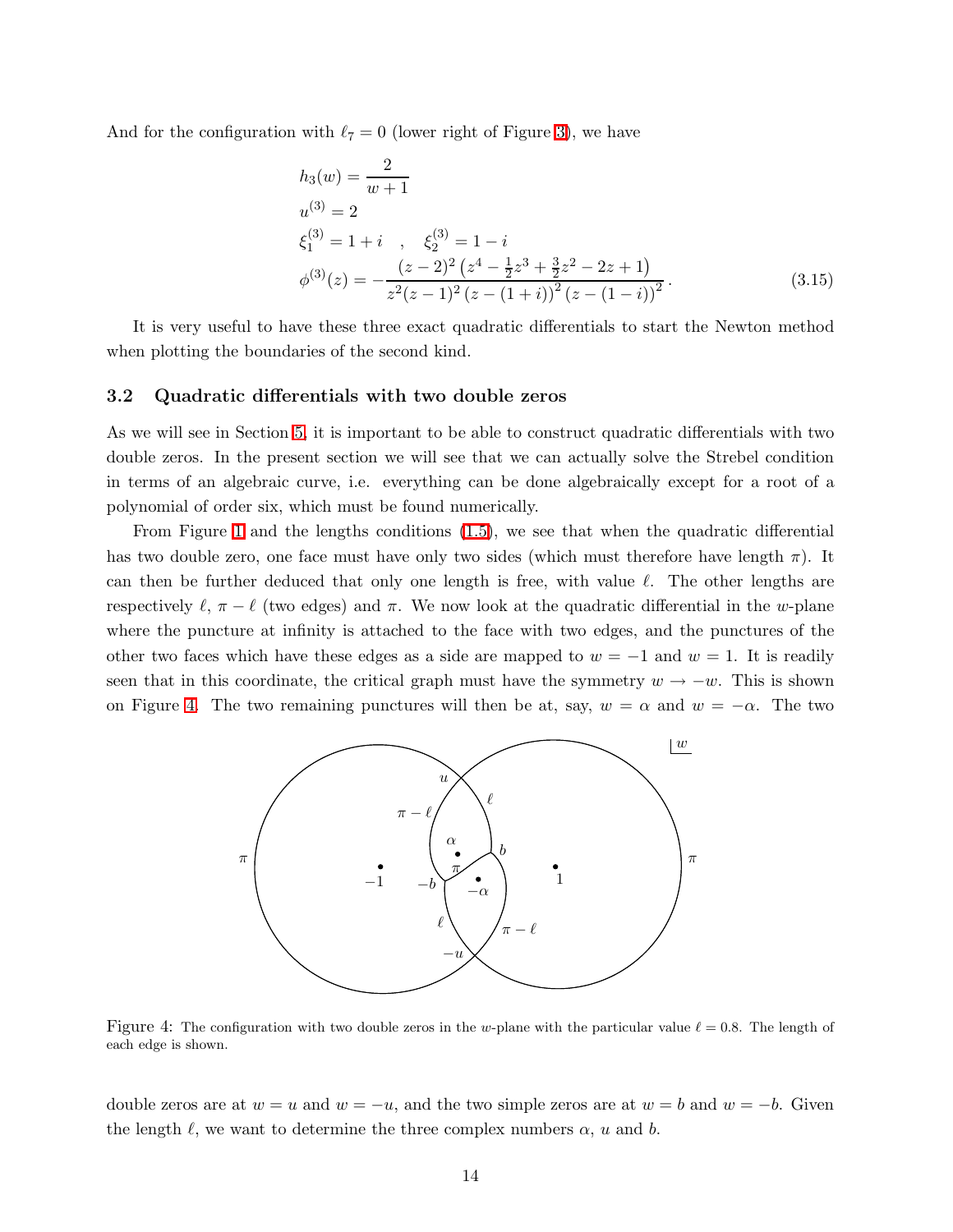And for the configuration with $\ell_7 = 0$ (lower right of Figure 3), we have

$$
\begin{aligned}
&h_3(w) = \frac{2}{w+1} \\
&u^{(3)} = 2 \\
&\xi_1^{(3)} = 1+i \quad , \quad \xi_2^{(3)} = 1-i \\
&\phi^{(3)}(z) = -\frac{(z-2)^2\left(z^4 - \frac{1}{2}z^3 + \frac{3}{2}z^2 - 2z + 1\right)}{z^2(z-1)^2\left(z-(1+i)\right)^2\left(z-(1-i)\right)^2}\,.
\end{aligned}
\tag{3.15}
$$

It is very useful to have these three exact quadratic differentials to start the Newton method when plotting the boundaries of the second kind.

### 3.2 Quadratic differentials with two double zeros

As we will see in Section 5, it is important to be able to construct quadratic differentials with two double zeros. In the present section we will see that we can actually solve the Strebel condition in terms of an algebraic curve, i.e. everything can be done algebraically except for a root of a polynomial of order six, which must be found numerically.

From Figure 1 and the lengths conditions (1.5), we see that when the quadratic differential has two double zero, one face must have only two sides (which must therefore have length $\pi$). It can then be further deduced that only one length is free, with value $\ell$. The other lengths are respectively $\ell$, $\pi - \ell$ (two edges) and $\pi$. We now look at the quadratic differential in the $w$-plane where the puncture at infinity is attached to the face with two edges, and the punctures of the other two faces which have these edges as a side are mapped to $w = -1$ and $w = 1$. It is readily seen that in this coordinate, the critical graph must have the symmetry $w \to -w$. This is shown on Figure 4. The two remaining punctures will then be at, say, $w = \alpha$ and $w = -\alpha$. The two double zeros are at $w = u$ and $w = -u$, and the two simple zeros are at $w = b$ and $w = -b$. Given the length $\ell$, we want to determine the three complex numbers $\alpha$, $u$ and $b$.

Figure 4: The configuration with two double zeros in the $w$-plane with the particular value $\ell = 0.8$. The length of each edge is shown.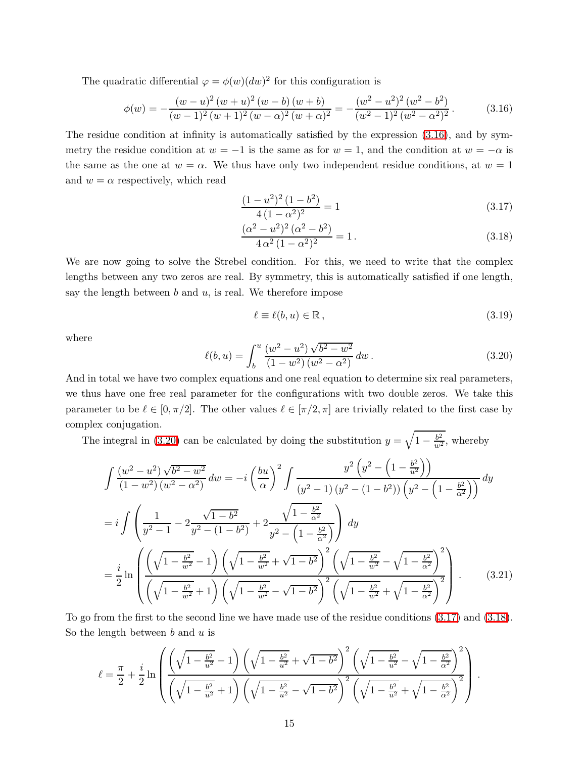The quadratic differential $\varphi = \phi(w)(dw)^2$ for this configuration is

$$\phi(w) = -\frac{(w-u)^2\,(w+u)^2\,(w-b)\,(w+b)}{(w-1)^2\,(w+1)^2\,(w-\alpha)^2\,(w+\alpha)^2} = -\frac{(w^2-u^2)^2\,(w^2-b^2)}{(w^2-1)^2\,(w^2-\alpha^2)^2}\,. \tag{3.16}$$

The residue condition at infinity is automatically satisfied by the expression (3.16), and by symmetry the residue condition at $w=-1$ is the same as for $w=1$, and the condition at $w=-\alpha$ is the same as the one at $w=\alpha$. We thus have only two independent residue conditions, at $w=1$ and $w=\alpha$ respectively, which read

$$\frac{(1-u^2)^2\,(1-b^2)}{4\,(1-\alpha^2)^2} = 1 \tag{3.17}$$

$$\frac{(\alpha^2-u^2)^2\,(\alpha^2-b^2)}{4\,\alpha^2\,(1-\alpha^2)^2} = 1\,. \tag{3.18}$$

We are now going to solve the Strebel condition. For this, we need to write that the complex lengths between any two zeros are real. By symmetry, this is automatically satisfied if one length, say the length between $b$ and $u$, is real. We therefore impose

$$\ell \equiv \ell(b,u) \in \mathbb{R}\,, \tag{3.19}$$

where

$$\ell(b,u) = \int_b^u \frac{(w^2-u^2)\,\sqrt{b^2-w^2}}{(1-w^2)\,(w^2-\alpha^2)}\,dw\,. \tag{3.20}$$

And in total we have two complex equations and one real equation to determine six real parameters, we thus have one free real parameter for the configurations with two double zeros. We take this parameter to be $\ell \in [0,\pi/2]$. The other values $\ell \in [\pi/2,\pi]$ are trivially related to the first case by complex conjugation.

The integral in (3.20) can be calculated by doing the substitution $y = \sqrt{1-\frac{b^2}{w^2}}$, whereby

$$\begin{aligned}
&\int \frac{(w^2-u^2)\,\sqrt{b^2-w^2}}{(1-w^2)\,(w^2-\alpha^2)}\,dw = -i\left(\frac{bu}{\alpha}\right)^2 \int \frac{y^2\left(y^2-\left(1-\frac{b^2}{u^2}\right)\right)}{(y^2-1)\,(y^2-(1-b^2))\left(y^2-\left(1-\frac{b^2}{\alpha^2}\right)\right)}\,dy \\
&= i\int\left(\frac{1}{y^2-1} - 2\frac{\sqrt{1-b^2}}{y^2-(1-b^2)} + 2\frac{\sqrt{1-\frac{b^2}{\alpha^2}}}{y^2-\left(1-\frac{b^2}{\alpha^2}\right)}\right)dy \\
&= \frac{i}{2}\ln\left(\frac{\left(\sqrt{1-\frac{b^2}{w^2}}-1\right)\left(\sqrt{1-\frac{b^2}{w^2}}+\sqrt{1-b^2}\right)^2\left(\sqrt{1-\frac{b^2}{w^2}}-\sqrt{1-\frac{b^2}{\alpha^2}}\right)^2}{\left(\sqrt{1-\frac{b^2}{w^2}}+1\right)\left(\sqrt{1-\frac{b^2}{w^2}}-\sqrt{1-b^2}\right)^2\left(\sqrt{1-\frac{b^2}{w^2}}+\sqrt{1-\frac{b^2}{\alpha^2}}\right)^2}\right)\,.
\end{aligned} \tag{3.21}$$

To go from the first to the second line we have made use of the residue conditions (3.17) and (3.18). So the length between $b$ and $u$ is

$$\ell = \frac{\pi}{2} + \frac{i}{2}\ln\left(\frac{\left(\sqrt{1-\frac{b^2}{u^2}}-1\right)\left(\sqrt{1-\frac{b^2}{u^2}}+\sqrt{1-b^2}\right)^2\left(\sqrt{1-\frac{b^2}{u^2}}-\sqrt{1-\frac{b^2}{\alpha^2}}\right)^2}{\left(\sqrt{1-\frac{b^2}{u^2}}+1\right)\left(\sqrt{1-\frac{b^2}{u^2}}-\sqrt{1-b^2}\right)^2\left(\sqrt{1-\frac{b^2}{u^2}}+\sqrt{1-\frac{b^2}{\alpha^2}}\right)^2}\right)\,.$$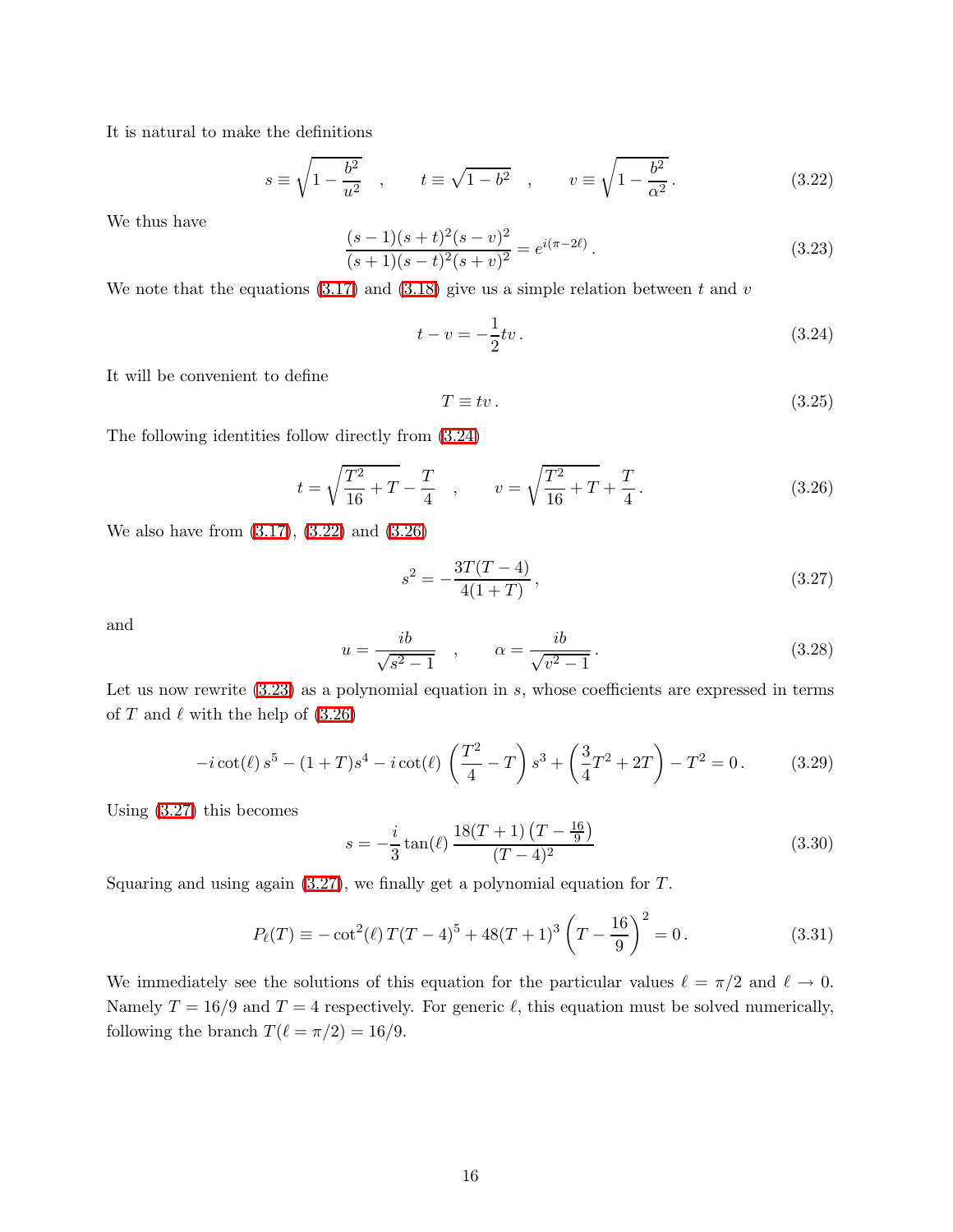It is natural to make the definitions

$$s \equiv \sqrt{1 - \frac{b^2}{u^2}} \quad , \qquad t \equiv \sqrt{1 - b^2} \quad , \qquad v \equiv \sqrt{1 - \frac{b^2}{\alpha^2}}\,. \tag{3.22}$$

We thus have

$$\frac{(s-1)(s+t)^2(s-v)^2}{(s+1)(s-t)^2(s+v)^2} = e^{i(\pi - 2\ell)}\,. \tag{3.23}$$

We note that the equations (3.17) and (3.18) give us a simple relation between $t$ and $v$

$$t - v = -\frac{1}{2} t v\,. \tag{3.24}$$

It will be convenient to define

$$T \equiv t v\,. \tag{3.25}$$

The following identities follow directly from (3.24)

$$t = \sqrt{\frac{T^2}{16} + T} - \frac{T}{4} \quad , \qquad v = \sqrt{\frac{T^2}{16} + T} + \frac{T}{4}\,. \tag{3.26}$$

We also have from (3.17), (3.22) and (3.26)

$$s^2 = -\frac{3T(T-4)}{4(1+T)}\,, \tag{3.27}$$

and

$$u = \frac{ib}{\sqrt{s^2 - 1}} \quad , \qquad \alpha = \frac{ib}{\sqrt{v^2 - 1}}\,. \tag{3.28}$$

Let us now rewrite (3.23) as a polynomial equation in $s$, whose coefficients are expressed in terms of $T$ and $\ell$ with the help of (3.26)

$$-i\cot(\ell)\, s^5 - (1+T)s^4 - i\cot(\ell)\left(\frac{T^2}{4} - T\right)s^3 + \left(\frac{3}{4}T^2 + 2T\right) - T^2 = 0\,. \tag{3.29}$$

Using (3.27) this becomes

$$s = -\frac{i}{3}\tan(\ell)\,\frac{18(T+1)\left(T - \frac{16}{9}\right)}{(T-4)^2} \tag{3.30}$$

Squaring and using again (3.27), we finally get a polynomial equation for $T$.

$$P_\ell(T) \equiv -\cot^2(\ell)\, T(T-4)^5 + 48(T+1)^3\left(T - \frac{16}{9}\right)^2 = 0\,. \tag{3.31}$$

We immediately see the solutions of this equation for the particular values $\ell = \pi/2$ and $\ell \to 0$. Namely $T = 16/9$ and $T = 4$ respectively. For generic $\ell$, this equation must be solved numerically, following the branch $T(\ell = \pi/2) = 16/9$.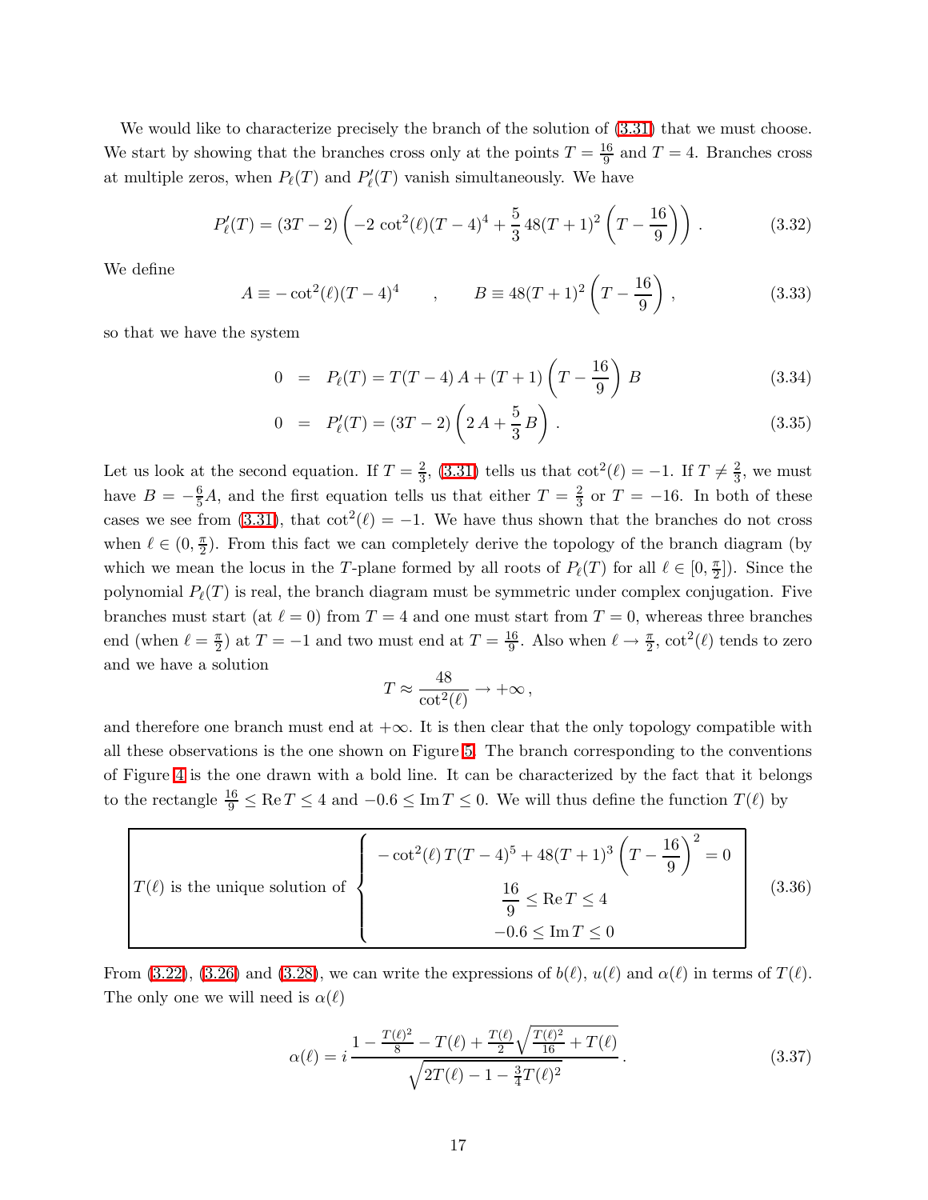We would like to characterize precisely the branch of the solution of (3.31) that we must choose. We start by showing that the branches cross only at the points $T = \frac{16}{9}$ and $T = 4$. Branches cross at multiple zeros, when $P_\ell(T)$ and $P'_\ell(T)$ vanish simultaneously. We have

$$P'_\ell(T) = (3T-2)\left(-2\,\cot^2(\ell)(T-4)^4 + \frac{5}{3}\,48(T+1)^2\left(T - \frac{16}{9}\right)\right)\,. \tag{3.32}$$

We define

$$A \equiv -\cot^2(\ell)(T-4)^4 \qquad , \qquad B \equiv 48(T+1)^2\left(T-\frac{16}{9}\right)\,, \tag{3.33}$$

so that we have the system

$$0 \;=\; P_\ell(T) = T(T-4)\,A + (T+1)\left(T-\frac{16}{9}\right)\,B \tag{3.34}$$

$$0 \;=\; P'_\ell(T) = (3T-2)\left(2\,A + \frac{5}{3}\,B\right)\,. \tag{3.35}$$

Let us look at the second equation. If $T = \frac{2}{3}$, (3.31) tells us that $\cot^2(\ell) = -1$. If $T \neq \frac{2}{3}$, we must have $B = -\frac{6}{5}A$, and the first equation tells us that either $T = \frac{2}{3}$ or $T = -16$. In both of these cases we see from (3.31), that $\cot^2(\ell) = -1$. We have thus shown that the branches do not cross when $\ell \in (0, \frac{\pi}{2})$. From this fact we can completely derive the topology of the branch diagram (by which we mean the locus in the $T$-plane formed by all roots of $P_\ell(T)$ for all $\ell \in [0, \frac{\pi}{2}]$). Since the polynomial $P_\ell(T)$ is real, the branch diagram must be symmetric under complex conjugation. Five branches must start (at $\ell = 0$) from $T = 4$ and one must start from $T = 0$, whereas three branches end (when $\ell = \frac{\pi}{2}$) at $T = -1$ and two must end at $T = \frac{16}{9}$. Also when $\ell \to \frac{\pi}{2}$, $\cot^2(\ell)$ tends to zero and we have a solution

$$T \approx \frac{48}{\cot^2(\ell)} \to +\infty\,,$$

and therefore one branch must end at $+\infty$. It is then clear that the only topology compatible with all these observations is the one shown on Figure 5. The branch corresponding to the conventions of Figure 4 is the one drawn with a bold line. It can be characterized by the fact that it belongs to the rectangle $\frac{16}{9} \leq \operatorname{Re} T \leq 4$ and $-0.6 \leq \operatorname{Im} T \leq 0$. We will thus define the function $T(\ell)$ by

$$\boxed{T(\ell) \text{ is the unique solution of } \left\{ \begin{array}{c} -\cot^2(\ell)\,T(T-4)^5 + 48(T+1)^3\left(T-\frac{16}{9}\right)^2 = 0 \\[2mm] \frac{16}{9} \leq \operatorname{Re} T \leq 4 \\[2mm] -0.6 \leq \operatorname{Im} T \leq 0 \end{array} \right.} \tag{3.36}$$

From (3.22), (3.26) and (3.28), we can write the expressions of $b(\ell)$, $u(\ell)$ and $\alpha(\ell)$ in terms of $T(\ell)$. The only one we will need is $\alpha(\ell)$

$$\alpha(\ell) = i\,\frac{1 - \frac{T(\ell)^2}{8} - T(\ell) + \frac{T(\ell)}{2}\sqrt{\frac{T(\ell)^2}{16} + T(\ell)}}{\sqrt{2T(\ell) - 1 - \frac{3}{4}T(\ell)^2}}\,. \tag{3.37}$$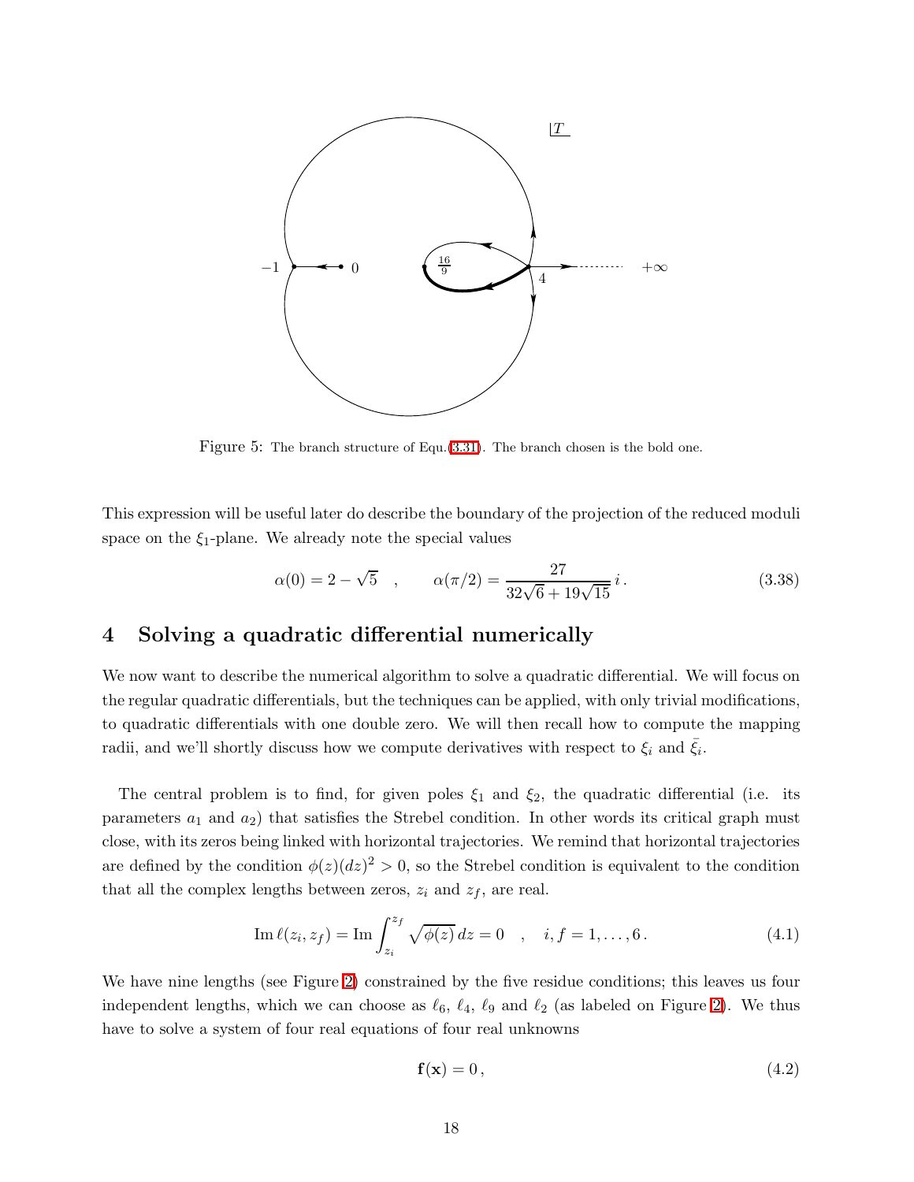Figure 5: The branch structure of Equ.(3.31). The branch chosen is the bold one.

This expression will be useful later do describe the boundary of the projection of the reduced moduli space on the $\xi_1$-plane. We already note the special values

$$\alpha(0) = 2 - \sqrt{5} \quad , \qquad \alpha(\pi/2) = \frac{27}{32\sqrt{6} + 19\sqrt{15}}\, i\,. \tag{3.38}$$

# 4 Solving a quadratic differential numerically

We now want to describe the numerical algorithm to solve a quadratic differential. We will focus on the regular quadratic differentials, but the techniques can be applied, with only trivial modifications, to quadratic differentials with one double zero. We will then recall how to compute the mapping radii, and we'll shortly discuss how we compute derivatives with respect to $\xi_i$ and $\bar{\xi}_i$.

The central problem is to find, for given poles $\xi_1$ and $\xi_2$, the quadratic differential (i.e. its parameters $a_1$ and $a_2$) that satisfies the Strebel condition. In other words its critical graph must close, with its zeros being linked with horizontal trajectories. We remind that horizontal trajectories are defined by the condition $\phi(z)(dz)^2 > 0$, so the Strebel condition is equivalent to the condition that all the complex lengths between zeros, $z_i$ and $z_f$, are real.

$$\operatorname{Im} \ell(z_i, z_f) = \operatorname{Im} \int_{z_i}^{z_f} \sqrt{\phi(z)}\, dz = 0 \quad , \quad i, f = 1, \ldots, 6\,. \tag{4.1}$$

We have nine lengths (see Figure 2) constrained by the five residue conditions; this leaves us four independent lengths, which we can choose as $\ell_6$, $\ell_4$, $\ell_9$ and $\ell_2$ (as labeled on Figure 2). We thus have to solve a system of four real equations of four real unknowns

$$\mathbf{f}(\mathbf{x}) = 0\,, \tag{4.2}$$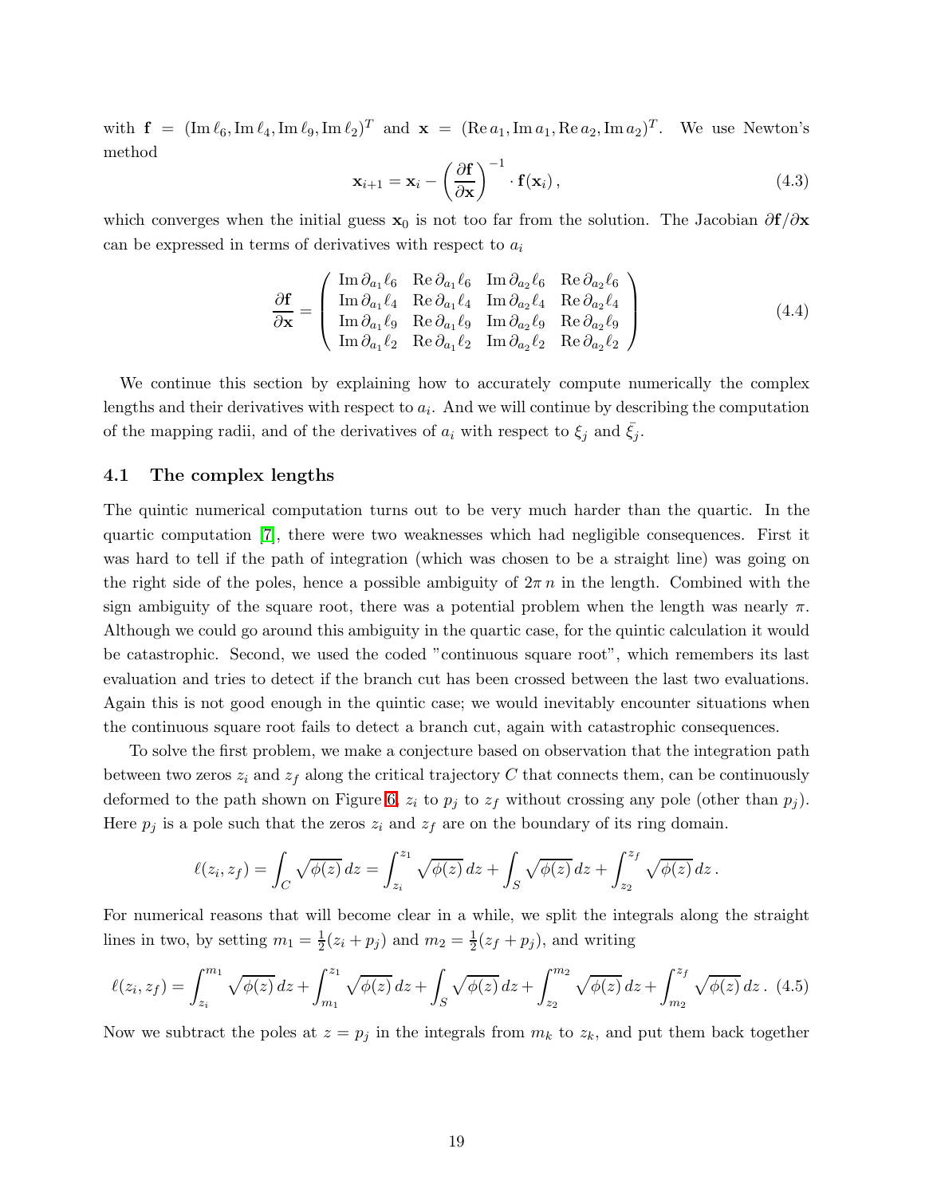with $\mathbf{f} = (\operatorname{Im} \ell_6, \operatorname{Im} \ell_4, \operatorname{Im} \ell_9, \operatorname{Im} \ell_2)^T$ and $\mathbf{x} = (\operatorname{Re} a_1, \operatorname{Im} a_1, \operatorname{Re} a_2, \operatorname{Im} a_2)^T$. We use Newton's method

$$\mathbf{x}_{i+1} = \mathbf{x}_i - \left(\frac{\partial \mathbf{f}}{\partial \mathbf{x}}\right)^{-1} \cdot \mathbf{f}(\mathbf{x}_i)\,, \tag{4.3}$$

which converges when the initial guess $\mathbf{x}_0$ is not too far from the solution. The Jacobian $\partial \mathbf{f}/\partial \mathbf{x}$ can be expressed in terms of derivatives with respect to $a_i$

$$\frac{\partial \mathbf{f}}{\partial \mathbf{x}} = \begin{pmatrix} \operatorname{Im} \partial_{a_1} \ell_6 & \operatorname{Re} \partial_{a_1} \ell_6 & \operatorname{Im} \partial_{a_2} \ell_6 & \operatorname{Re} \partial_{a_2} \ell_6 \\ \operatorname{Im} \partial_{a_1} \ell_4 & \operatorname{Re} \partial_{a_1} \ell_4 & \operatorname{Im} \partial_{a_2} \ell_4 & \operatorname{Re} \partial_{a_2} \ell_4 \\ \operatorname{Im} \partial_{a_1} \ell_9 & \operatorname{Re} \partial_{a_1} \ell_9 & \operatorname{Im} \partial_{a_2} \ell_9 & \operatorname{Re} \partial_{a_2} \ell_9 \\ \operatorname{Im} \partial_{a_1} \ell_2 & \operatorname{Re} \partial_{a_1} \ell_2 & \operatorname{Im} \partial_{a_2} \ell_2 & \operatorname{Re} \partial_{a_2} \ell_2 \end{pmatrix} \tag{4.4}$$

We continue this section by explaining how to accurately compute numerically the complex lengths and their derivatives with respect to $a_i$. And we will continue by describing the computation of the mapping radii, and of the derivatives of $a_i$ with respect to $\xi_j$ and $\bar{\xi}_j$.

### 4.1 The complex lengths

The quintic numerical computation turns out to be very much harder than the quartic. In the quartic computation [7], there were two weaknesses which had negligible consequences. First it was hard to tell if the path of integration (which was chosen to be a straight line) was going on the right side of the poles, hence a possible ambiguity of $2\pi\, n$ in the length. Combined with the sign ambiguity of the square root, there was a potential problem when the length was nearly $\pi$. Although we could go around this ambiguity in the quartic case, for the quintic calculation it would be catastrophic. Second, we used the coded "continuous square root", which remembers its last evaluation and tries to detect if the branch cut has been crossed between the last two evaluations. Again this is not good enough in the quintic case; we would inevitably encounter situations when the continuous square root fails to detect a branch cut, again with catastrophic consequences.

To solve the first problem, we make a conjecture based on observation that the integration path between two zeros $z_i$ and $z_f$ along the critical trajectory $C$ that connects them, can be continuously deformed to the path shown on Figure 6, $z_i$ to $p_j$ to $z_f$ without crossing any pole (other than $p_j$). Here $p_j$ is a pole such that the zeros $z_i$ and $z_f$ are on the boundary of its ring domain.

$$\ell(z_i, z_f) = \int_C \sqrt{\phi(z)}\, dz = \int_{z_i}^{z_1} \sqrt{\phi(z)}\, dz + \int_S \sqrt{\phi(z)}\, dz + \int_{z_2}^{z_f} \sqrt{\phi(z)}\, dz\,.$$

For numerical reasons that will become clear in a while, we split the integrals along the straight lines in two, by setting $m_1 = \frac{1}{2}(z_i + p_j)$ and $m_2 = \frac{1}{2}(z_f + p_j)$, and writing

$$\ell(z_i, z_f) = \int_{z_i}^{m_1} \sqrt{\phi(z)}\, dz + \int_{m_1}^{z_1} \sqrt{\phi(z)}\, dz + \int_S \sqrt{\phi(z)}\, dz + \int_{z_2}^{m_2} \sqrt{\phi(z)}\, dz + \int_{m_2}^{z_f} \sqrt{\phi(z)}\, dz\,. \tag{4.5}$$

Now we subtract the poles at $z = p_j$ in the integrals from $m_k$ to $z_k$, and put them back together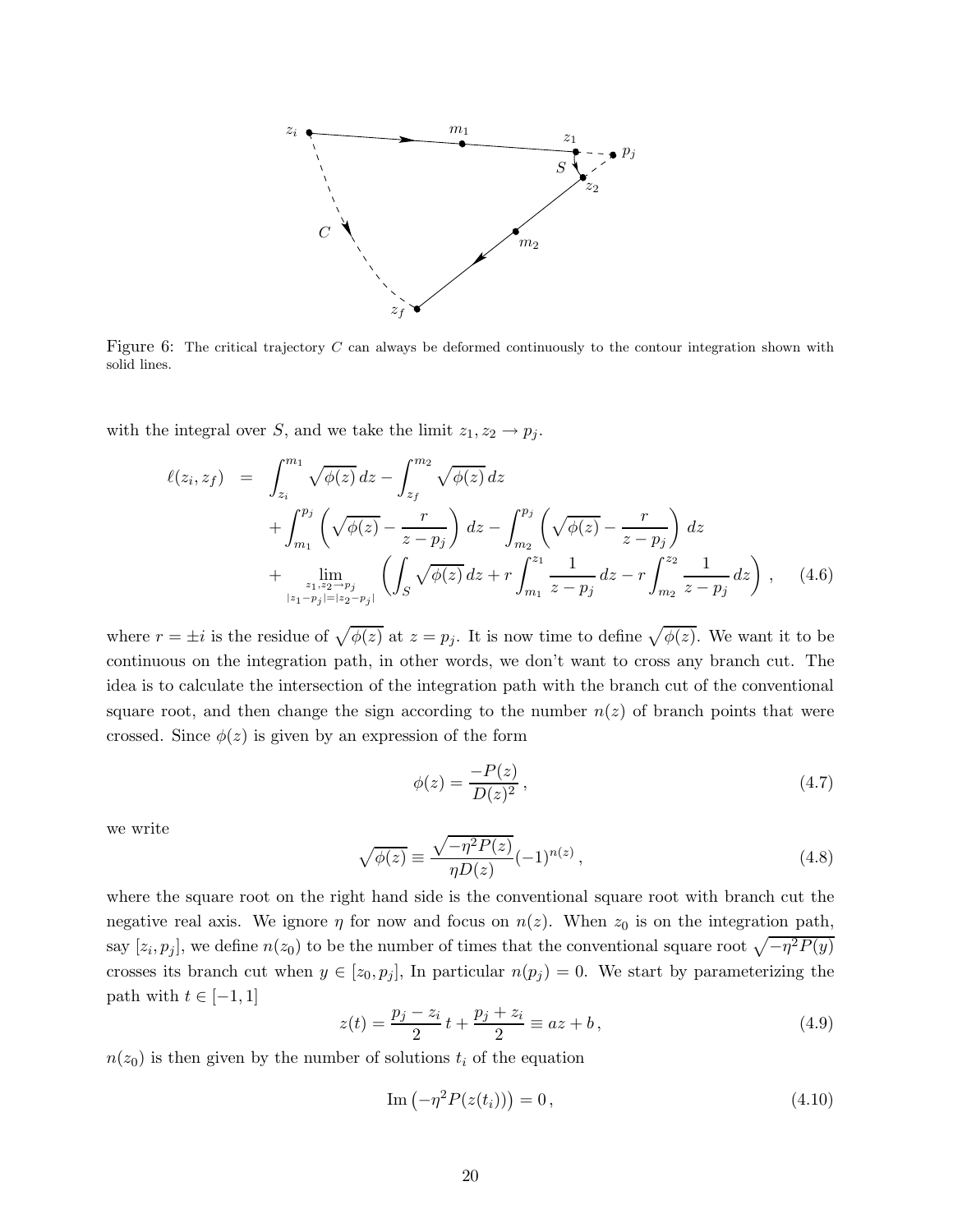Figure 6: The critical trajectory $C$ can always be deformed continuously to the contour integration shown with solid lines.

with the integral over $S$, and we take the limit $z_1, z_2 \to p_j$.

$$
\begin{aligned}
\ell(z_i, z_f) &= \int_{z_i}^{m_1} \sqrt{\phi(z)}\, dz - \int_{z_f}^{m_2} \sqrt{\phi(z)}\, dz \\
&\quad + \int_{m_1}^{p_j} \left( \sqrt{\phi(z)} - \frac{r}{z - p_j} \right) dz - \int_{m_2}^{p_j} \left( \sqrt{\phi(z)} - \frac{r}{z - p_j} \right) dz \\
&\quad + \lim_{\substack{z_1, z_2 \to p_j \\ |z_1 - p_j| = |z_2 - p_j|}} \left( \int_S \sqrt{\phi(z)}\, dz + r \int_{m_1}^{z_1} \frac{1}{z - p_j}\, dz - r \int_{m_2}^{z_2} \frac{1}{z - p_j}\, dz \right) , \qquad (4.6)
\end{aligned}
$$

where $r = \pm i$ is the residue of $\sqrt{\phi(z)}$ at $z = p_j$. It is now time to define $\sqrt{\phi(z)}$. We want it to be continuous on the integration path, in other words, we don't want to cross any branch cut. The idea is to calculate the intersection of the integration path with the branch cut of the conventional square root, and then change the sign according to the number $n(z)$ of branch points that were crossed. Since $\phi(z)$ is given by an expression of the form

$$
\phi(z) = \frac{-P(z)}{D(z)^2} \, , \qquad (4.7)
$$

we write

$$
\sqrt{\phi(z)} \equiv \frac{\sqrt{-\eta^2 P(z)}}{\eta D(z)} (-1)^{n(z)} \, , \qquad (4.8)
$$

where the square root on the right hand side is the conventional square root with branch cut the negative real axis. We ignore $\eta$ for now and focus on $n(z)$. When $z_0$ is on the integration path, say $[z_i, p_j]$, we define $n(z_0)$ to be the number of times that the conventional square root $\sqrt{-\eta^2 P(y)}$ crosses its branch cut when $y \in [z_0, p_j]$, In particular $n(p_j) = 0$. We start by parameterizing the path with $t \in [-1, 1]$

$$
z(t) = \frac{p_j - z_i}{2}\, t + \frac{p_j + z_i}{2} \equiv az + b \, , \qquad (4.9)
$$

$n(z_0)$ is then given by the number of solutions $t_i$ of the equation

$$
\mathrm{Im}\left( -\eta^2 P(z(t_i)) \right) = 0 \, , \qquad (4.10)
$$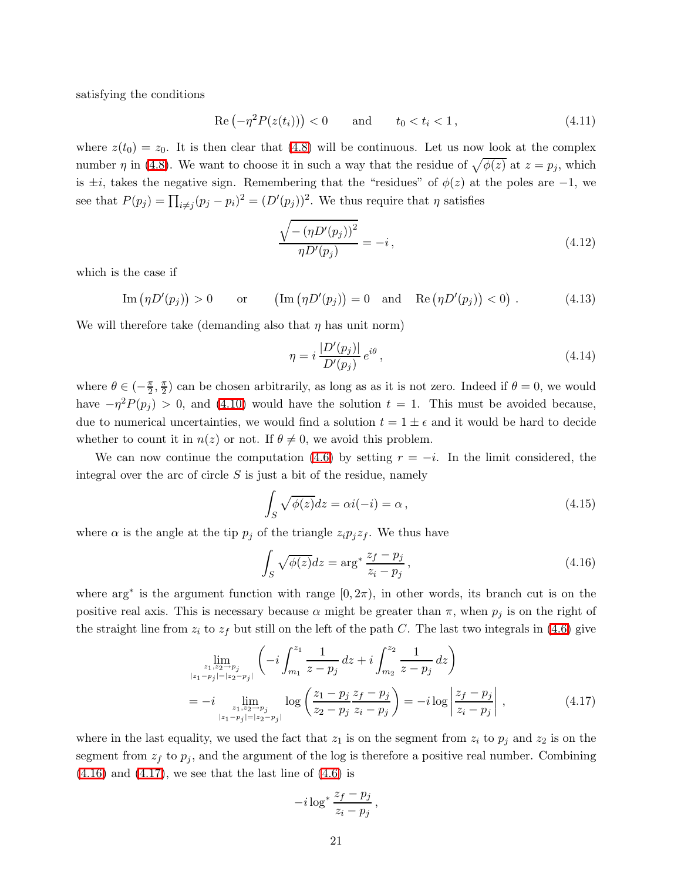satisfying the conditions

$$
\operatorname{Re}\left(-\eta^2 P(z(t_i))\right) < 0 \qquad \text{and} \qquad t_0 < t_i < 1\,, \tag{4.11}
$$

where $z(t_0) = z_0$. It is then clear that (4.8) will be continuous. Let us now look at the complex number $\eta$ in (4.8). We want to choose it in such a way that the residue of $\sqrt{\phi(z)}$ at $z = p_j$, which is $\pm i$, takes the negative sign. Remembering that the "residues" of $\phi(z)$ at the poles are $-1$, we see that $P(p_j) = \prod_{i \neq j}(p_j - p_i)^2 = (D'(p_j))^2$. We thus require that $\eta$ satisfies

$$
\frac{\sqrt{-\left(\eta D'(p_j)\right)^2}}{\eta D'(p_j)} = -i\,, \tag{4.12}
$$

which is the case if

$$
\operatorname{Im}\left(\eta D'(p_j)\right) > 0 \qquad \text{or} \qquad \left(\operatorname{Im}\left(\eta D'(p_j)\right) = 0 \quad \text{and} \quad \operatorname{Re}\left(\eta D'(p_j)\right) < 0\right)\,. \tag{4.13}
$$

We will therefore take (demanding also that $\eta$ has unit norm)

$$
\eta = i\,\frac{|D'(p_j)|}{D'(p_j)}\,e^{i\theta}\,, \tag{4.14}
$$

where $\theta \in (-\frac{\pi}{2}, \frac{\pi}{2})$ can be chosen arbitrarily, as long as as it is not zero. Indeed if $\theta = 0$, we would have $-\eta^2 P(p_j) > 0$, and (4.10) would have the solution $t = 1$. This must be avoided because, due to numerical uncertainties, we would find a solution $t = 1 \pm \epsilon$ and it would be hard to decide whether to count it in $n(z)$ or not. If $\theta \neq 0$, we avoid this problem.

We can now continue the computation (4.6) by setting $r = -i$. In the limit considered, the integral over the arc of circle $S$ is just a bit of the residue, namely

$$
\int_S \sqrt{\phi(z)}dz = \alpha i(-i) = \alpha\,, \tag{4.15}
$$

where $\alpha$ is the angle at the tip $p_j$ of the triangle $z_i p_j z_f$. We thus have

$$
\int_S \sqrt{\phi(z)}dz = \arg{}^*\,\frac{z_f - p_j}{z_i - p_j}\,, \tag{4.16}
$$

where $\arg^*$ is the argument function with range $[0, 2\pi)$, in other words, its branch cut is on the positive real axis. This is necessary because $\alpha$ might be greater than $\pi$, when $p_j$ is on the right of the straight line from $z_i$ to $z_f$ but still on the left of the path $C$. The last two integrals in (4.6) give

$$
\begin{aligned}
&\lim_{\substack{z_1, z_2 \to p_j \\ |z_1 - p_j| = |z_2 - p_j|}} \left(-i\int_{m_1}^{z_1} \frac{1}{z - p_j}\,dz + i\int_{m_2}^{z_2} \frac{1}{z - p_j}\,dz\right) \\
&= -i \lim_{\substack{z_1, z_2 \to p_j \\ |z_1 - p_j| = |z_2 - p_j|}} \log\left(\frac{z_1 - p_j}{z_2 - p_j}\frac{z_f - p_j}{z_i - p_j}\right) = -i\log\left|\frac{z_f - p_j}{z_i - p_j}\right|\,,
\end{aligned} \tag{4.17}
$$

where in the last equality, we used the fact that $z_1$ is on the segment from $z_i$ to $p_j$ and $z_2$ is on the segment from $z_f$ to $p_j$, and the argument of the log is therefore a positive real number. Combining (4.16) and (4.17), we see that the last line of (4.6) is

$$
-i\log{}^*\frac{z_f - p_j}{z_i - p_j}\,,
$$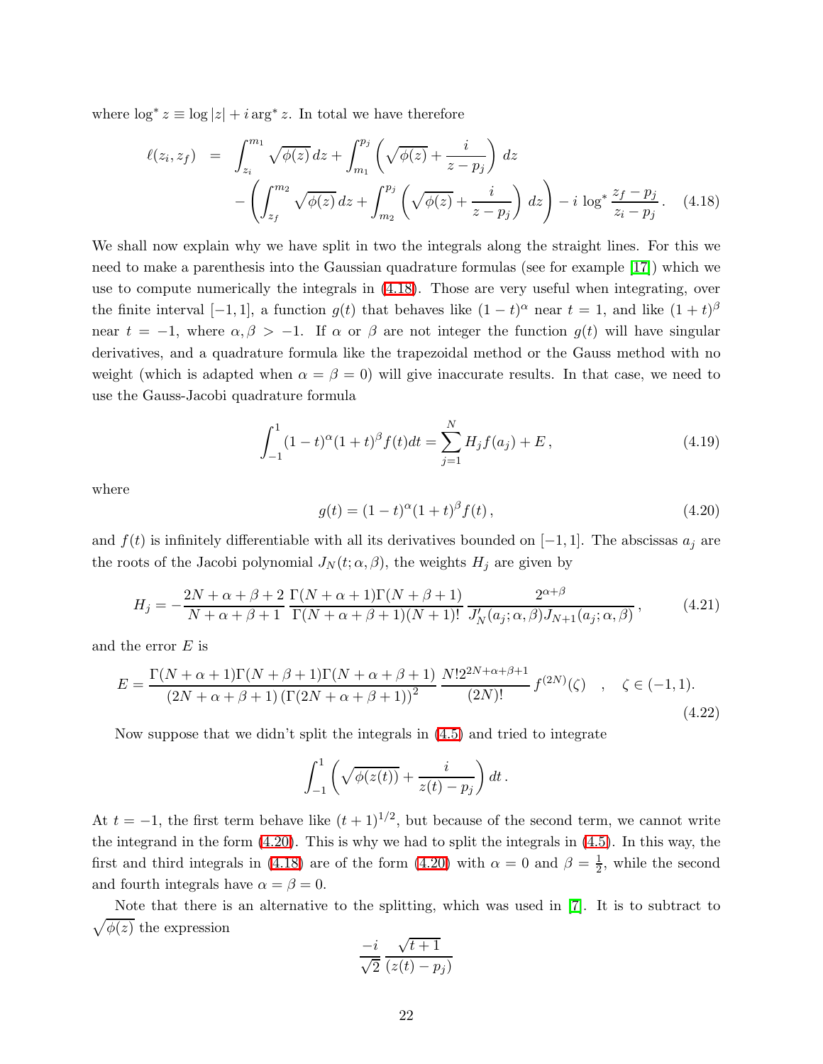where $\log^* z \equiv \log|z| + i \arg^* z$. In total we have therefore

$$\begin{aligned}
\ell(z_i, z_f) \;\; &= \;\; \int_{z_i}^{m_1} \sqrt{\phi(z)}\, dz + \int_{m_1}^{p_j} \left( \sqrt{\phi(z)} + \frac{i}{z - p_j} \right) dz \\
&\quad - \left( \int_{z_f}^{m_2} \sqrt{\phi(z)}\, dz + \int_{m_2}^{p_j} \left( \sqrt{\phi(z)} + \frac{i}{z - p_j} \right) dz \right) - i \log^* \frac{z_f - p_j}{z_i - p_j}\,. \qquad (4.18)
\end{aligned}$$

We shall now explain why we have split in two the integrals along the straight lines. For this we need to make a parenthesis into the Gaussian quadrature formulas (see for example [17]) which we use to compute numerically the integrals in (4.18). Those are very useful when integrating, over the finite interval $[-1, 1]$, a function $g(t)$ that behaves like $(1 - t)^\alpha$ near $t = 1$, and like $(1 + t)^\beta$ near $t = -1$, where $\alpha, \beta > -1$. If $\alpha$ or $\beta$ are not integer the function $g(t)$ will have singular derivatives, and a quadrature formula like the trapezoidal method or the Gauss method with no weight (which is adapted when $\alpha = \beta = 0$) will give inaccurate results. In that case, we need to use the Gauss-Jacobi quadrature formula

$$\int_{-1}^{1} (1 - t)^\alpha (1 + t)^\beta f(t) dt = \sum_{j=1}^{N} H_j f(a_j) + E\,, \qquad (4.19)$$

where

$$g(t) = (1 - t)^\alpha (1 + t)^\beta f(t)\,, \qquad (4.20)$$

and $f(t)$ is infinitely differentiable with all its derivatives bounded on $[-1, 1]$. The abscissas $a_j$ are the roots of the Jacobi polynomial $J_N(t; \alpha, \beta)$, the weights $H_j$ are given by

$$H_j = -\frac{2N + \alpha + \beta + 2}{N + \alpha + \beta + 1} \frac{\Gamma(N + \alpha + 1)\Gamma(N + \beta + 1)}{\Gamma(N + \alpha + \beta + 1)(N + 1)!} \frac{2^{\alpha+\beta}}{J'_N(a_j; \alpha, \beta) J_{N+1}(a_j; \alpha, \beta)}\,, \qquad (4.21)$$

and the error $E$ is

$$E = \frac{\Gamma(N + \alpha + 1)\Gamma(N + \beta + 1)\Gamma(N + \alpha + \beta + 1)}{(2N + \alpha + \beta + 1) \left(\Gamma(2N + \alpha + \beta + 1)\right)^2} \frac{N! 2^{2N+\alpha+\beta+1}}{(2N)!} f^{(2N)}(\zeta) \quad , \quad \zeta \in (-1, 1). \qquad (4.22)$$

Now suppose that we didn't split the integrals in (4.5) and tried to integrate

$$\int_{-1}^{1} \left( \sqrt{\phi(z(t))} + \frac{i}{z(t) - p_j} \right) dt\,.$$

At $t = -1$, the first term behave like $(t + 1)^{1/2}$, but because of the second term, we cannot write the integrand in the form (4.20). This is why we had to split the integrals in (4.5). In this way, the first and third integrals in (4.18) are of the form (4.20) with $\alpha = 0$ and $\beta = \frac{1}{2}$, while the second and fourth integrals have $\alpha = \beta = 0$.

Note that there is an alternative to the splitting, which was used in [7]. It is to subtract to $\sqrt{\phi(z)}$ the expression

$$\frac{-i}{\sqrt{2}} \frac{\sqrt{t + 1}}{(z(t) - p_j)}$$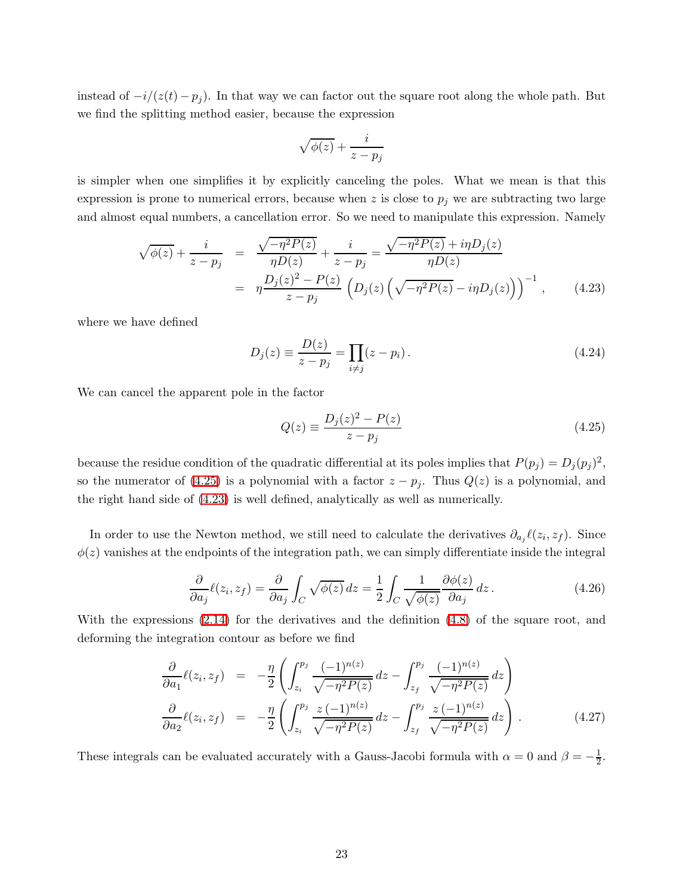instead of $-i/(z(t)-p_j)$. In that way we can factor out the square root along the whole path. But we find the splitting method easier, because the expression

$$\sqrt{\phi(z)} + \frac{i}{z - p_j}$$

is simpler when one simplifies it by explicitly canceling the poles. What we mean is that this expression is prone to numerical errors, because when $z$ is close to $p_j$ we are subtracting two large and almost equal numbers, a cancellation error. So we need to manipulate this expression. Namely

$$\begin{aligned}
\sqrt{\phi(z)} + \frac{i}{z - p_j} &= \frac{\sqrt{-\eta^2 P(z)}}{\eta D(z)} + \frac{i}{z - p_j} = \frac{\sqrt{-\eta^2 P(z)} + i\eta D_j(z)}{\eta D(z)} \\
&= \eta \frac{D_j(z)^2 - P(z)}{z - p_j} \left( D_j(z) \left( \sqrt{-\eta^2 P(z)} - i\eta D_j(z) \right) \right)^{-1}, \qquad (4.23)
\end{aligned}$$

where we have defined

$$D_j(z) \equiv \frac{D(z)}{z - p_j} = \prod_{i \neq j} (z - p_i). \qquad (4.24)$$

We can cancel the apparent pole in the factor

$$Q(z) \equiv \frac{D_j(z)^2 - P(z)}{z - p_j} \qquad (4.25)$$

because the residue condition of the quadratic differential at its poles implies that $P(p_j) = D_j(p_j)^2$, so the numerator of (4.25) is a polynomial with a factor $z - p_j$. Thus $Q(z)$ is a polynomial, and the right hand side of (4.23) is well defined, analytically as well as numerically.

In order to use the Newton method, we still need to calculate the derivatives $\partial_{a_j} \ell(z_i, z_f)$. Since $\phi(z)$ vanishes at the endpoints of the integration path, we can simply differentiate inside the integral

$$\frac{\partial}{\partial a_j} \ell(z_i, z_f) = \frac{\partial}{\partial a_j} \int_C \sqrt{\phi(z)}\, dz = \frac{1}{2} \int_C \frac{1}{\sqrt{\phi(z)}} \frac{\partial \phi(z)}{\partial a_j}\, dz. \qquad (4.26)$$

With the expressions (2.14) for the derivatives and the definition (4.8) of the square root, and deforming the integration contour as before we find

$$\begin{aligned}
\frac{\partial}{\partial a_1} \ell(z_i, z_f) &= -\frac{\eta}{2} \left( \int_{z_i}^{p_j} \frac{(-1)^{n(z)}}{\sqrt{-\eta^2 P(z)}}\, dz - \int_{z_f}^{p_j} \frac{(-1)^{n(z)}}{\sqrt{-\eta^2 P(z)}}\, dz \right) \\
\frac{\partial}{\partial a_2} \ell(z_i, z_f) &= -\frac{\eta}{2} \left( \int_{z_i}^{p_j} \frac{z\,(-1)^{n(z)}}{\sqrt{-\eta^2 P(z)}}\, dz - \int_{z_f}^{p_j} \frac{z\,(-1)^{n(z)}}{\sqrt{-\eta^2 P(z)}}\, dz \right). \qquad (4.27)
\end{aligned}$$

These integrals can be evaluated accurately with a Gauss-Jacobi formula with $\alpha = 0$ and $\beta = -\frac{1}{2}$.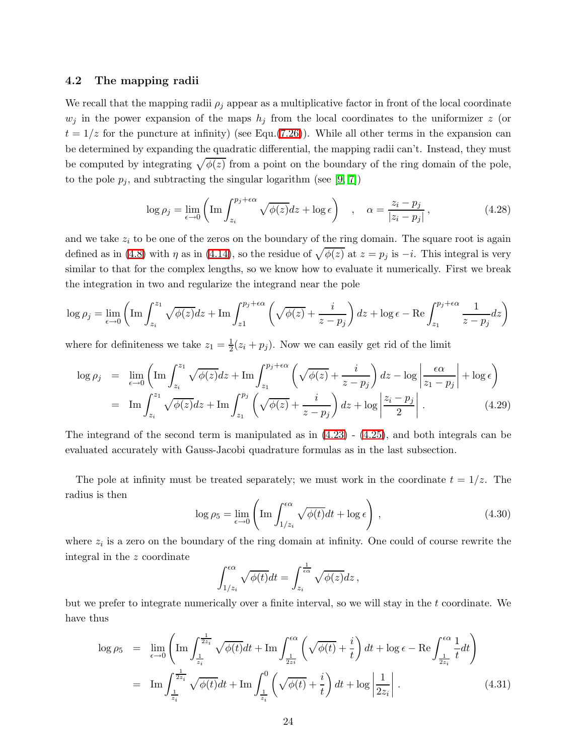### 4.2 The mapping radii

We recall that the mapping radii $\rho_j$ appear as a multiplicative factor in front of the local coordinate $w_j$ in the power expansion of the maps $h_j$ from the local coordinates to the uniformizer $z$ (or $t = 1/z$ for the puncture at infinity) (see Equ.(7.26)). While all other terms in the expansion can be determined by expanding the quadratic differential, the mapping radii can't. Instead, they must be computed by integrating $\sqrt{\phi(z)}$ from a point on the boundary of the ring domain of the pole, to the pole $p_j$, and subtracting the singular logarithm (see [9, 7])

$$\log \rho_j = \lim_{\epsilon \to 0} \left( \text{Im} \int_{z_i}^{p_j + \epsilon\alpha} \sqrt{\phi(z)} dz + \log \epsilon \right) \quad , \quad \alpha = \frac{z_i - p_j}{|z_i - p_j|} \,, \tag{4.28}$$

and we take $z_i$ to be one of the zeros on the boundary of the ring domain. The square root is again defined as in (4.8) with $\eta$ as in (4.14), so the residue of $\sqrt{\phi(z)}$ at $z = p_j$ is $-i$. This integral is very similar to that for the complex lengths, so we know how to evaluate it numerically. First we break the integration in two and regularize the integrand near the pole

$$\log \rho_j = \lim_{\epsilon \to 0} \left( \text{Im} \int_{z_i}^{z_1} \sqrt{\phi(z)} dz + \text{Im} \int_{z1}^{p_j + \epsilon\alpha} \left( \sqrt{\phi(z)} + \frac{i}{z - p_j} \right) dz + \log \epsilon - \text{Re} \int_{z_1}^{p_j + \epsilon\alpha} \frac{1}{z - p_j} dz \right)$$

where for definiteness we take $z_1 = \frac{1}{2}(z_i + p_j)$. Now we can easily get rid of the limit

$$\begin{aligned}
\log \rho_j &= \lim_{\epsilon \to 0} \left( \text{Im} \int_{z_i}^{z_1} \sqrt{\phi(z)} dz + \text{Im} \int_{z_1}^{p_j + \epsilon\alpha} \left( \sqrt{\phi(z)} + \frac{i}{z - p_j} \right) dz - \log \left| \frac{\epsilon\alpha}{z_1 - p_j} \right| + \log \epsilon \right) \\
&= \text{Im} \int_{z_i}^{z_1} \sqrt{\phi(z)} dz + \text{Im} \int_{z_1}^{p_j} \left( \sqrt{\phi(z)} + \frac{i}{z - p_j} \right) dz + \log \left| \frac{z_i - p_j}{2} \right| .
\end{aligned} \tag{4.29}$$

The integrand of the second term is manipulated as in (4.23) - (4.25), and both integrals can be evaluated accurately with Gauss-Jacobi quadrature formulas as in the last subsection.

The pole at infinity must be treated separately; we must work in the coordinate $t = 1/z$. The radius is then

$$\log \rho_5 = \lim_{\epsilon \to 0} \left( \text{Im} \int_{1/z_i}^{\epsilon\alpha} \sqrt{\phi(t)} dt + \log \epsilon \right) \,, \tag{4.30}$$

where $z_i$ is a zero on the boundary of the ring domain at infinity. One could of course rewrite the integral in the $z$ coordinate

$$\int_{1/z_i}^{\epsilon\alpha} \sqrt{\phi(t)} dt = \int_{z_i}^{\frac{1}{\epsilon\alpha}} \sqrt{\phi(z)} dz \,,$$

but we prefer to integrate numerically over a finite interval, so we will stay in the $t$ coordinate. We have thus

$$\begin{aligned}
\log \rho_5 &= \lim_{\epsilon \to 0} \left( \text{Im} \int_{\frac{1}{z_i}}^{\frac{1}{2z_i}} \sqrt{\phi(t)} dt + \text{Im} \int_{\frac{1}{2zi}}^{\epsilon\alpha} \left( \sqrt{\phi(t)} + \frac{i}{t} \right) dt + \log \epsilon - \text{Re} \int_{\frac{1}{2z_i}}^{\epsilon\alpha} \frac{1}{t} dt \right) \\
&= \text{Im} \int_{\frac{1}{z_i}}^{\frac{1}{2z_i}} \sqrt{\phi(t)} dt + \text{Im} \int_{\frac{1}{z_i}}^{0} \left( \sqrt{\phi(t)} + \frac{i}{t} \right) dt + \log \left| \frac{1}{2z_i} \right| .
\end{aligned} \tag{4.31}$$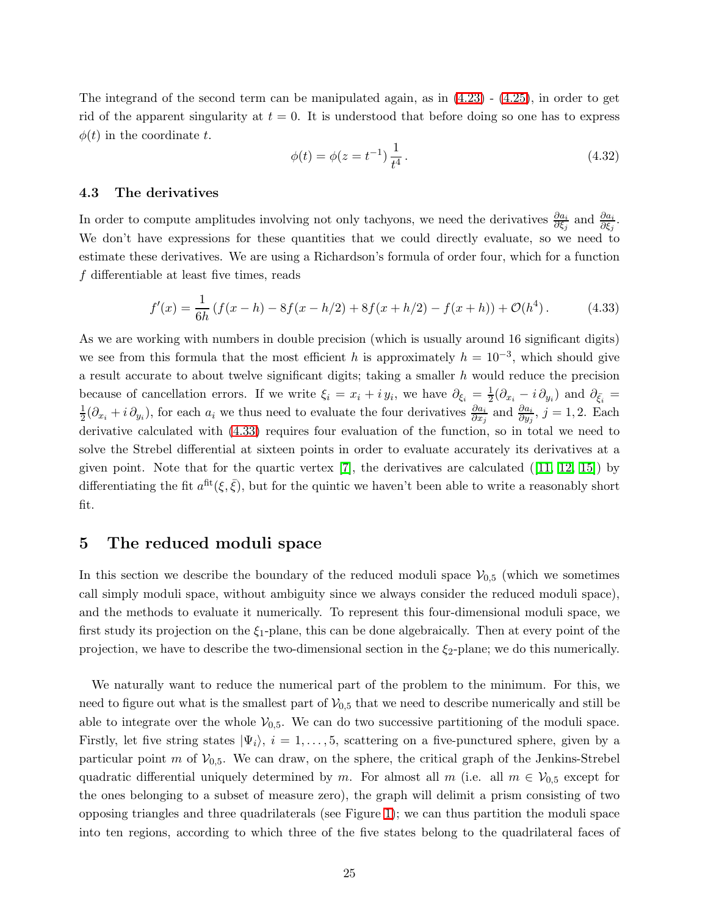The integrand of the second term can be manipulated again, as in (4.23) - (4.25), in order to get rid of the apparent singularity at $t = 0$. It is understood that before doing so one has to express $\phi(t)$ in the coordinate $t$.

$$\phi(t) = \phi(z = t^{-1}) \frac{1}{t^4} \,. \tag{4.32}$$

### 4.3 The derivatives

In order to compute amplitudes involving not only tachyons, we need the derivatives $\frac{\partial a_i}{\partial \xi_j}$ and $\frac{\partial a_i}{\partial \bar{\xi}_j}$. We don't have expressions for these quantities that we could directly evaluate, so we need to estimate these derivatives. We are using a Richardson's formula of order four, which for a function $f$ differentiable at least five times, reads

$$f'(x) = \frac{1}{6h} \left( f(x-h) - 8f(x-h/2) + 8f(x+h/2) - f(x+h) \right) + \mathcal{O}(h^4) \,. \tag{4.33}$$

As we are working with numbers in double precision (which is usually around 16 significant digits) we see from this formula that the most efficient $h$ is approximately $h = 10^{-3}$, which should give a result accurate to about twelve significant digits; taking a smaller $h$ would reduce the precision because of cancellation errors. If we write $\xi_i = x_i + i\, y_i$, we have $\partial_{\xi_i} = \frac{1}{2}(\partial_{x_i} - i\, \partial_{y_i})$ and $\partial_{\bar{\xi}_i} = \frac{1}{2}(\partial_{x_i} + i\, \partial_{y_i})$, for each $a_i$ we thus need to evaluate the four derivatives $\frac{\partial a_i}{\partial x_j}$ and $\frac{\partial a_i}{\partial y_j}$, $j = 1, 2$. Each derivative calculated with (4.33) requires four evaluation of the function, so in total we need to solve the Strebel differential at sixteen points in order to evaluate accurately its derivatives at a given point. Note that for the quartic vertex [7], the derivatives are calculated ([11, 12, 15]) by differentiating the fit $a^{\text{fit}}(\xi, \bar{\xi})$, but for the quintic we haven't been able to write a reasonably short fit.

## 5 The reduced moduli space

In this section we describe the boundary of the reduced moduli space $\mathcal{V}_{0,5}$ (which we sometimes call simply moduli space, without ambiguity since we always consider the reduced moduli space), and the methods to evaluate it numerically. To represent this four-dimensional moduli space, we first study its projection on the $\xi_1$-plane, this can be done algebraically. Then at every point of the projection, we have to describe the two-dimensional section in the $\xi_2$-plane; we do this numerically.

We naturally want to reduce the numerical part of the problem to the minimum. For this, we need to figure out what is the smallest part of $\mathcal{V}_{0,5}$ that we need to describe numerically and still be able to integrate over the whole $\mathcal{V}_{0,5}$. We can do two successive partitioning of the moduli space. Firstly, let five string states $|\Psi_i\rangle$, $i = 1, \ldots, 5$, scattering on a five-punctured sphere, given by a particular point $m$ of $\mathcal{V}_{0,5}$. We can draw, on the sphere, the critical graph of the Jenkins-Strebel quadratic differential uniquely determined by $m$. For almost all $m$ (i.e. all $m \in \mathcal{V}_{0,5}$ except for the ones belonging to a subset of measure zero), the graph will delimit a prism consisting of two opposing triangles and three quadrilaterals (see Figure 1); we can thus partition the moduli space into ten regions, according to which three of the five states belong to the quadrilateral faces of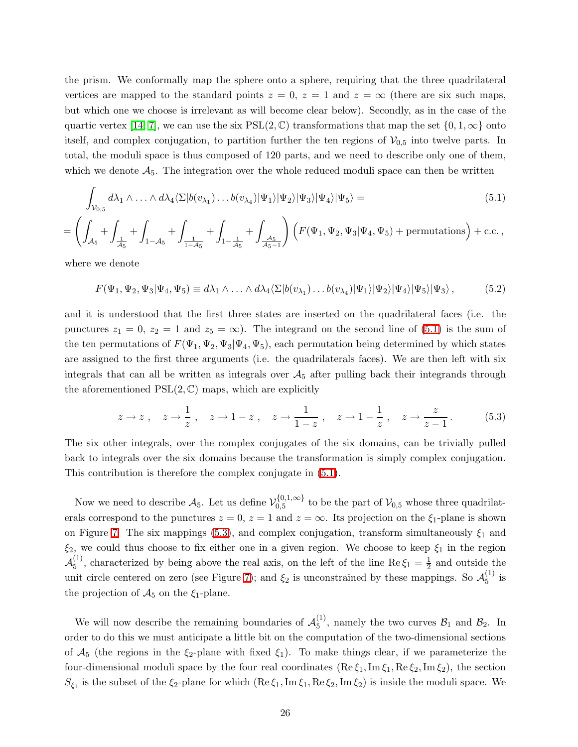the prism. We conformally map the sphere onto a sphere, requiring that the three quadrilateral vertices are mapped to the standard points $z = 0$, $z = 1$ and $z = \infty$ (there are six such maps, but which one we choose is irrelevant as will become clear below). Secondly, as in the case of the quartic vertex [14, 7], we can use the six $\mathrm{PSL}(2, \mathbb{C})$ transformations that map the set $\{0, 1, \infty\}$ onto itself, and complex conjugation, to partition further the ten regions of $\mathcal{V}_{0,5}$ into twelve parts. In total, the moduli space is thus composed of 120 parts, and we need to describe only one of them, which we denote $\mathcal{A}_5$. The integration over the whole reduced moduli space can then be written

$$
\begin{aligned}
&\int_{\mathcal{V}_{0,5}} d\lambda_1 \wedge \ldots \wedge d\lambda_4 \langle \Sigma | b(v_{\lambda_1}) \ldots b(v_{\lambda_4}) | \Psi_1 \rangle | \Psi_2 \rangle | \Psi_3 \rangle | \Psi_4 \rangle | \Psi_5 \rangle = \\
&= \left( \int_{\mathcal{A}_5} + \int_{\frac{1}{\mathcal{A}_5}} + \int_{1-\mathcal{A}_5} + \int_{\frac{1}{1-\mathcal{A}_5}} + \int_{1-\frac{1}{\mathcal{A}_5}} + \int_{\frac{\mathcal{A}_5}{\mathcal{A}_5 - 1}} \right) \Big( F(\Psi_1, \Psi_2, \Psi_3 | \Psi_4, \Psi_5) + \text{permutations} \Big) + \text{c.c.}\,,
\end{aligned}
\tag{5.1}
$$

where we denote

$$
F(\Psi_1, \Psi_2, \Psi_3 | \Psi_4, \Psi_5) \equiv d\lambda_1 \wedge \ldots \wedge d\lambda_4 \langle \Sigma | b(v_{\lambda_1}) \ldots b(v_{\lambda_4}) | \Psi_1 \rangle | \Psi_2 \rangle | \Psi_4 \rangle | \Psi_5 \rangle | \Psi_3 \rangle \,, \tag{5.2}
$$

and it is understood that the first three states are inserted on the quadrilateral faces (i.e. the punctures $z_1 = 0$, $z_2 = 1$ and $z_5 = \infty$). The integrand on the second line of (5.1) is the sum of the ten permutations of $F(\Psi_1, \Psi_2, \Psi_3 | \Psi_4, \Psi_5)$, each permutation being determined by which states are assigned to the first three arguments (i.e. the quadrilaterals faces). We are then left with six integrals that can all be written as integrals over $\mathcal{A}_5$ after pulling back their integrands through the aforementioned $\mathrm{PSL}(2, \mathbb{C})$ maps, which are explicitly

$$
z \to z \,, \quad z \to \frac{1}{z} \,, \quad z \to 1 - z \,, \quad z \to \frac{1}{1-z} \,, \quad z \to 1 - \frac{1}{z} \,, \quad z \to \frac{z}{z-1} \,. \tag{5.3}
$$

The six other integrals, over the complex conjugates of the six domains, can be trivially pulled back to integrals over the six domains because the transformation is simply complex conjugation. This contribution is therefore the complex conjugate in (5.1).

Now we need to describe $\mathcal{A}_5$. Let us define $\mathcal{V}_{0,5}^{\{0,1,\infty\}}$ to be the part of $\mathcal{V}_{0,5}$ whose three quadrilaterals correspond to the punctures $z = 0$, $z = 1$ and $z = \infty$. Its projection on the $\xi_1$-plane is shown on Figure 7. The six mappings (5.3), and complex conjugation, transform simultaneously $\xi_1$ and $\xi_2$, we could thus choose to fix either one in a given region. We choose to keep $\xi_1$ in the region $\mathcal{A}_5^{(1)}$, characterized by being above the real axis, on the left of the line $\mathrm{Re}\, \xi_1 = \frac{1}{2}$ and outside the unit circle centered on zero (see Figure 7); and $\xi_2$ is unconstrained by these mappings. So $\mathcal{A}_5^{(1)}$ is the projection of $\mathcal{A}_5$ on the $\xi_1$-plane.

We will now describe the remaining boundaries of $\mathcal{A}_5^{(1)}$, namely the two curves $\mathcal{B}_1$ and $\mathcal{B}_2$. In order to do this we must anticipate a little bit on the computation of the two-dimensional sections of $\mathcal{A}_5$ (the regions in the $\xi_2$-plane with fixed $\xi_1$). To make things clear, if we parameterize the four-dimensional moduli space by the four real coordinates $(\mathrm{Re}\, \xi_1, \mathrm{Im}\, \xi_1, \mathrm{Re}\, \xi_2, \mathrm{Im}\, \xi_2)$, the section $S_{\xi_1}$ is the subset of the $\xi_2$-plane for which $(\mathrm{Re}\, \xi_1, \mathrm{Im}\, \xi_1, \mathrm{Re}\, \xi_2, \mathrm{Im}\, \xi_2)$ is inside the moduli space. We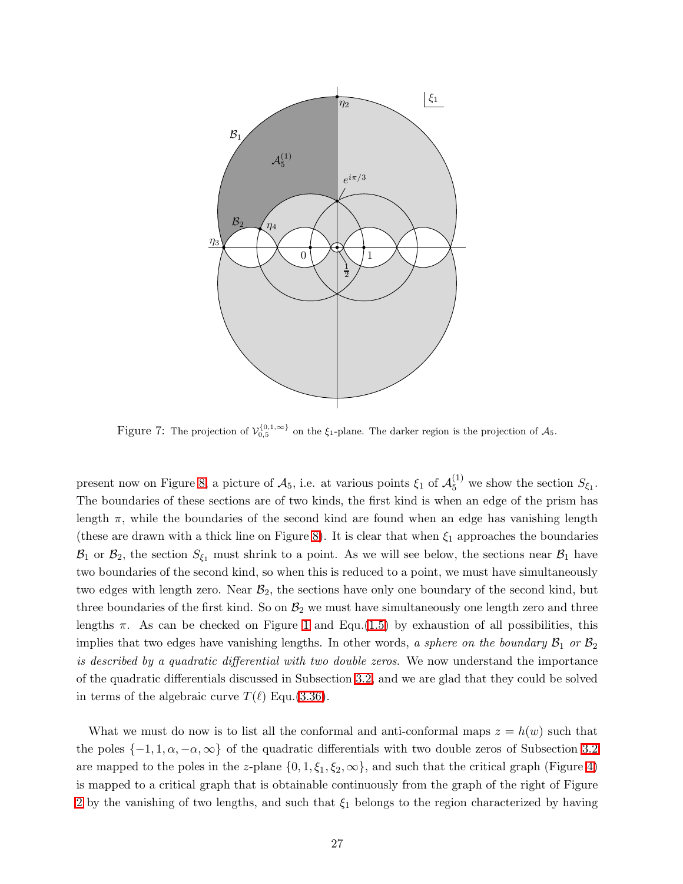Figure 7: The projection of $\mathcal{V}_{0,5}^{\{0,1,\infty\}}$ on the $\xi_1$-plane. The darker region is the projection of $\mathcal{A}_5$.

present now on Figure 8, a picture of $\mathcal{A}_5$, i.e. at various points $\xi_1$ of $\mathcal{A}_5^{(1)}$ we show the section $S_{\xi_1}$. The boundaries of these sections are of two kinds, the first kind is when an edge of the prism has length $\pi$, while the boundaries of the second kind are found when an edge has vanishing length (these are drawn with a thick line on Figure 8). It is clear that when $\xi_1$ approaches the boundaries $\mathcal{B}_1$ or $\mathcal{B}_2$, the section $S_{\xi_1}$ must shrink to a point. As we will see below, the sections near $\mathcal{B}_1$ have two boundaries of the second kind, so when this is reduced to a point, we must have simultaneously two edges with length zero. Near $\mathcal{B}_2$, the sections have only one boundary of the second kind, but three boundaries of the first kind. So on $\mathcal{B}_2$ we must have simultaneously one length zero and three lengths $\pi$. As can be checked on Figure 1 and Equ.(1.5) by exhaustion of all possibilities, this implies that two edges have vanishing lengths. In other words, *a sphere on the boundary $\mathcal{B}_1$ or $\mathcal{B}_2$ is described by a quadratic differential with two double zeros*. We now understand the importance of the quadratic differentials discussed in Subsection 3.2, and we are glad that they could be solved in terms of the algebraic curve $T(\ell)$ Equ.(3.36).

What we must do now is to list all the conformal and anti-conformal maps $z = h(w)$ such that the poles $\{-1, 1, \alpha, -\alpha, \infty\}$ of the quadratic differentials with two double zeros of Subsection 3.2 are mapped to the poles in the $z$-plane $\{0, 1, \xi_1, \xi_2, \infty\}$, and such that the critical graph (Figure 4) is mapped to a critical graph that is obtainable continuously from the graph of the right of Figure 2 by the vanishing of two lengths, and such that $\xi_1$ belongs to the region characterized by having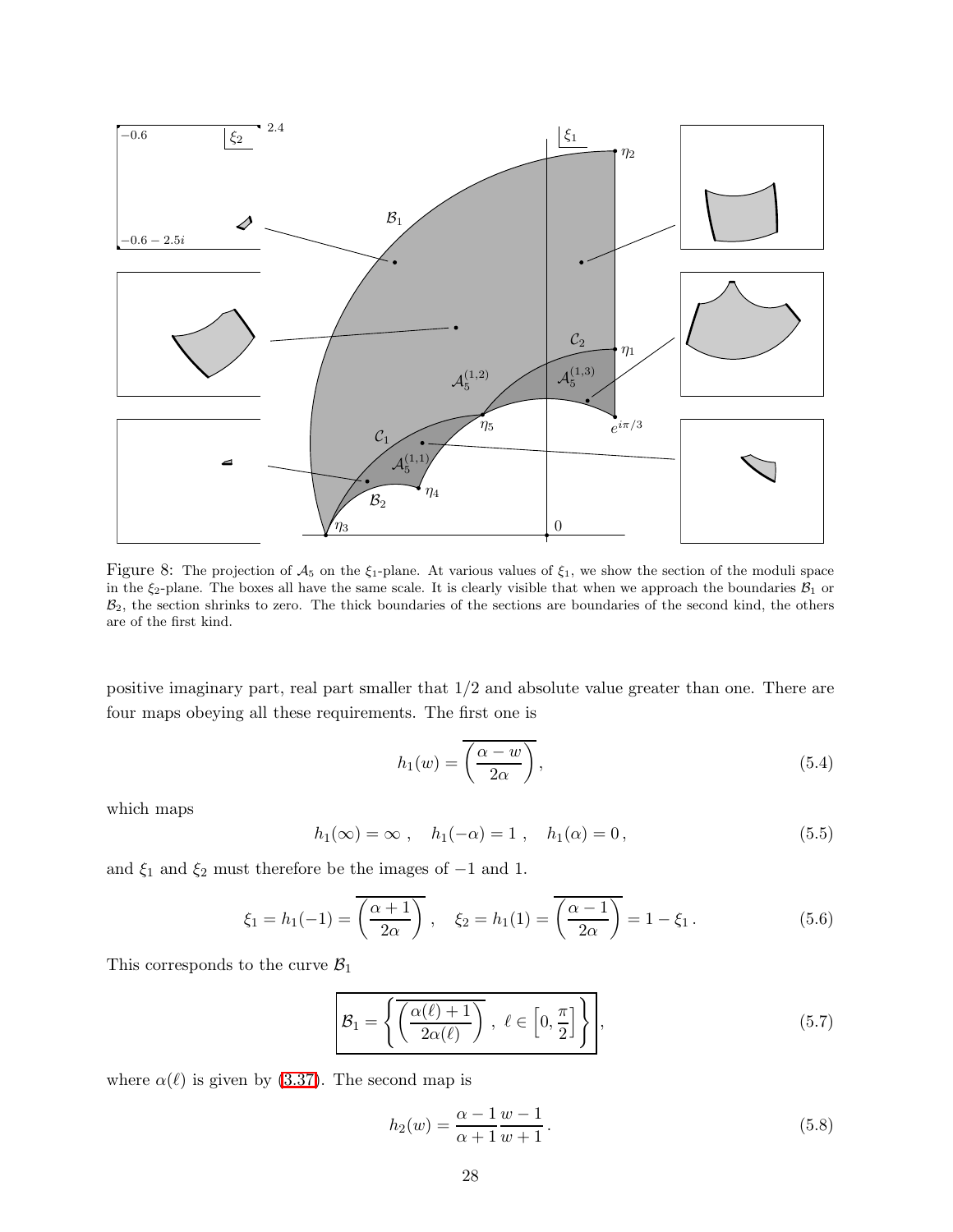Figure 8: The projection of $\mathcal{A}_5$ on the $\xi_1$-plane. At various values of $\xi_1$, we show the section of the moduli space in the $\xi_2$-plane. The boxes all have the same scale. It is clearly visible that when we approach the boundaries $\mathcal{B}_1$ or $\mathcal{B}_2$, the section shrinks to zero. The thick boundaries of the sections are boundaries of the second kind, the others are of the first kind.

positive imaginary part, real part smaller that 1/2 and absolute value greater than one. There are four maps obeying all these requirements. The first one is

$$h_1(w) = \overline{\left(\frac{\alpha - w}{2\alpha}\right)}, \tag{5.4}$$

which maps

$$h_1(\infty) = \infty \,, \quad h_1(-\alpha) = 1 \,, \quad h_1(\alpha) = 0 \,, \tag{5.5}$$

and $\xi_1$ and $\xi_2$ must therefore be the images of $-1$ and 1.

$$\xi_1 = h_1(-1) = \overline{\left(\frac{\alpha + 1}{2\alpha}\right)} \,, \quad \xi_2 = h_1(1) = \overline{\left(\frac{\alpha - 1}{2\alpha}\right)} = 1 - \xi_1 \,. \tag{5.6}$$

This corresponds to the curve $\mathcal{B}_1$

$$\boxed{\mathcal{B}_1 = \left\{ \overline{\left(\frac{\alpha(\ell) + 1}{2\alpha(\ell)}\right)} \,,\ \ell \in \left[0, \frac{\pi}{2}\right] \right\}}, \tag{5.7}$$

where $\alpha(\ell)$ is given by (3.37). The second map is

$$h_2(w) = \frac{\alpha - 1}{\alpha + 1} \frac{w - 1}{w + 1} \,. \tag{5.8}$$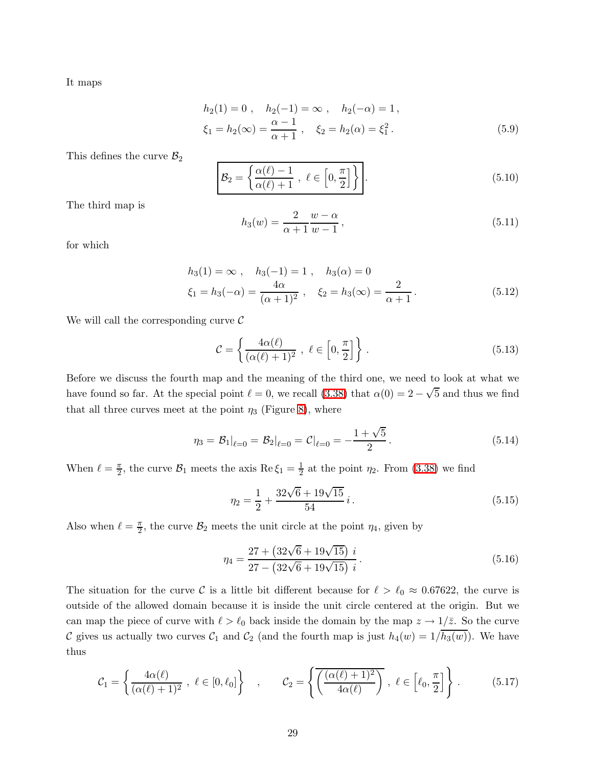It maps

$$
\begin{aligned}
&h_2(1) = 0\ , \quad h_2(-1) = \infty\ , \quad h_2(-\alpha) = 1\ , \\
&\xi_1 = h_2(\infty) = \frac{\alpha - 1}{\alpha + 1}\ , \quad \xi_2 = h_2(\alpha) = \xi_1^2\ .
\end{aligned}
\tag{5.9}
$$

This defines the curve $\mathcal{B}_2$

$$
\boxed{\mathcal{B}_2 = \left\{ \frac{\alpha(\ell) - 1}{\alpha(\ell) + 1}\ ,\ \ell \in \left[0, \frac{\pi}{2}\right] \right\}}\ .
\tag{5.10}
$$

The third map is

$$
h_3(w) = \frac{2}{\alpha + 1} \frac{w - \alpha}{w - 1}\ ,
\tag{5.11}
$$

for which

$$
\begin{aligned}
&h_3(1) = \infty\ , \quad h_3(-1) = 1\ , \quad h_3(\alpha) = 0 \\
&\xi_1 = h_3(-\alpha) = \frac{4\alpha}{(\alpha + 1)^2}\ , \quad \xi_2 = h_3(\infty) = \frac{2}{\alpha + 1}\ .
\end{aligned}
\tag{5.12}
$$

We will call the corresponding curve $\mathcal{C}$

$$
\mathcal{C} = \left\{ \frac{4\alpha(\ell)}{(\alpha(\ell) + 1)^2}\ ,\ \ell \in \left[0, \frac{\pi}{2}\right] \right\}\ .
\tag{5.13}
$$

Before we discuss the fourth map and the meaning of the third one, we need to look at what we have found so far. At the special point $\ell = 0$, we recall (3.38) that $\alpha(0) = 2 - \sqrt{5}$ and thus we find that all three curves meet at the point $\eta_3$ (Figure 8), where

$$
\eta_3 = \mathcal{B}_1|_{\ell=0} = \mathcal{B}_2|_{\ell=0} = \mathcal{C}|_{\ell=0} = -\frac{1 + \sqrt{5}}{2}\ .
\tag{5.14}
$$

When $\ell = \frac{\pi}{2}$, the curve $\mathcal{B}_1$ meets the axis $\mathrm{Re}\,\xi_1 = \frac{1}{2}$ at the point $\eta_2$. From (3.38) we find

$$
\eta_2 = \frac{1}{2} + \frac{32\sqrt{6} + 19\sqrt{15}}{54}\, i\ .
\tag{5.15}
$$

Also when $\ell = \frac{\pi}{2}$, the curve $\mathcal{B}_2$ meets the unit circle at the point $\eta_4$, given by

$$
\eta_4 = \frac{27 + \left(32\sqrt{6} + 19\sqrt{15}\right)\, i}{27 - \left(32\sqrt{6} + 19\sqrt{15}\right)\, i}\ .
\tag{5.16}
$$

The situation for the curve $\mathcal{C}$ is a little bit different because for $\ell > \ell_0 \approx 0.67622$, the curve is outside of the allowed domain because it is inside the unit circle centered at the origin. But we can map the piece of curve with $\ell > \ell_0$ back inside the domain by the map $z \to 1/\bar{z}$. So the curve $\mathcal{C}$ gives us actually two curves $\mathcal{C}_1$ and $\mathcal{C}_2$ (and the fourth map is just $h_4(w) = 1/\overline{h_3(w)}$). We have thus

$$
\mathcal{C}_1 = \left\{ \frac{4\alpha(\ell)}{(\alpha(\ell) + 1)^2}\ ,\ \ell \in [0, \ell_0] \right\} \quad , \qquad \mathcal{C}_2 = \left\{ \overline{\left( \frac{(\alpha(\ell) + 1)^2}{4\alpha(\ell)} \right)}\ ,\ \ell \in \left[\ell_0, \frac{\pi}{2}\right] \right\}\ .
\tag{5.17}
$$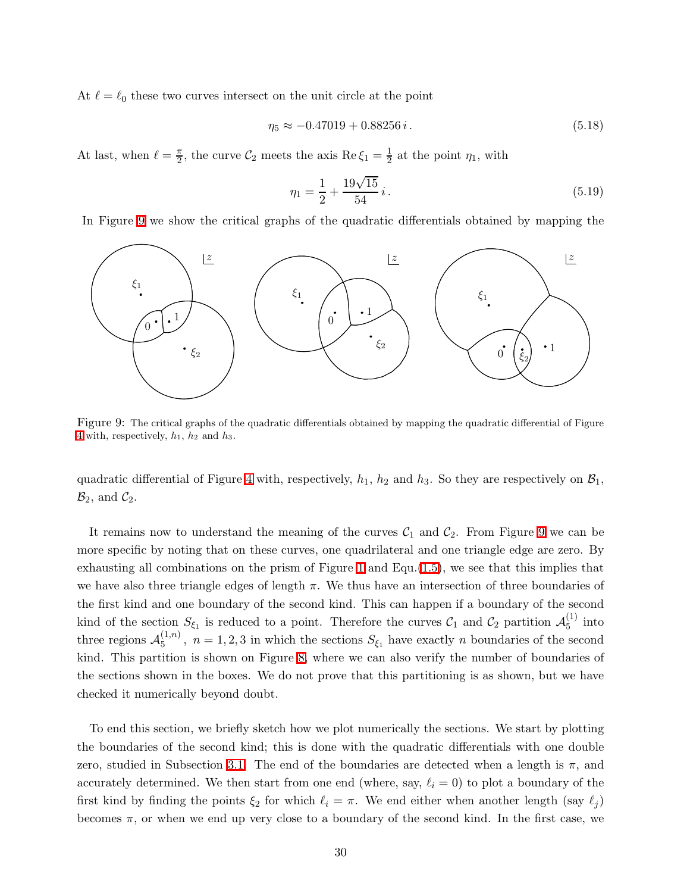At $\ell = \ell_0$ these two curves intersect on the unit circle at the point

$$\eta_5 \approx -0.47019 + 0.88256\, i\,. \tag{5.18}$$

At last, when $\ell = \frac{\pi}{2}$, the curve $\mathcal{C}_2$ meets the axis $\operatorname{Re}\xi_1 = \frac{1}{2}$ at the point $\eta_1$, with

$$\eta_1 = \frac{1}{2} + \frac{19\sqrt{15}}{54}\, i\,. \tag{5.19}$$

In Figure 9 we show the critical graphs of the quadratic differentials obtained by mapping the quadratic differential of Figure 4 with, respectively, $h_1$, $h_2$ and $h_3$. So they are respectively on $\mathcal{B}_1$, $\mathcal{B}_2$, and $\mathcal{C}_2$.

Figure 9: The critical graphs of the quadratic differentials obtained by mapping the quadratic differential of Figure 4 with, respectively, $h_1$, $h_2$ and $h_3$.

It remains now to understand the meaning of the curves $\mathcal{C}_1$ and $\mathcal{C}_2$. From Figure 9 we can be more specific by noting that on these curves, one quadrilateral and one triangle edge are zero. By exhausting all combinations on the prism of Figure 1 and Equ.(1.5), we see that this implies that we have also three triangle edges of length $\pi$. We thus have an intersection of three boundaries of the first kind and one boundary of the second kind. This can happen if a boundary of the second kind of the section $S_{\xi_1}$ is reduced to a point. Therefore the curves $\mathcal{C}_1$ and $\mathcal{C}_2$ partition $\mathcal{A}_5^{(1)}$ into three regions $\mathcal{A}_5^{(1,n)}$, $n = 1, 2, 3$ in which the sections $S_{\xi_1}$ have exactly $n$ boundaries of the second kind. This partition is shown on Figure 8, where we can also verify the number of boundaries of the sections shown in the boxes. We do not prove that this partitioning is as shown, but we have checked it numerically beyond doubt.

To end this section, we briefly sketch how we plot numerically the sections. We start by plotting the boundaries of the second kind; this is done with the quadratic differentials with one double zero, studied in Subsection 3.1. The end of the boundaries are detected when a length is $\pi$, and accurately determined. We then start from one end (where, say, $\ell_i = 0$) to plot a boundary of the first kind by finding the points $\xi_2$ for which $\ell_i = \pi$. We end either when another length (say $\ell_j$) becomes $\pi$, or when we end up very close to a boundary of the second kind. In the first case, we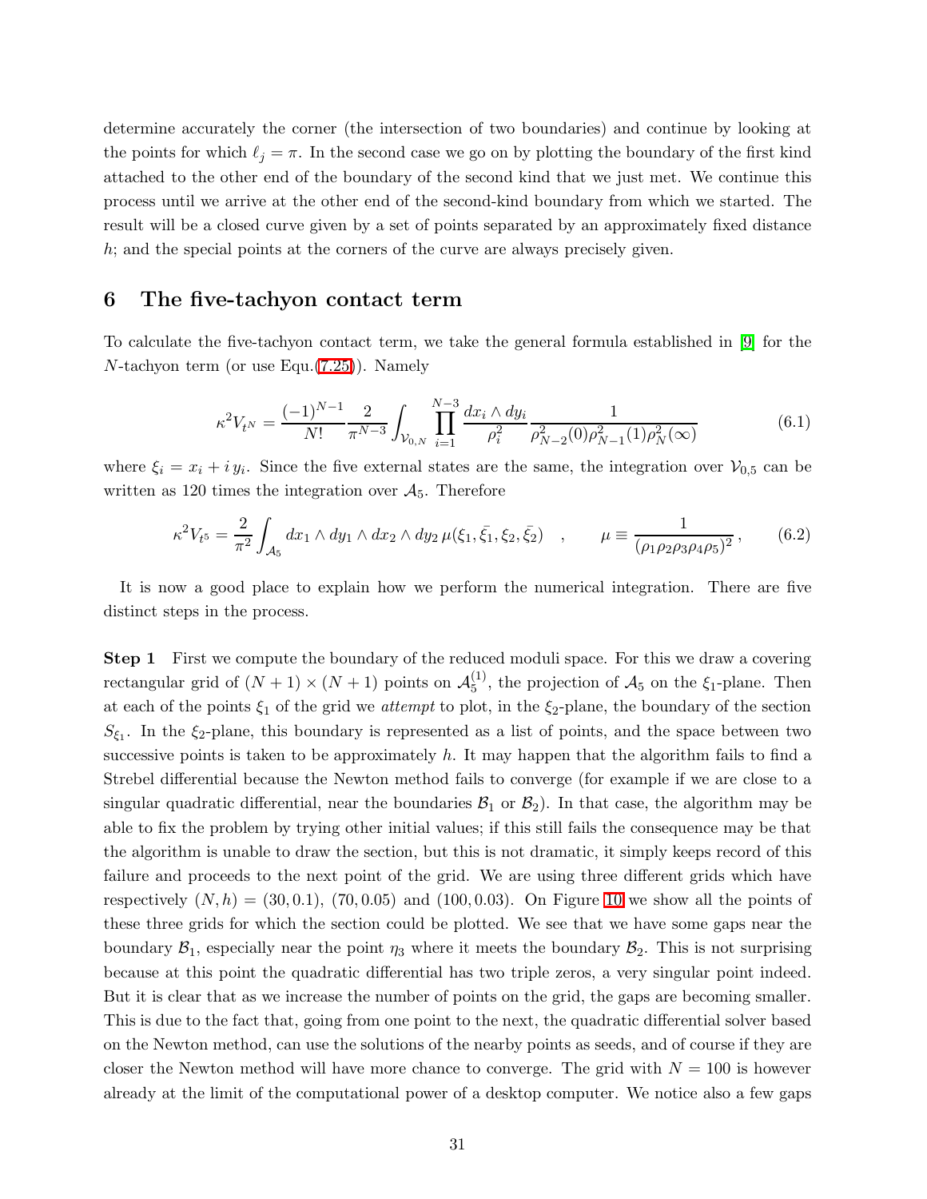determine accurately the corner (the intersection of two boundaries) and continue by looking at the points for which $\ell_j = \pi$. In the second case we go on by plotting the boundary of the first kind attached to the other end of the boundary of the second kind that we just met. We continue this process until we arrive at the other end of the second-kind boundary from which we started. The result will be a closed curve given by a set of points separated by an approximately fixed distance $h$; and the special points at the corners of the curve are always precisely given.

## 6 The five-tachyon contact term

To calculate the five-tachyon contact term, we take the general formula established in [9] for the $N$-tachyon term (or use Equ.(7.25)). Namely

$$\kappa^2 V_{t^N} = \frac{(-1)^{N-1}}{N!} \frac{2}{\pi^{N-3}} \int_{\mathcal{V}_{0,N}} \prod_{i=1}^{N-3} \frac{dx_i \wedge dy_i}{\rho_i^2} \frac{1}{\rho_{N-2}^2(0)\rho_{N-1}^2(1)\rho_N^2(\infty)} \tag{6.1}$$

where $\xi_i = x_i + i\, y_i$. Since the five external states are the same, the integration over $\mathcal{V}_{0,5}$ can be written as 120 times the integration over $\mathcal{A}_5$. Therefore

$$\kappa^2 V_{t^5} = \frac{2}{\pi^2} \int_{\mathcal{A}_5} dx_1 \wedge dy_1 \wedge dx_2 \wedge dy_2\, \mu(\xi_1, \bar{\xi_1}, \xi_2, \bar{\xi_2}) \quad , \qquad \mu \equiv \frac{1}{(\rho_1 \rho_2 \rho_3 \rho_4 \rho_5)^2} \, , \tag{6.2}$$

It is now a good place to explain how we perform the numerical integration. There are five distinct steps in the process.

**Step 1** First we compute the boundary of the reduced moduli space. For this we draw a covering rectangular grid of $(N+1) \times (N+1)$ points on $\mathcal{A}_5^{(1)}$, the projection of $\mathcal{A}_5$ on the $\xi_1$-plane. Then at each of the points $\xi_1$ of the grid we *attempt* to plot, in the $\xi_2$-plane, the boundary of the section $S_{\xi_1}$. In the $\xi_2$-plane, this boundary is represented as a list of points, and the space between two successive points is taken to be approximately $h$. It may happen that the algorithm fails to find a Strebel differential because the Newton method fails to converge (for example if we are close to a singular quadratic differential, near the boundaries $\mathcal{B}_1$ or $\mathcal{B}_2$). In that case, the algorithm may be able to fix the problem by trying other initial values; if this still fails the consequence may be that the algorithm is unable to draw the section, but this is not dramatic, it simply keeps record of this failure and proceeds to the next point of the grid. We are using three different grids which have respectively $(N, h) = (30, 0.1)$, $(70, 0.05)$ and $(100, 0.03)$. On Figure 10 we show all the points of these three grids for which the section could be plotted. We see that we have some gaps near the boundary $\mathcal{B}_1$, especially near the point $\eta_3$ where it meets the boundary $\mathcal{B}_2$. This is not surprising because at this point the quadratic differential has two triple zeros, a very singular point indeed. But it is clear that as we increase the number of points on the grid, the gaps are becoming smaller. This is due to the fact that, going from one point to the next, the quadratic differential solver based on the Newton method, can use the solutions of the nearby points as seeds, and of course if they are closer the Newton method will have more chance to converge. The grid with $N = 100$ is however already at the limit of the computational power of a desktop computer. We notice also a few gaps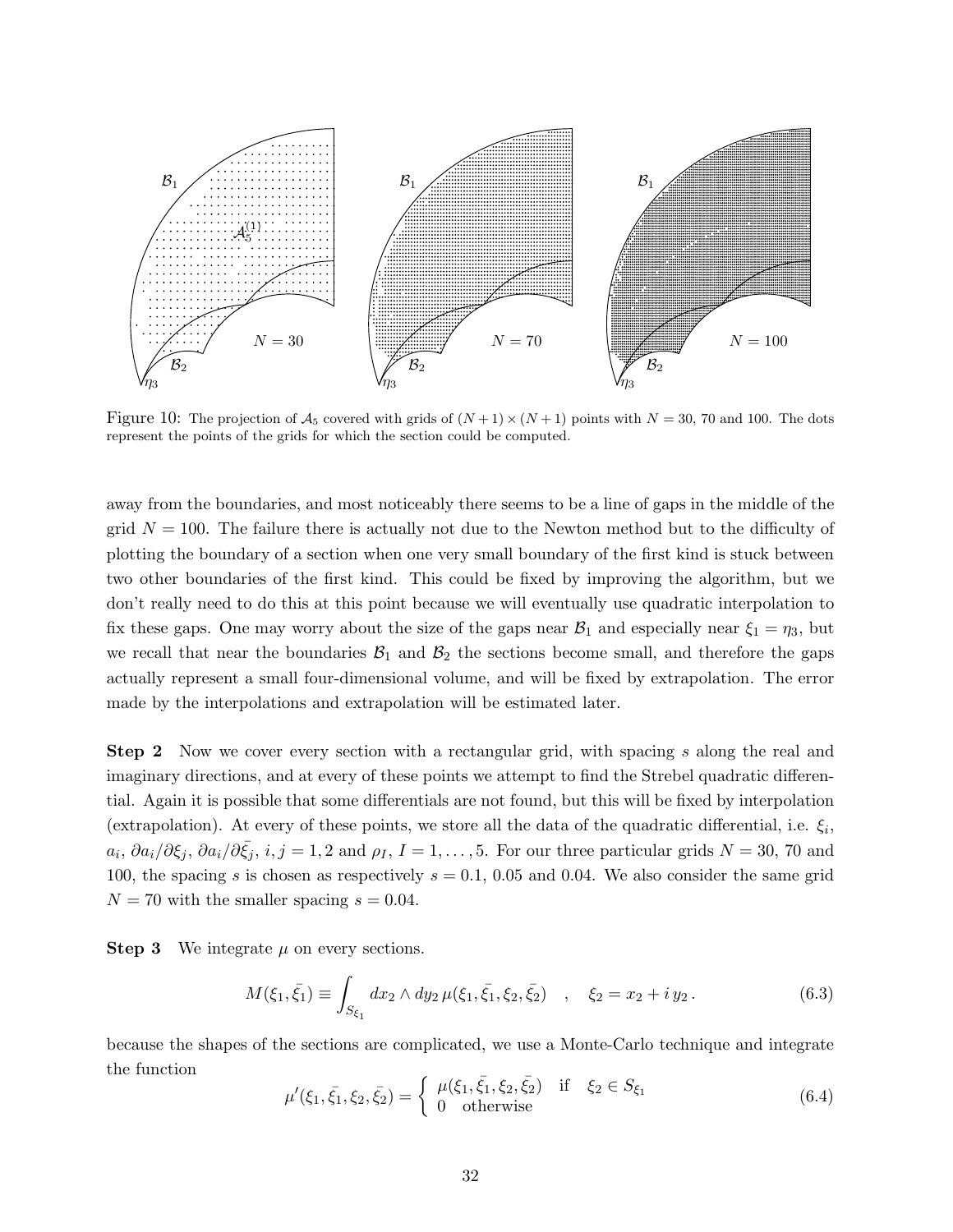Figure 10: The projection of $\mathcal{A}_5$ covered with grids of $(N+1)\times(N+1)$ points with $N = 30$, 70 and 100. The dots represent the points of the grids for which the section could be computed.

away from the boundaries, and most noticeably there seems to be a line of gaps in the middle of the grid $N = 100$. The failure there is actually not due to the Newton method but to the difficulty of plotting the boundary of a section when one very small boundary of the first kind is stuck between two other boundaries of the first kind. This could be fixed by improving the algorithm, but we don't really need to do this at this point because we will eventually use quadratic interpolation to fix these gaps. One may worry about the size of the gaps near $\mathcal{B}_1$ and especially near $\xi_1 = \eta_3$, but we recall that near the boundaries $\mathcal{B}_1$ and $\mathcal{B}_2$ the sections become small, and therefore the gaps actually represent a small four-dimensional volume, and will be fixed by extrapolation. The error made by the interpolations and extrapolation will be estimated later.

**Step 2** Now we cover every section with a rectangular grid, with spacing $s$ along the real and imaginary directions, and at every of these points we attempt to find the Strebel quadratic differential. Again it is possible that some differentials are not found, but this will be fixed by interpolation (extrapolation). At every of these points, we store all the data of the quadratic differential, i.e. $\xi_i$, $a_i$, $\partial a_i/\partial \xi_j$, $\partial a_i/\partial \bar{\xi_j}$, $i, j = 1, 2$ and $\rho_I$, $I = 1, \ldots, 5$. For our three particular grids $N = 30$, 70 and 100, the spacing $s$ is chosen as respectively $s = 0.1$, 0.05 and 0.04. We also consider the same grid $N = 70$ with the smaller spacing $s = 0.04$.

**Step 3** We integrate $\mu$ on every sections.

$$M(\xi_1, \bar{\xi_1}) \equiv \int_{S_{\xi_1}} dx_2 \wedge dy_2 \, \mu(\xi_1, \bar{\xi_1}, \xi_2, \bar{\xi_2}) \quad , \quad \xi_2 = x_2 + i\, y_2\,. \tag{6.3}$$

because the shapes of the sections are complicated, we use a Monte-Carlo technique and integrate the function

$$\mu'(\xi_1, \bar{\xi_1}, \xi_2, \bar{\xi_2}) = \begin{cases} \mu(\xi_1, \bar{\xi_1}, \xi_2, \bar{\xi_2}) & \text{if} \quad \xi_2 \in S_{\xi_1} \\ 0 \quad \text{otherwise} \end{cases} \tag{6.4}$$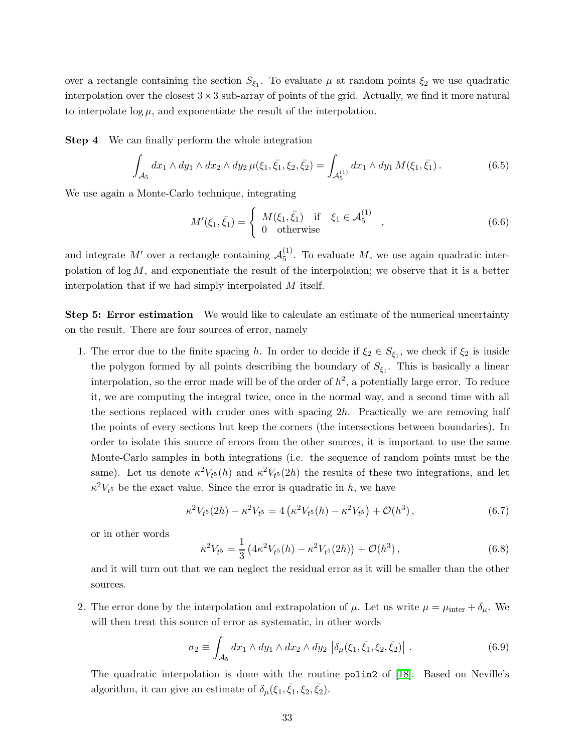over a rectangle containing the section $S_{\xi_1}$. To evaluate $\mu$ at random points $\xi_2$ we use quadratic interpolation over the closest $3\times 3$ sub-array of points of the grid. Actually, we find it more natural to interpolate $\log\mu$, and exponentiate the result of the interpolation.

**Step 4** We can finally perform the whole integration

$$\int_{\mathcal{A}_5} dx_1 \wedge dy_1 \wedge dx_2 \wedge dy_2 \, \mu(\xi_1, \bar{\xi_1}, \xi_2, \bar{\xi_2}) = \int_{\mathcal{A}_5^{(1)}} dx_1 \wedge dy_1 \, M(\xi_1, \bar{\xi_1}) \,. \tag{6.5}$$

We use again a Monte-Carlo technique, integrating

$$M'(\xi_1, \bar{\xi_1}) = \begin{cases} M(\xi_1, \bar{\xi_1}) & \text{if} \quad \xi_1 \in \mathcal{A}_5^{(1)} \\ 0 & \text{otherwise} \end{cases} \,, \tag{6.6}$$

and integrate $M'$ over a rectangle containing $\mathcal{A}_5^{(1)}$. To evaluate $M$, we use again quadratic interpolation of $\log M$, and exponentiate the result of the interpolation; we observe that it is a better interpolation that if we had simply interpolated $M$ itself.

**Step 5: Error estimation** We would like to calculate an estimate of the numerical uncertainty on the result. There are four sources of error, namely

1. The error due to the finite spacing $h$. In order to decide if $\xi_2 \in S_{\xi_1}$, we check if $\xi_2$ is inside the polygon formed by all points describing the boundary of $S_{\xi_1}$. This is basically a linear interpolation, so the error made will be of the order of $h^2$, a potentially large error. To reduce it, we are computing the integral twice, once in the normal way, and a second time with all the sections replaced with cruder ones with spacing $2h$. Practically we are removing half the points of every sections but keep the corners (the intersections between boundaries). In order to isolate this source of errors from the other sources, it is important to use the same Monte-Carlo samples in both integrations (i.e. the sequence of random points must be the same). Let us denote $\kappa^2 V_{t^5}(h)$ and $\kappa^2 V_{t^5}(2h)$ the results of these two integrations, and let $\kappa^2 V_{t^5}$ be the exact value. Since the error is quadratic in $h$, we have

$$\kappa^2 V_{t^5}(2h) - \kappa^2 V_{t^5} = 4\left(\kappa^2 V_{t^5}(h) - \kappa^2 V_{t^5}\right) + \mathcal{O}(h^3) \,, \tag{6.7}$$

or in other words

$$\kappa^2 V_{t^5} = \frac{1}{3}\left(4\kappa^2 V_{t^5}(h) - \kappa^2 V_{t^5}(2h)\right) + \mathcal{O}(h^3) \,, \tag{6.8}$$

and it will turn out that we can neglect the residual error as it will be smaller than the other sources.

2. The error done by the interpolation and extrapolation of $\mu$. Let us write $\mu = \mu_{\text{inter}} + \delta_\mu$. We will then treat this source of error as systematic, in other words

$$\sigma_2 \equiv \int_{\mathcal{A}_5} dx_1 \wedge dy_1 \wedge dx_2 \wedge dy_2 \, \left|\delta_\mu(\xi_1, \bar{\xi_1}, \xi_2, \bar{\xi_2})\right| \,. \tag{6.9}$$

The quadratic interpolation is done with the routine `polin2` of [18]. Based on Neville's algorithm, it can give an estimate of $\delta_\mu(\xi_1, \bar{\xi_1}, \xi_2, \bar{\xi_2})$.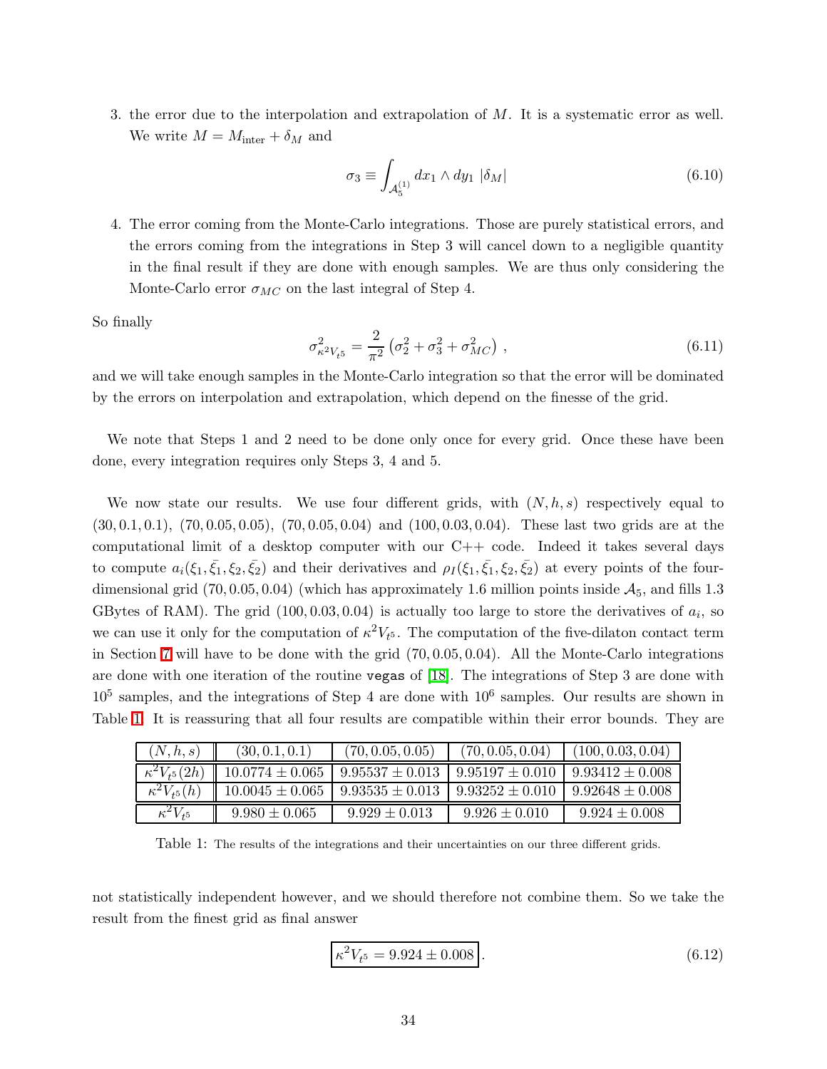3. the error due to the interpolation and extrapolation of $M$. It is a systematic error as well. We write $M = M_{\text{inter}} + \delta_M$ and

$$\sigma_3 \equiv \int_{\mathcal{A}_5^{(1)}} dx_1 \wedge dy_1 \; |\delta_M| \tag{6.10}$$

4. The error coming from the Monte-Carlo integrations. Those are purely statistical errors, and the errors coming from the integrations in Step 3 will cancel down to a negligible quantity in the final result if they are done with enough samples. We are thus only considering the Monte-Carlo error $\sigma_{MC}$ on the last integral of Step 4.

So finally

$$\sigma^2_{\kappa^2 V_{t^5}} = \frac{2}{\pi^2}\left(\sigma_2^2 + \sigma_3^2 + \sigma_{MC}^2\right) , \tag{6.11}$$

and we will take enough samples in the Monte-Carlo integration so that the error will be dominated by the errors on interpolation and extrapolation, which depend on the finesse of the grid.

We note that Steps 1 and 2 need to be done only once for every grid. Once these have been done, every integration requires only Steps 3, 4 and 5.

We now state our results. We use four different grids, with $(N, h, s)$ respectively equal to $(30, 0.1, 0.1)$, $(70, 0.05, 0.05)$, $(70, 0.05, 0.04)$ and $(100, 0.03, 0.04)$. These last two grids are at the computational limit of a desktop computer with our C++ code. Indeed it takes several days to compute $a_i(\xi_1, \bar{\xi}_1, \xi_2, \bar{\xi}_2)$ and their derivatives and $\rho_I(\xi_1, \bar{\xi}_1, \xi_2, \bar{\xi}_2)$ at every points of the four-dimensional grid $(70, 0.05, 0.04)$ (which has approximately 1.6 million points inside $\mathcal{A}_5$, and fills 1.3 GBytes of RAM). The grid $(100, 0.03, 0.04)$ is actually too large to store the derivatives of $a_i$, so we can use it only for the computation of $\kappa^2 V_{t^5}$. The computation of the five-dilaton contact term in Section 7 will have to be done with the grid $(70, 0.05, 0.04)$. All the Monte-Carlo integrations are done with one iteration of the routine `vegas` of [18]. The integrations of Step 3 are done with $10^5$ samples, and the integrations of Step 4 are done with $10^6$ samples. Our results are shown in Table 1. It is reassuring that all four results are compatible within their error bounds. They are

| $(N,h,s)$ | $(30, 0.1, 0.1)$ | $(70, 0.05, 0.05)$ | $(70, 0.05, 0.04)$ | $(100, 0.03, 0.04)$ |
|---|---|---|---|---|
| $\kappa^2 V_{t^5}(2h)$ | $10.0774 \pm 0.065$ | $9.95537 \pm 0.013$ | $9.95197 \pm 0.010$ | $9.93412 \pm 0.008$ |
| $\kappa^2 V_{t^5}(h)$ | $10.0045 \pm 0.065$ | $9.93535 \pm 0.013$ | $9.93252 \pm 0.010$ | $9.92648 \pm 0.008$ |
| $\kappa^2 V_{t^5}$ | $9.980 \pm 0.065$ | $9.929 \pm 0.013$ | $9.926 \pm 0.010$ | $9.924 \pm 0.008$ |

Table 1: The results of the integrations and their uncertainties on our three different grids.

not statistically independent however, and we should therefore not combine them. So we take the result from the finest grid as final answer

$$\boxed{\kappa^2 V_{t^5} = 9.924 \pm 0.008}. \tag{6.12}$$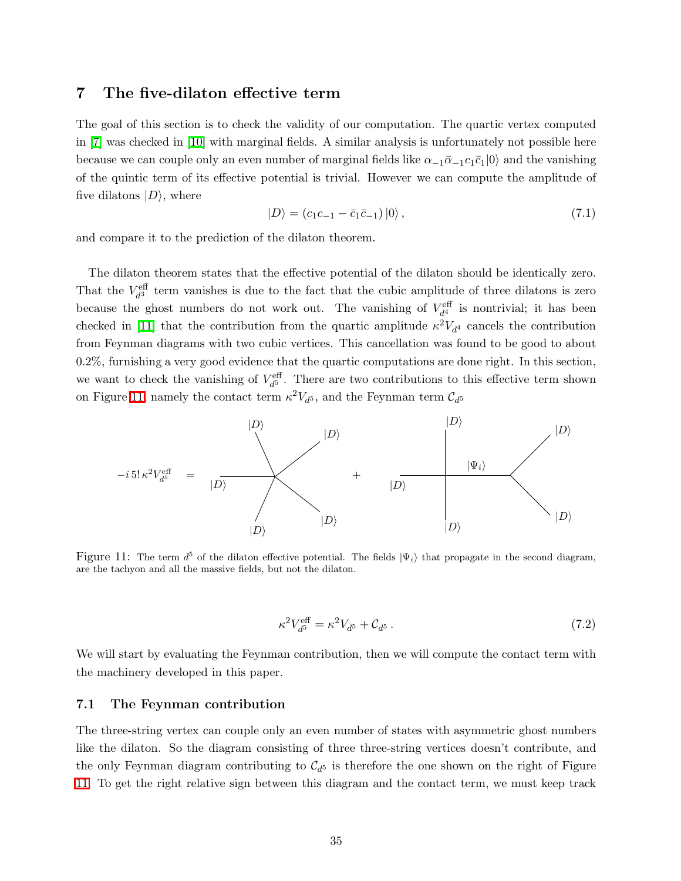## 7 The five-dilaton effective term

The goal of this section is to check the validity of our computation. The quartic vertex computed in [7] was checked in [10] with marginal fields. A similar analysis is unfortunately not possible here because we can couple only an even number of marginal fields like $\alpha_{-1}\bar{\alpha}_{-1}c_1\bar{c}_1|0\rangle$ and the vanishing of the quintic term of its effective potential is trivial. However we can compute the amplitude of five dilatons $|D\rangle$, where

$$|D\rangle = (c_1 c_{-1} - \bar{c}_1 \bar{c}_{-1})\,|0\rangle\,, \tag{7.1}$$

and compare it to the prediction of the dilaton theorem.

The dilaton theorem states that the effective potential of the dilaton should be identically zero. That the $V^{\text{eff}}_{d^3}$ term vanishes is due to the fact that the cubic amplitude of three dilatons is zero because the ghost numbers do not work out. The vanishing of $V^{\text{eff}}_{d^4}$ is nontrivial; it has been checked in [11] that the contribution from the quartic amplitude $\kappa^2 V_{d^4}$ cancels the contribution from Feynman diagrams with two cubic vertices. This cancellation was found to be good to about 0.2%, furnishing a very good evidence that the quartic computations are done right. In this section, we want to check the vanishing of $V^{\text{eff}}_{d^5}$. There are two contributions to this effective term shown on Figure 11, namely the contact term $\kappa^2 V_{d^5}$, and the Feynman term $\mathcal{C}_{d^5}$

$$-i\,5!\,\kappa^2 V^{\text{eff}}_{d^5} \quad = \quad [\text{five-point contact diagram with five } |D\rangle \text{ legs}] \quad + \quad [\text{quartic vertex with three } |D\rangle \text{ legs, connected by propagator } |\Psi_i\rangle \text{ to a cubic vertex with two } |D\rangle \text{ legs}]$$

Figure 11: The term $d^5$ of the dilaton effective potential. The fields $|\Psi_i\rangle$ that propagate in the second diagram, are the tachyon and all the massive fields, but not the dilaton.

$$\kappa^2 V^{\text{eff}}_{d^5} = \kappa^2 V_{d^5} + \mathcal{C}_{d^5}\,. \tag{7.2}$$

We will start by evaluating the Feynman contribution, then we will compute the contact term with the machinery developed in this paper.

### 7.1 The Feynman contribution

The three-string vertex can couple only an even number of states with asymmetric ghost numbers like the dilaton. So the diagram consisting of three three-string vertices doesn't contribute, and the only Feynman diagram contributing to $\mathcal{C}_{d^5}$ is therefore the one shown on the right of Figure 11. To get the right relative sign between this diagram and the contact term, we must keep track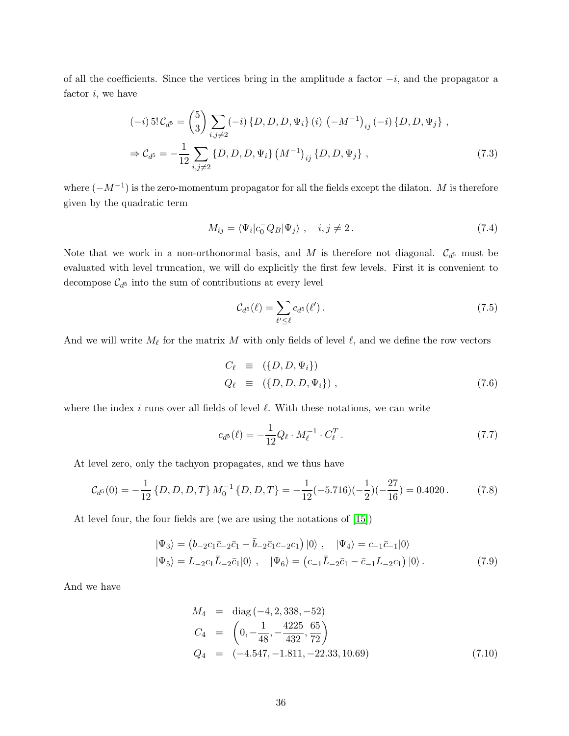of all the coefficients. Since the vertices bring in the amplitude a factor $-i$, and the propagator a factor $i$, we have

$$
\begin{aligned}
(-i)\, 5!\, \mathcal{C}_{d^5} &= \binom{5}{3} \sum_{i,j\neq 2} (-i)\, \{D,D,D,\Psi_i\}\, (i)\, \left(-M^{-1}\right)_{ij} (-i)\, \{D,D,\Psi_j\}\ , \\
\Rightarrow \mathcal{C}_{d^5} &= -\frac{1}{12} \sum_{i,j\neq 2} \{D,D,D,\Psi_i\} \left(M^{-1}\right)_{ij} \{D,D,\Psi_j\}\ , \qquad (7.3)
\end{aligned}
$$

where $(-M^{-1})$ is the zero-momentum propagator for all the fields except the dilaton. $M$ is therefore given by the quadratic term

$$
M_{ij} = \langle \Psi_i | c_0^- Q_B | \Psi_j \rangle\ , \quad i,j \neq 2\,. \qquad (7.4)
$$

Note that we work in a non-orthonormal basis, and $M$ is therefore not diagonal. $\mathcal{C}_{d^5}$ must be evaluated with level truncation, we will do explicitly the first few levels. First it is convenient to decompose $\mathcal{C}_{d^5}$ into the sum of contributions at every level

$$
\mathcal{C}_{d^5}(\ell) = \sum_{\ell' \leq \ell} c_{d^5}(\ell')\,. \qquad (7.5)
$$

And we will write $M_\ell$ for the matrix $M$ with only fields of level $\ell$, and we define the row vectors

$$
\begin{aligned}
C_\ell &\equiv (\{D,D,\Psi_i\}) \\
Q_\ell &\equiv (\{D,D,D,\Psi_i\})\ , \qquad (7.6)
\end{aligned}
$$

where the index $i$ runs over all fields of level $\ell$. With these notations, we can write

$$
c_{d^5}(\ell) = -\frac{1}{12} Q_\ell \cdot M_\ell^{-1} \cdot C_\ell^T\,. \qquad (7.7)
$$

At level zero, only the tachyon propagates, and we thus have

$$
\mathcal{C}_{d^5}(0) = -\frac{1}{12}\, \{D,D,D,T\}\, M_0^{-1}\, \{D,D,T\} = -\frac{1}{12}(-5.716)(-\frac{1}{2})(-\frac{27}{16}) = 0.4020\,. \qquad (7.8)
$$

At level four, the four fields are (we are using the notations of [15])

$$
\begin{aligned}
|\Psi_3\rangle &= \left(b_{-2} c_1 \bar{c}_{-2} \bar{c}_1 - \bar{b}_{-2} \bar{c}_1 c_{-2} c_1\right)|0\rangle\ , \quad |\Psi_4\rangle = c_{-1} \bar{c}_{-1} |0\rangle \\
|\Psi_5\rangle &= L_{-2} c_1 \bar{L}_{-2} \bar{c}_1 |0\rangle\ , \quad |\Psi_6\rangle = \left(c_{-1} \bar{L}_{-2} \bar{c}_1 - \bar{c}_{-1} L_{-2} c_1\right)|0\rangle\,. \qquad (7.9)
\end{aligned}
$$

And we have

$$
\begin{aligned}
M_4 &= \text{diag}\,(-4, 2, 338, -52) \\
C_4 &= \left(0, -\frac{1}{48}, -\frac{4225}{432}, \frac{65}{72}\right) \\
Q_4 &= (-4.547, -1.811, -22.33, 10.69) \qquad (7.10)
\end{aligned}
$$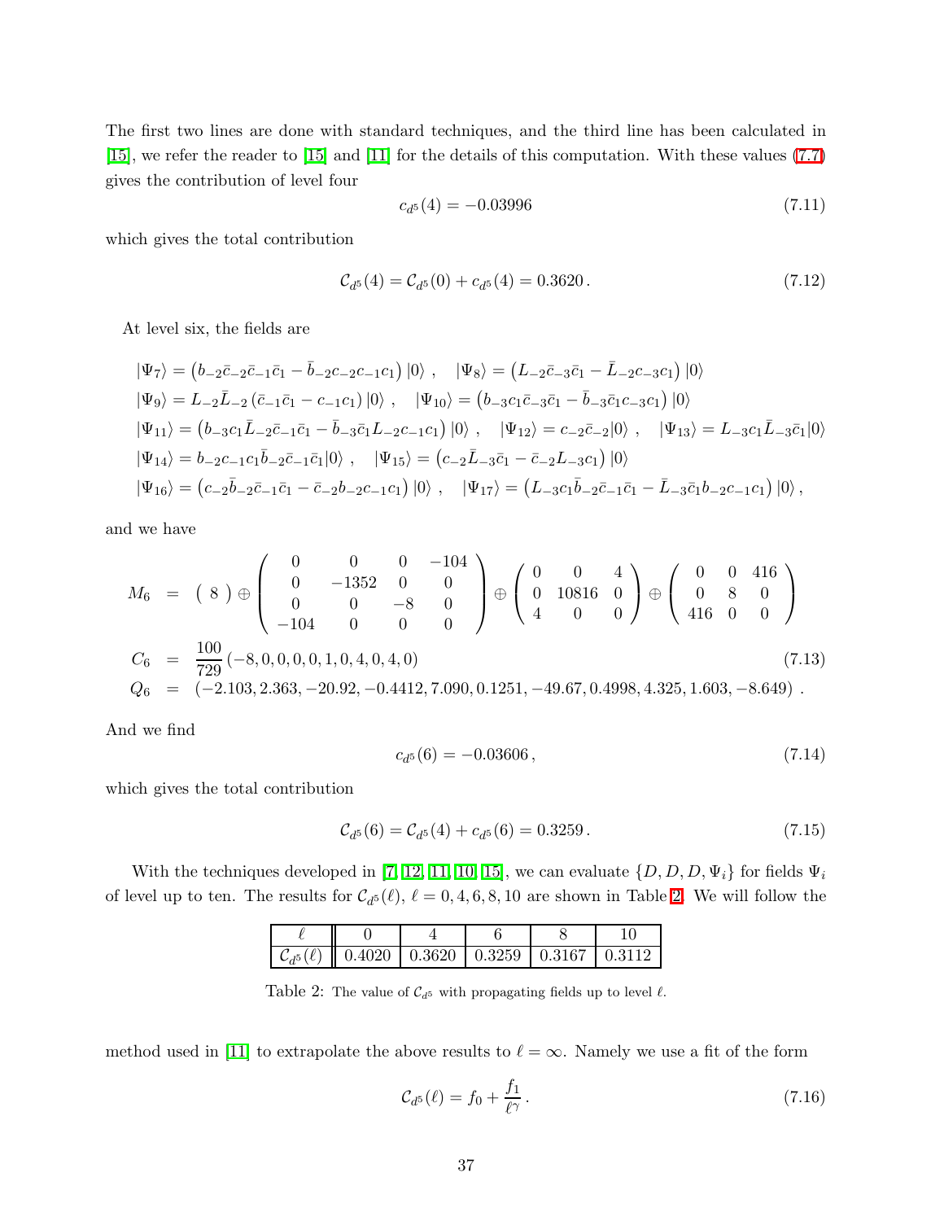The first two lines are done with standard techniques, and the third line has been calculated in [15], we refer the reader to [15] and [11] for the details of this computation. With these values (7.7) gives the contribution of level four

$$c_{d^5}(4) = -0.03996 \tag{7.11}$$

which gives the total contribution

$$\mathcal{C}_{d^5}(4) = \mathcal{C}_{d^5}(0) + c_{d^5}(4) = 0.3620\,. \tag{7.12}$$

At level six, the fields are

$$
\begin{aligned}
&|\Psi_7\rangle = \left(b_{-2}\bar{c}_{-2}\bar{c}_{-1}\bar{c}_1 - \bar{b}_{-2}c_{-2}c_{-1}c_1\right)|0\rangle\,, \quad |\Psi_8\rangle = \left(L_{-2}\bar{c}_{-3}\bar{c}_1 - \bar{L}_{-2}c_{-3}c_1\right)|0\rangle \\
&|\Psi_9\rangle = L_{-2}\bar{L}_{-2}\left(\bar{c}_{-1}\bar{c}_1 - c_{-1}c_1\right)|0\rangle\,, \quad |\Psi_{10}\rangle = \left(b_{-3}c_1\bar{c}_{-3}\bar{c}_1 - \bar{b}_{-3}\bar{c}_1 c_{-3}c_1\right)|0\rangle \\
&|\Psi_{11}\rangle = \left(b_{-3}c_1\bar{L}_{-2}\bar{c}_{-1}\bar{c}_1 - \bar{b}_{-3}\bar{c}_1 L_{-2}c_{-1}c_1\right)|0\rangle\,, \quad |\Psi_{12}\rangle = c_{-2}\bar{c}_{-2}|0\rangle\,, \quad |\Psi_{13}\rangle = L_{-3}c_1\bar{L}_{-3}\bar{c}_1|0\rangle \\
&|\Psi_{14}\rangle = b_{-2}c_{-1}c_1\bar{b}_{-2}\bar{c}_{-1}\bar{c}_1|0\rangle\,, \quad |\Psi_{15}\rangle = \left(c_{-2}\bar{L}_{-3}\bar{c}_1 - \bar{c}_{-2}L_{-3}c_1\right)|0\rangle \\
&|\Psi_{16}\rangle = \left(c_{-2}\bar{b}_{-2}\bar{c}_{-1}\bar{c}_1 - \bar{c}_{-2}b_{-2}c_{-1}c_1\right)|0\rangle\,, \quad |\Psi_{17}\rangle = \left(L_{-3}c_1\bar{b}_{-2}\bar{c}_{-1}\bar{c}_1 - \bar{L}_{-3}\bar{c}_1 b_{-2}c_{-1}c_1\right)|0\rangle\,,
\end{aligned}
$$

and we have

$$
\begin{aligned}
M_6 &= \left(\,8\,\right) \oplus \begin{pmatrix} 0 & 0 & 0 & -104 \\ 0 & -1352 & 0 & 0 \\ 0 & 0 & -8 & 0 \\ -104 & 0 & 0 & 0 \end{pmatrix} \oplus \begin{pmatrix} 0 & 0 & 4 \\ 0 & 10816 & 0 \\ 4 & 0 & 0 \end{pmatrix} \oplus \begin{pmatrix} 0 & 0 & 416 \\ 0 & 8 & 0 \\ 416 & 0 & 0 \end{pmatrix} \\
C_6 &= \frac{100}{729}\left(-8, 0, 0, 0, 0, 1, 0, 4, 0, 4, 0\right) \\
Q_6 &= \left(-2.103, 2.363, -20.92, -0.4412, 7.090, 0.1251, -49.67, 0.4998, 4.325, 1.603, -8.649\right)\,.
\end{aligned} \tag{7.13}
$$

And we find

$$c_{d^5}(6) = -0.03606\,, \tag{7.14}$$

which gives the total contribution

$$\mathcal{C}_{d^5}(6) = \mathcal{C}_{d^5}(4) + c_{d^5}(6) = 0.3259\,. \tag{7.15}$$

With the techniques developed in [7, 12, 11, 10, 15], we can evaluate $\{D, D, D, \Psi_i\}$ for fields $\Psi_i$ of level up to ten. The results for $\mathcal{C}_{d^5}(\ell)$, $\ell = 0, 4, 6, 8, 10$ are shown in Table 2. We will follow the method used in [11] to extrapolate the above results to $\ell = \infty$. Namely we use a fit of the form

| $\ell$ | 0 | 4 | 6 | 8 | 10 |
|---|---|---|---|---|---|
| $\mathcal{C}_{d^5}(\ell)$ | 0.4020 | 0.3620 | 0.3259 | 0.3167 | 0.3112 |

Table 2: The value of $\mathcal{C}_{d^5}$ with propagating fields up to level $\ell$.

$$\mathcal{C}_{d^5}(\ell) = f_0 + \frac{f_1}{\ell^\gamma}\,. \tag{7.16}$$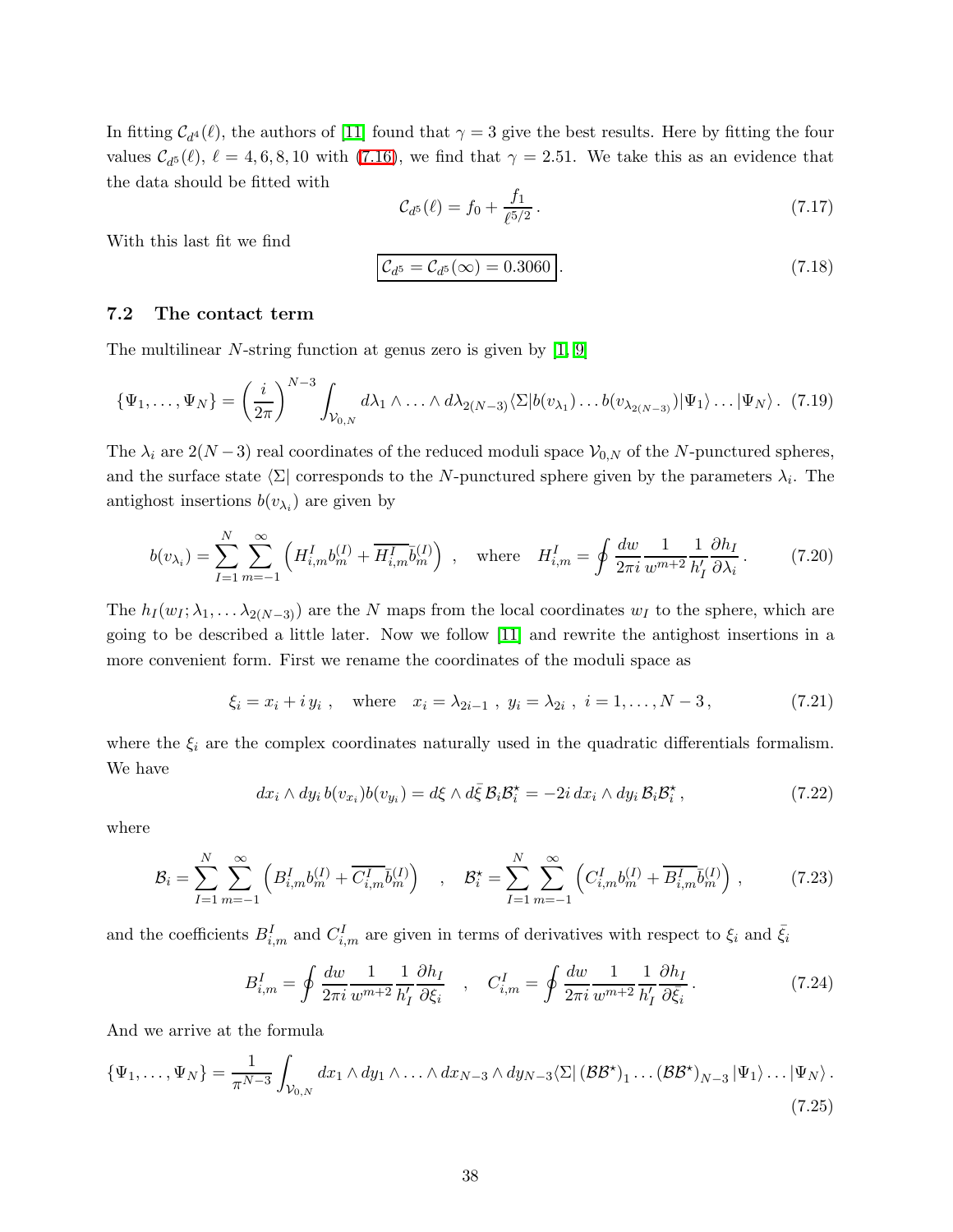In fitting $\mathcal{C}_{d^4}(\ell)$, the authors of [11] found that $\gamma = 3$ give the best results. Here by fitting the four values $\mathcal{C}_{d^5}(\ell)$, $\ell = 4, 6, 8, 10$ with (7.16), we find that $\gamma = 2.51$. We take this as an evidence that the data should be fitted with

$$\mathcal{C}_{d^5}(\ell) = f_0 + \frac{f_1}{\ell^{5/2}}\,. \tag{7.17}$$

With this last fit we find

$$\boxed{\mathcal{C}_{d^5} = \mathcal{C}_{d^5}(\infty) = 0.3060}\,. \tag{7.18}$$

### 7.2 The contact term

The multilinear $N$-string function at genus zero is given by [1, 9]

$$\{\Psi_1, \ldots, \Psi_N\} = \left(\frac{i}{2\pi}\right)^{N-3} \int_{\mathcal{V}_{0,N}} d\lambda_1 \wedge \ldots \wedge d\lambda_{2(N-3)} \langle \Sigma | b(v_{\lambda_1}) \ldots b(v_{\lambda_{2(N-3)}}) |\Psi_1\rangle \ldots |\Psi_N\rangle\,. \tag{7.19}$$

The $\lambda_i$ are $2(N-3)$ real coordinates of the reduced moduli space $\mathcal{V}_{0,N}$ of the $N$-punctured spheres, and the surface state $\langle \Sigma |$ corresponds to the $N$-punctured sphere given by the parameters $\lambda_i$. The antighost insertions $b(v_{\lambda_i})$ are given by

$$b(v_{\lambda_i}) = \sum_{I=1}^{N} \sum_{m=-1}^{\infty} \left( H^I_{i,m} b^{(I)}_m + \overline{H^I_{i,m}} \bar{b}^{(I)}_m \right) \quad , \quad \text{where} \quad H^I_{i,m} = \oint \frac{dw}{2\pi i} \frac{1}{w^{m+2}} \frac{1}{h'_I} \frac{\partial h_I}{\partial \lambda_i}\,. \tag{7.20}$$

The $h_I(w_I; \lambda_1, \ldots \lambda_{2(N-3)})$ are the $N$ maps from the local coordinates $w_I$ to the sphere, which are going to be described a little later. Now we follow [11] and rewrite the antighost insertions in a more convenient form. First we rename the coordinates of the moduli space as

$$\xi_i = x_i + i\, y_i\;, \quad \text{where} \quad x_i = \lambda_{2i-1}\;,\; y_i = \lambda_{2i}\;,\; i = 1, \ldots, N-3\,, \tag{7.21}$$

where the $\xi_i$ are the complex coordinates naturally used in the quadratic differentials formalism. We have

$$dx_i \wedge dy_i\, b(v_{x_i}) b(v_{y_i}) = d\xi \wedge d\bar{\xi}\, \mathcal{B}_i \mathcal{B}^\star_i = -2i\, dx_i \wedge dy_i\, \mathcal{B}_i \mathcal{B}^\star_i\,, \tag{7.22}$$

where

$$\mathcal{B}_i = \sum_{I=1}^{N} \sum_{m=-1}^{\infty} \left( B^I_{i,m} b^{(I)}_m + \overline{C^I_{i,m}} \bar{b}^{(I)}_m \right) \quad , \quad \mathcal{B}^\star_i = \sum_{I=1}^{N} \sum_{m=-1}^{\infty} \left( C^I_{i,m} b^{(I)}_m + \overline{B^I_{i,m}} \bar{b}^{(I)}_m \right)\,, \tag{7.23}$$

and the coefficients $B^I_{i,m}$ and $C^I_{i,m}$ are given in terms of derivatives with respect to $\xi_i$ and $\bar{\xi}_i$

$$B^I_{i,m} = \oint \frac{dw}{2\pi i} \frac{1}{w^{m+2}} \frac{1}{h'_I} \frac{\partial h_I}{\partial \xi_i} \quad , \quad C^I_{i,m} = \oint \frac{dw}{2\pi i} \frac{1}{w^{m+2}} \frac{1}{h'_I} \frac{\partial h_I}{\partial \bar{\xi}_i}\,. \tag{7.24}$$

And we arrive at the formula

$$\{\Psi_1, \ldots, \Psi_N\} = \frac{1}{\pi^{N-3}} \int_{\mathcal{V}_{0,N}} dx_1 \wedge dy_1 \wedge \ldots \wedge dx_{N-3} \wedge dy_{N-3} \langle \Sigma | \left(\mathcal{B}\mathcal{B}^\star\right)_1 \ldots \left(\mathcal{B}\mathcal{B}^\star\right)_{N-3} |\Psi_1\rangle \ldots |\Psi_N\rangle\,. \tag{7.25}$$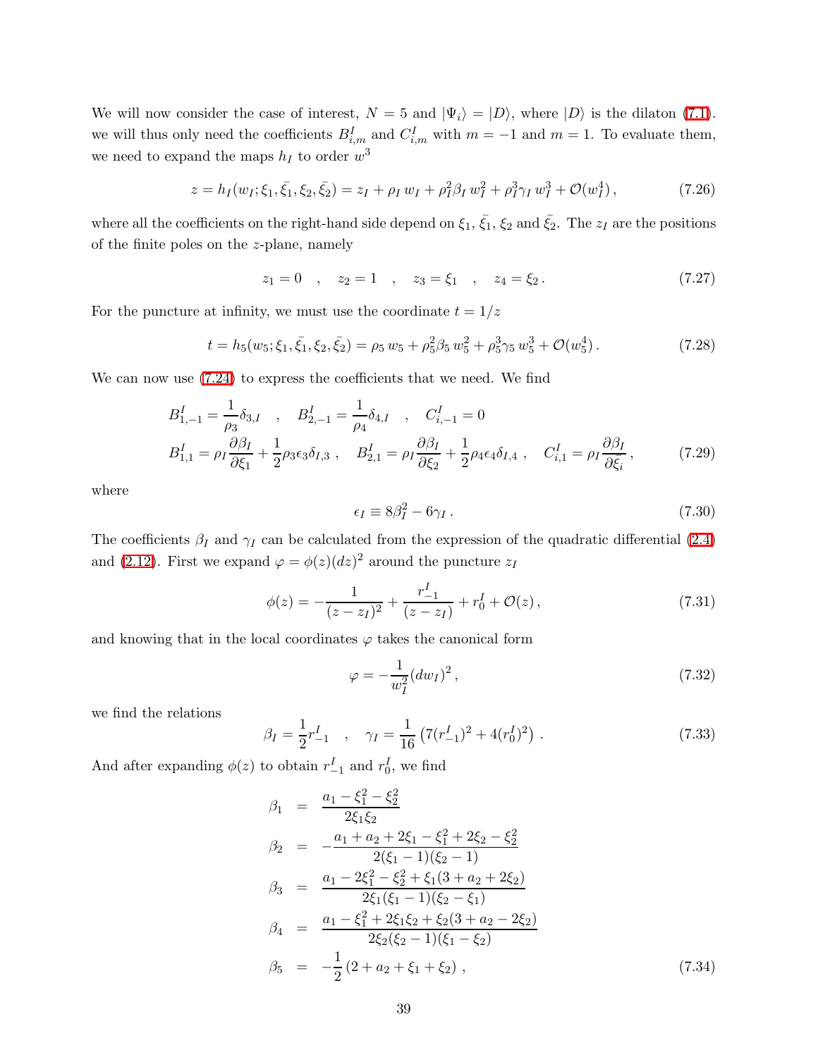We will now consider the case of interest, $N = 5$ and $|\Psi_i\rangle = |D\rangle$, where $|D\rangle$ is the dilaton (7.1). we will thus only need the coefficients $B^I_{i,m}$ and $C^I_{i,m}$ with $m = -1$ and $m = 1$. To evaluate them, we need to expand the maps $h_I$ to order $w^3$

$$z = h_I(w_I; \xi_1, \bar{\xi_1}, \xi_2, \bar{\xi_2}) = z_I + \rho_I \, w_I + \rho_I^2 \beta_I \, w_I^2 + \rho_I^3 \gamma_I \, w_I^3 + \mathcal{O}(w_I^4)\,, \tag{7.26}$$

where all the coefficients on the right-hand side depend on $\xi_1$, $\bar{\xi_1}$, $\xi_2$ and $\bar{\xi_2}$. The $z_I$ are the positions of the finite poles on the $z$-plane, namely

$$z_1 = 0 \quad , \quad z_2 = 1 \quad , \quad z_3 = \xi_1 \quad , \quad z_4 = \xi_2\,. \tag{7.27}$$

For the puncture at infinity, we must use the coordinate $t = 1/z$

$$t = h_5(w_5; \xi_1, \bar{\xi_1}, \xi_2, \bar{\xi_2}) = \rho_5 \, w_5 + \rho_5^2 \beta_5 \, w_5^2 + \rho_5^3 \gamma_5 \, w_5^3 + \mathcal{O}(w_5^4)\,. \tag{7.28}$$

We can now use (7.24) to express the coefficients that we need. We find

$$\begin{aligned}
&B^I_{1,-1} = \frac{1}{\rho_3}\delta_{3,I} \quad , \quad B^I_{2,-1} = \frac{1}{\rho_4}\delta_{4,I} \quad , \quad C^I_{i,-1} = 0 \\
&B^I_{1,1} = \rho_I \frac{\partial \beta_I}{\partial \xi_1} + \frac{1}{2}\rho_3 \epsilon_3 \delta_{I,3}\,, \quad B^I_{2,1} = \rho_I \frac{\partial \beta_I}{\partial \xi_2} + \frac{1}{2}\rho_4 \epsilon_4 \delta_{I,4}\,, \quad C^I_{i,1} = \rho_I \frac{\partial \beta_I}{\partial \bar{\xi_i}}\,,
\end{aligned} \tag{7.29}$$

where

$$\epsilon_I \equiv 8\beta_I^2 - 6\gamma_I\,. \tag{7.30}$$

The coefficients $\beta_I$ and $\gamma_I$ can be calculated from the expression of the quadratic differential (2.4) and (2.12). First we expand $\varphi = \phi(z)(dz)^2$ around the puncture $z_I$

$$\phi(z) = -\frac{1}{(z - z_I)^2} + \frac{r^I_{-1}}{(z - z_I)} + r^I_0 + \mathcal{O}(z)\,, \tag{7.31}$$

and knowing that in the local coordinates $\varphi$ takes the canonical form

$$\varphi = -\frac{1}{w_I^2}(dw_I)^2\,, \tag{7.32}$$

we find the relations

$$\beta_I = \frac{1}{2} r^I_{-1} \quad , \quad \gamma_I = \frac{1}{16}\left(7(r^I_{-1})^2 + 4(r^I_0)^2\right)\,. \tag{7.33}$$

And after expanding $\phi(z)$ to obtain $r^I_{-1}$ and $r^I_0$, we find

$$\begin{aligned}
\beta_1 &= \frac{a_1 - \xi_1^2 - \xi_2^2}{2\xi_1\xi_2} \\
\beta_2 &= -\frac{a_1 + a_2 + 2\xi_1 - \xi_1^2 + 2\xi_2 - \xi_2^2}{2(\xi_1 - 1)(\xi_2 - 1)} \\
\beta_3 &= \frac{a_1 - 2\xi_1^2 - \xi_2^2 + \xi_1(3 + a_2 + 2\xi_2)}{2\xi_1(\xi_1 - 1)(\xi_2 - \xi_1)} \\
\beta_4 &= \frac{a_1 - \xi_1^2 + 2\xi_1\xi_2 + \xi_2(3 + a_2 - 2\xi_2)}{2\xi_2(\xi_2 - 1)(\xi_1 - \xi_2)} \\
\beta_5 &= -\frac{1}{2}\left(2 + a_2 + \xi_1 + \xi_2\right)\,,
\end{aligned} \tag{7.34}$$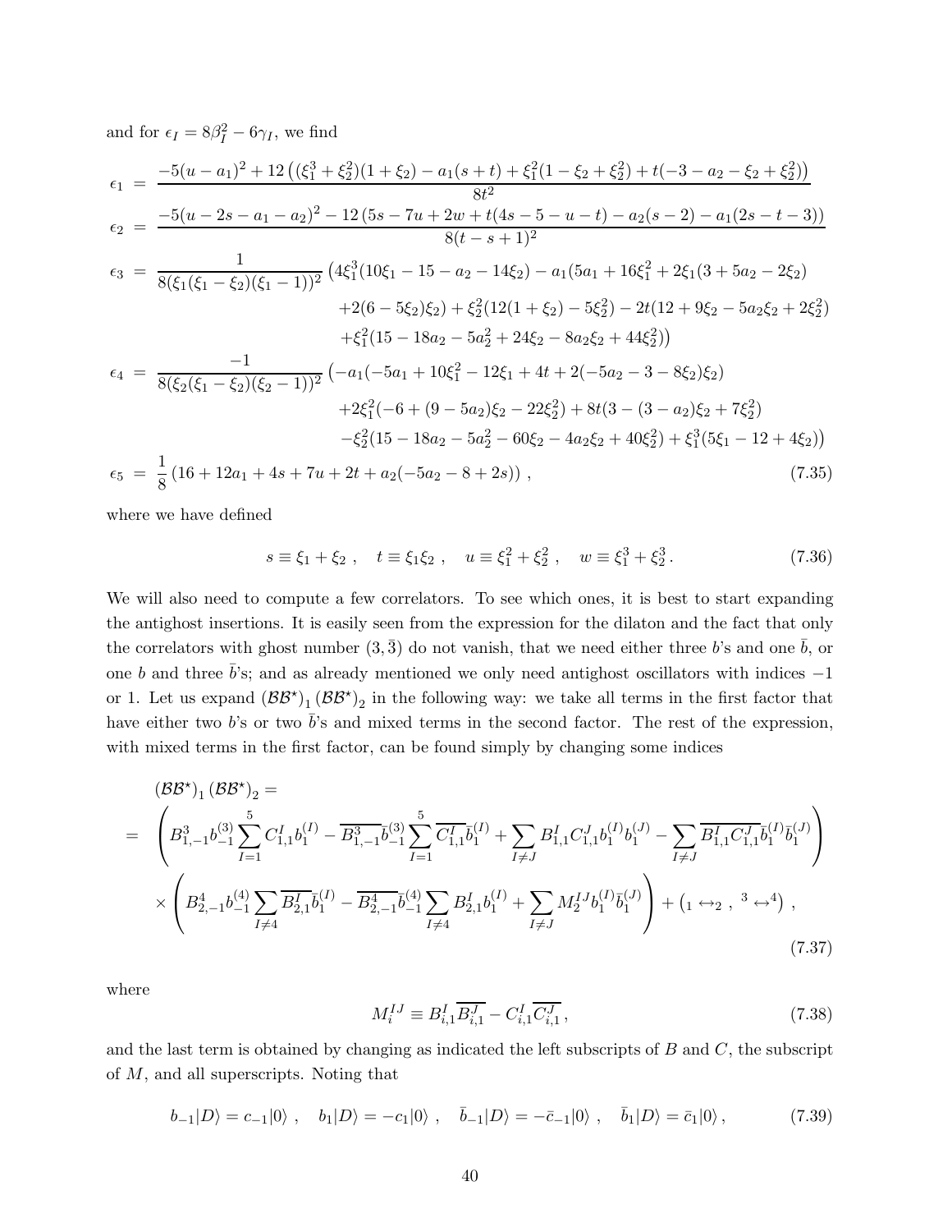and for $\epsilon_I = 8\beta_I^2 - 6\gamma_I$, we find

$$
\begin{aligned}
\epsilon_1 &= \frac{-5(u-a_1)^2 + 12\left((\xi_1^3+\xi_2^2)(1+\xi_2) - a_1(s+t) + \xi_1^2(1-\xi_2+\xi_2^2) + t(-3-a_2-\xi_2+\xi_2^2)\right)}{8t^2} \\
\epsilon_2 &= \frac{-5(u-2s-a_1-a_2)^2 - 12\left(5s-7u+2w+t(4s-5-u-t) - a_2(s-2) - a_1(2s-t-3)\right)}{8(t-s+1)^2} \\
\epsilon_3 &= \frac{1}{8(\xi_1(\xi_1-\xi_2)(\xi_1-1))^2}\big(4\xi_1^3(10\xi_1-15-a_2-14\xi_2) - a_1(5a_1+16\xi_1^2+2\xi_1(3+5a_2-2\xi_2) \\
&\qquad +2(6-5\xi_2)\xi_2) + \xi_2^2(12(1+\xi_2)-5\xi_2^2) - 2t(12+9\xi_2-5a_2\xi_2+2\xi_2^2) \\
&\qquad +\xi_1^2(15-18a_2-5a_2^2+24\xi_2-8a_2\xi_2+44\xi_2^2)\big) \\
\epsilon_4 &= \frac{-1}{8(\xi_2(\xi_1-\xi_2)(\xi_2-1))^2}\big(-a_1(-5a_1+10\xi_1^2-12\xi_1+4t+2(-5a_2-3-8\xi_2)\xi_2) \\
&\qquad +2\xi_1^2(-6+(9-5a_2)\xi_2-22\xi_2^2) + 8t(3-(3-a_2)\xi_2+7\xi_2^2) \\
&\qquad -\xi_2^2(15-18a_2-5a_2^2-60\xi_2-4a_2\xi_2+40\xi_2^2) + \xi_1^3(5\xi_1-12+4\xi_2)\big) \\
\epsilon_5 &= \frac{1}{8}\left(16+12a_1+4s+7u+2t+a_2(-5a_2-8+2s)\right)\,,
\end{aligned}
\tag{7.35}
$$

where we have defined

$$
s \equiv \xi_1+\xi_2\,, \quad t \equiv \xi_1\xi_2\,, \quad u \equiv \xi_1^2+\xi_2^2\,, \quad w \equiv \xi_1^3+\xi_2^3\,. \tag{7.36}
$$

We will also need to compute a few correlators. To see which ones, it is best to start expanding the antighost insertions. It is easily seen from the expression for the dilaton and the fact that only the correlators with ghost number $(3,\bar{3})$ do not vanish, that we need either three $b$'s and one $\bar{b}$, or one $b$ and three $\bar{b}$'s; and as already mentioned we only need antighost oscillators with indices $-1$ or 1. Let us expand $(\mathcal{B}\mathcal{B}^\star)_1(\mathcal{B}\mathcal{B}^\star)_2$ in the following way: we take all terms in the first factor that have either two $b$'s or two $\bar{b}$'s and mixed terms in the second factor. The rest of the expression, with mixed terms in the first factor, can be found simply by changing some indices

$$
\begin{aligned}
&(\mathcal{B}\mathcal{B}^\star)_1(\mathcal{B}\mathcal{B}^\star)_2 = \\
&= \left(B^3_{1,-1}b^{(3)}_{-1}\sum_{I=1}^{5}C^I_{1,1}b^{(I)}_1 - \overline{B^3_{1,-1}}\bar{b}^{(3)}_{-1}\sum_{I=1}^{5}\overline{C^I_{1,1}}\bar{b}^{(I)}_1 + \sum_{I\neq J}B^I_{1,1}C^J_{1,1}b^{(I)}_1 b^{(J)}_1 - \sum_{I\neq J}\overline{B^I_{1,1}C^J_{1,1}}\bar{b}^{(I)}_1\bar{b}^{(J)}_1\right) \\
&\quad\times\left(B^4_{2,-1}b^{(4)}_{-1}\sum_{I\neq 4}\overline{B^I_{2,1}}\bar{b}^{(I)}_1 - \overline{B^4_{2,-1}}\bar{b}^{(4)}_{-1}\sum_{I\neq 4}B^I_{2,1}b^{(I)}_1 + \sum_{I\neq J}M_2^{IJ}b^{(I)}_1\bar{b}^{(J)}_1\right) + \left({}_1\leftrightarrow{}_2\;,\;{}^3\leftrightarrow{}^4\right)\,,
\end{aligned}
\tag{7.37}
$$

where

$$
M_i^{IJ} \equiv B^I_{i,1}\overline{B^J_{i,1}} - C^I_{i,1}\overline{C^J_{i,1}}\,, \tag{7.38}
$$

and the last term is obtained by changing as indicated the left subscripts of $B$ and $C$, the subscript of $M$, and all superscripts. Noting that

$$
b_{-1}|D\rangle = c_{-1}|0\rangle\,, \quad b_1|D\rangle = -c_1|0\rangle\,, \quad \bar{b}_{-1}|D\rangle = -\bar{c}_{-1}|0\rangle\,, \quad \bar{b}_1|D\rangle = \bar{c}_1|0\rangle\,, \tag{7.39}
$$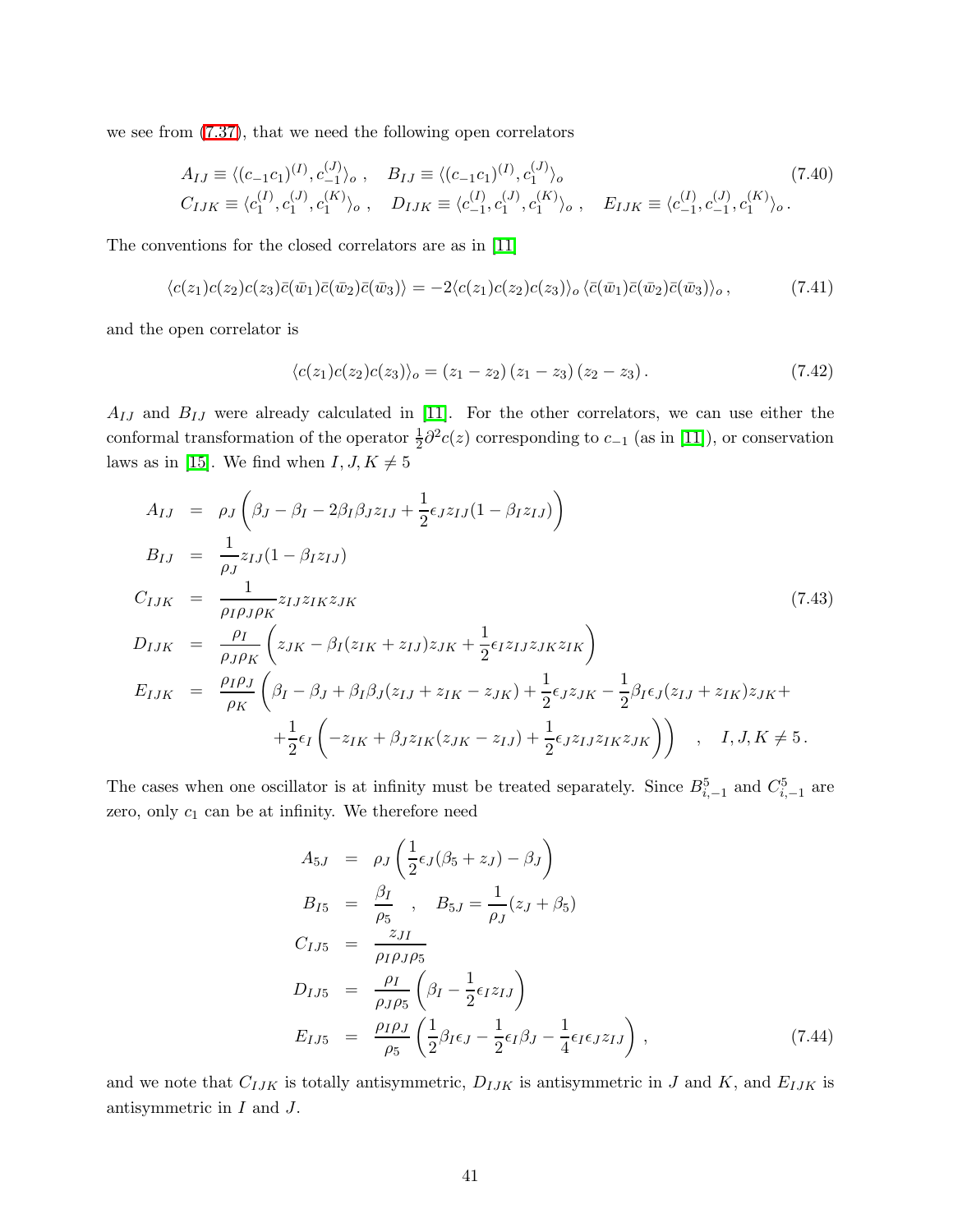we see from (7.37), that we need the following open correlators

$$
\begin{aligned}
&A_{IJ} \equiv \langle (c_{-1}c_1)^{(I)}, c_{-1}^{(J)} \rangle_o \,, \quad B_{IJ} \equiv \langle (c_{-1}c_1)^{(I)}, c_1^{(J)} \rangle_o \\
&C_{IJK} \equiv \langle c_1^{(I)}, c_1^{(J)}, c_1^{(K)} \rangle_o \,, \quad D_{IJK} \equiv \langle c_{-1}^{(I)}, c_1^{(J)}, c_1^{(K)} \rangle_o \,, \quad E_{IJK} \equiv \langle c_{-1}^{(I)}, c_{-1}^{(J)}, c_1^{(K)} \rangle_o \,.
\end{aligned}
\tag{7.40}
$$

The conventions for the closed correlators are as in [11]

$$
\langle c(z_1)c(z_2)c(z_3)\bar{c}(\bar{w}_1)\bar{c}(\bar{w}_2)\bar{c}(\bar{w}_3)\rangle = -2\langle c(z_1)c(z_2)c(z_3)\rangle_o \, \langle \bar{c}(\bar{w}_1)\bar{c}(\bar{w}_2)\bar{c}(\bar{w}_3)\rangle_o \,,
\tag{7.41}
$$

and the open correlator is

$$
\langle c(z_1)c(z_2)c(z_3)\rangle_o = (z_1 - z_2)\,(z_1 - z_3)\,(z_2 - z_3) \,.
\tag{7.42}
$$

$A_{IJ}$ and $B_{IJ}$ were already calculated in [11]. For the other correlators, we can use either the conformal transformation of the operator $\frac{1}{2}\partial^2 c(z)$ corresponding to $c_{-1}$ (as in [11]), or conservation laws as in [15]. We find when $I, J, K \neq 5$

$$
\begin{aligned}
A_{IJ} &= \rho_J \left( \beta_J - \beta_I - 2\beta_I\beta_J z_{IJ} + \frac{1}{2}\epsilon_J z_{IJ}(1 - \beta_I z_{IJ}) \right) \\
B_{IJ} &= \frac{1}{\rho_J} z_{IJ}(1 - \beta_I z_{IJ}) \\
C_{IJK} &= \frac{1}{\rho_I \rho_J \rho_K} z_{IJ} z_{IK} z_{JK} \\
D_{IJK} &= \frac{\rho_I}{\rho_J \rho_K} \left( z_{JK} - \beta_I (z_{IK} + z_{IJ}) z_{JK} + \frac{1}{2}\epsilon_I z_{IJ} z_{JK} z_{IK} \right) \\
E_{IJK} &= \frac{\rho_I \rho_J}{\rho_K} \Bigg( \beta_I - \beta_J + \beta_I \beta_J (z_{IJ} + z_{IK} - z_{JK}) + \frac{1}{2}\epsilon_J z_{JK} - \frac{1}{2}\beta_I \epsilon_J (z_{IJ} + z_{IK}) z_{JK} + \\
&\quad + \frac{1}{2}\epsilon_I \left( -z_{IK} + \beta_J z_{IK}(z_{JK} - z_{IJ}) + \frac{1}{2}\epsilon_J z_{IJ} z_{IK} z_{JK} \right) \Bigg) \quad , \quad I, J, K \neq 5 \,.
\end{aligned}
\tag{7.43}
$$

The cases when one oscillator is at infinity must be treated separately. Since $B^5_{i,-1}$ and $C^5_{i,-1}$ are zero, only $c_1$ can be at infinity. We therefore need

$$
\begin{aligned}
A_{5J} &= \rho_J \left( \frac{1}{2}\epsilon_J(\beta_5 + z_J) - \beta_J \right) \\
B_{I5} &= \frac{\beta_I}{\rho_5} \quad , \quad B_{5J} = \frac{1}{\rho_J}(z_J + \beta_5) \\
C_{IJ5} &= \frac{z_{JI}}{\rho_I \rho_J \rho_5} \\
D_{IJ5} &= \frac{\rho_I}{\rho_J \rho_5} \left( \beta_I - \frac{1}{2}\epsilon_I z_{IJ} \right) \\
E_{IJ5} &= \frac{\rho_I \rho_J}{\rho_5} \left( \frac{1}{2}\beta_I \epsilon_J - \frac{1}{2}\epsilon_I \beta_J - \frac{1}{4}\epsilon_I \epsilon_J z_{IJ} \right) \,,
\end{aligned}
\tag{7.44}
$$

and we note that $C_{IJK}$ is totally antisymmetric, $D_{IJK}$ is antisymmetric in $J$ and $K$, and $E_{IJK}$ is antisymmetric in $I$ and $J$.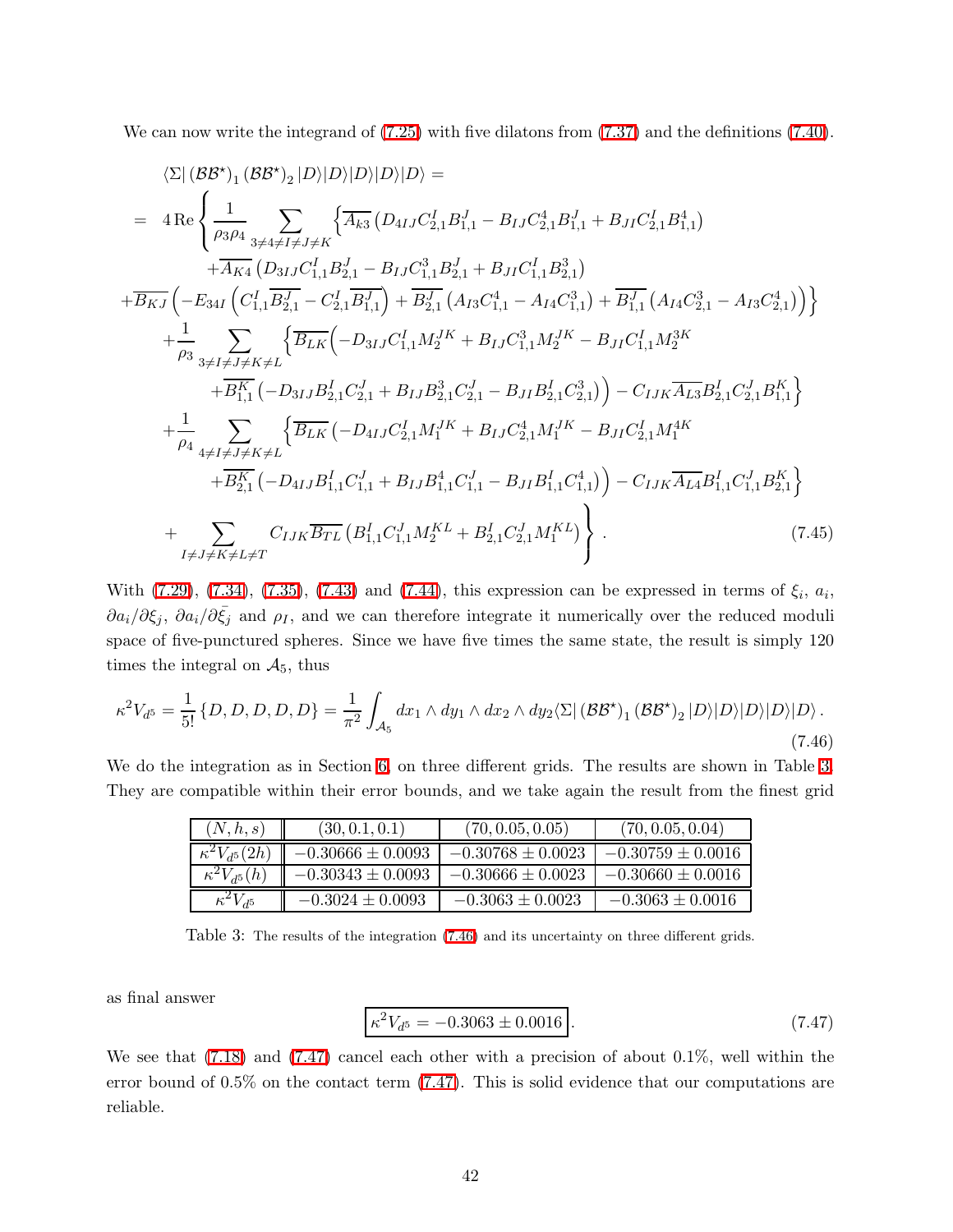We can now write the integrand of (7.25) with five dilatons from (7.37) and the definitions (7.40).

$$
\begin{aligned}
&\langle\Sigma|\left(\mathcal{BB}^\star\right)_1\left(\mathcal{BB}^\star\right)_2|D\rangle|D\rangle|D\rangle|D\rangle|D\rangle = \\
&= 4\,\mathrm{Re}\Bigg\{\frac{1}{\rho_3\rho_4}\sum_{3\neq 4\neq I\neq J\neq K}\Big\{\overline{A_{k3}}\left(D_{4IJ}C^I_{2,1}B^J_{1,1}-B_{IJ}C^4_{2,1}B^J_{1,1}+B_{JI}C^I_{2,1}B^4_{1,1}\right) \\
&\qquad +\overline{A_{K4}}\left(D_{3IJ}C^I_{1,1}B^J_{2,1}-B_{IJ}C^3_{1,1}B^J_{2,1}+B_{JI}C^I_{1,1}B^3_{2,1}\right) \\
&\quad +\overline{B_{KJ}}\left(-E_{34I}\left(C^I_{1,1}\overline{B^J_{2,1}}-C^I_{2,1}\overline{B^J_{1,1}}\right)+\overline{B^J_{2,1}}\left(A_{I3}C^4_{1,1}-A_{I4}C^3_{1,1}\right)+\overline{B^J_{1,1}}\left(A_{I4}C^3_{2,1}-A_{I3}C^4_{2,1}\right)\right)\Big\} \\
&\quad +\frac{1}{\rho_3}\sum_{3\neq I\neq J\neq K\neq L}\Big\{\overline{B_{LK}}\Big(-D_{3IJ}C^I_{1,1}M_2^{JK}+B_{IJ}C^3_{1,1}M_2^{JK}-B_{JI}C^I_{1,1}M_2^{3K} \\
&\qquad +\overline{B^K_{1,1}}\left(-D_{3IJ}B^I_{2,1}C^J_{2,1}+B_{IJ}B^3_{2,1}C^J_{2,1}-B_{JI}B^I_{2,1}C^3_{2,1}\right)\Big)-C_{IJK}\overline{A_{L3}}B^I_{2,1}C^J_{2,1}B^K_{1,1}\Big\} \\
&\quad +\frac{1}{\rho_4}\sum_{4\neq I\neq J\neq K\neq L}\Big\{\overline{B_{LK}}\Big(-D_{4IJ}C^I_{2,1}M_1^{JK}+B_{IJ}C^4_{2,1}M_1^{JK}-B_{JI}C^I_{2,1}M_1^{4K} \\
&\qquad +\overline{B^K_{2,1}}\left(-D_{4IJ}B^I_{1,1}C^J_{1,1}+B_{IJ}B^4_{1,1}C^J_{1,1}-B_{JI}B^I_{1,1}C^4_{1,1}\right)\Big)-C_{IJK}\overline{A_{L4}}B^I_{1,1}C^J_{1,1}B^K_{2,1}\Big\} \\
&\quad +\sum_{I\neq J\neq K\neq L\neq T}C_{IJK}\overline{B_{TL}}\left(B^I_{1,1}C^J_{1,1}M_2^{KL}+B^I_{2,1}C^J_{2,1}M_1^{KL}\right)\Bigg\}\,.
\end{aligned}
\tag{7.45}
$$

With (7.29), (7.34), (7.35), (7.43) and (7.44), this expression can be expressed in terms of $\xi_i$, $a_i$, $\partial a_i/\partial\xi_j$, $\partial a_i/\partial\bar{\xi_j}$ and $\rho_I$, and we can therefore integrate it numerically over the reduced moduli space of five-punctured spheres. Since we have five times the same state, the result is simply 120 times the integral on $\mathcal{A}_5$, thus

$$
\kappa^2 V_{d^5}=\frac{1}{5!}\left\{D,D,D,D,D\right\}=\frac{1}{\pi^2}\int_{\mathcal{A}_5}dx_1\wedge dy_1\wedge dx_2\wedge dy_2\langle\Sigma|\left(\mathcal{BB}^\star\right)_1\left(\mathcal{BB}^\star\right)_2|D\rangle|D\rangle|D\rangle|D\rangle|D\rangle\,.
\tag{7.46}
$$

We do the integration as in Section 6, on three different grids. The results are shown in Table 3. They are compatible within their error bounds, and we take again the result from the finest grid

| $(N,h,s)$ | $(30,0.1,0.1)$ | $(70,0.05,0.05)$ | $(70,0.05,0.04)$ |
|---|---|---|---|
| $\kappa^2V_{d^5}(2h)$ | $-0.30666\pm0.0093$ | $-0.30768\pm0.0023$ | $-0.30759\pm0.0016$ |
| $\kappa^2V_{d^5}(h)$ | $-0.30343\pm0.0093$ | $-0.30666\pm0.0023$ | $-0.30660\pm0.0016$ |
| $\kappa^2V_{d^5}$ | $-0.3024\pm0.0093$ | $-0.3063\pm0.0023$ | $-0.3063\pm0.0016$ |

Table 3: The results of the integration (7.46) and its uncertainty on three different grids.

as final answer

$$
\boxed{\kappa^2V_{d^5}=-0.3063\pm0.0016}\,.
\tag{7.47}
$$

We see that (7.18) and (7.47) cancel each other with a precision of about 0.1%, well within the error bound of 0.5% on the contact term (7.47). This is solid evidence that our computations are reliable.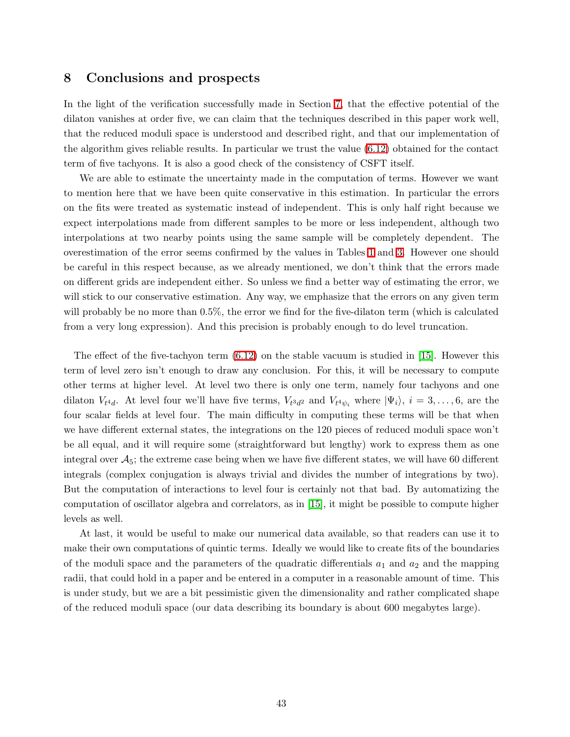## 8 Conclusions and prospects

In the light of the verification successfully made in Section 7, that the effective potential of the dilaton vanishes at order five, we can claim that the techniques described in this paper work well, that the reduced moduli space is understood and described right, and that our implementation of the algorithm gives reliable results. In particular we trust the value (6.12) obtained for the contact term of five tachyons. It is also a good check of the consistency of CSFT itself.

We are able to estimate the uncertainty made in the computation of terms. However we want to mention here that we have been quite conservative in this estimation. In particular the errors on the fits were treated as systematic instead of independent. This is only half right because we expect interpolations made from different samples to be more or less independent, although two interpolations at two nearby points using the same sample will be completely dependent. The overestimation of the error seems confirmed by the values in Tables 1 and 3. However one should be careful in this respect because, as we already mentioned, we don't think that the errors made on different grids are independent either. So unless we find a better way of estimating the error, we will stick to our conservative estimation. Any way, we emphasize that the errors on any given term will probably be no more than 0.5%, the error we find for the five-dilaton term (which is calculated from a very long expression). And this precision is probably enough to do level truncation.

The effect of the five-tachyon term (6.12) on the stable vacuum is studied in [15]. However this term of level zero isn't enough to draw any conclusion. For this, it will be necessary to compute other terms at higher level. At level two there is only one term, namely four tachyons and one dilaton $V_{t^4d}$. At level four we'll have five terms, $V_{t^3d^2}$ and $V_{t^4\psi_i}$ where $|\Psi_i\rangle$, $i = 3, \ldots, 6$, are the four scalar fields at level four. The main difficulty in computing these terms will be that when we have different external states, the integrations on the 120 pieces of reduced moduli space won't be all equal, and it will require some (straightforward but lengthy) work to express them as one integral over $\mathcal{A}_5$; the extreme case being when we have five different states, we will have 60 different integrals (complex conjugation is always trivial and divides the number of integrations by two). But the computation of interactions to level four is certainly not that bad. By automatizing the computation of oscillator algebra and correlators, as in [15], it might be possible to compute higher levels as well.

At last, it would be useful to make our numerical data available, so that readers can use it to make their own computations of quintic terms. Ideally we would like to create fits of the boundaries of the moduli space and the parameters of the quadratic differentials $a_1$ and $a_2$ and the mapping radii, that could hold in a paper and be entered in a computer in a reasonable amount of time. This is under study, but we are a bit pessimistic given the dimensionality and rather complicated shape of the reduced moduli space (our data describing its boundary is about 600 megabytes large).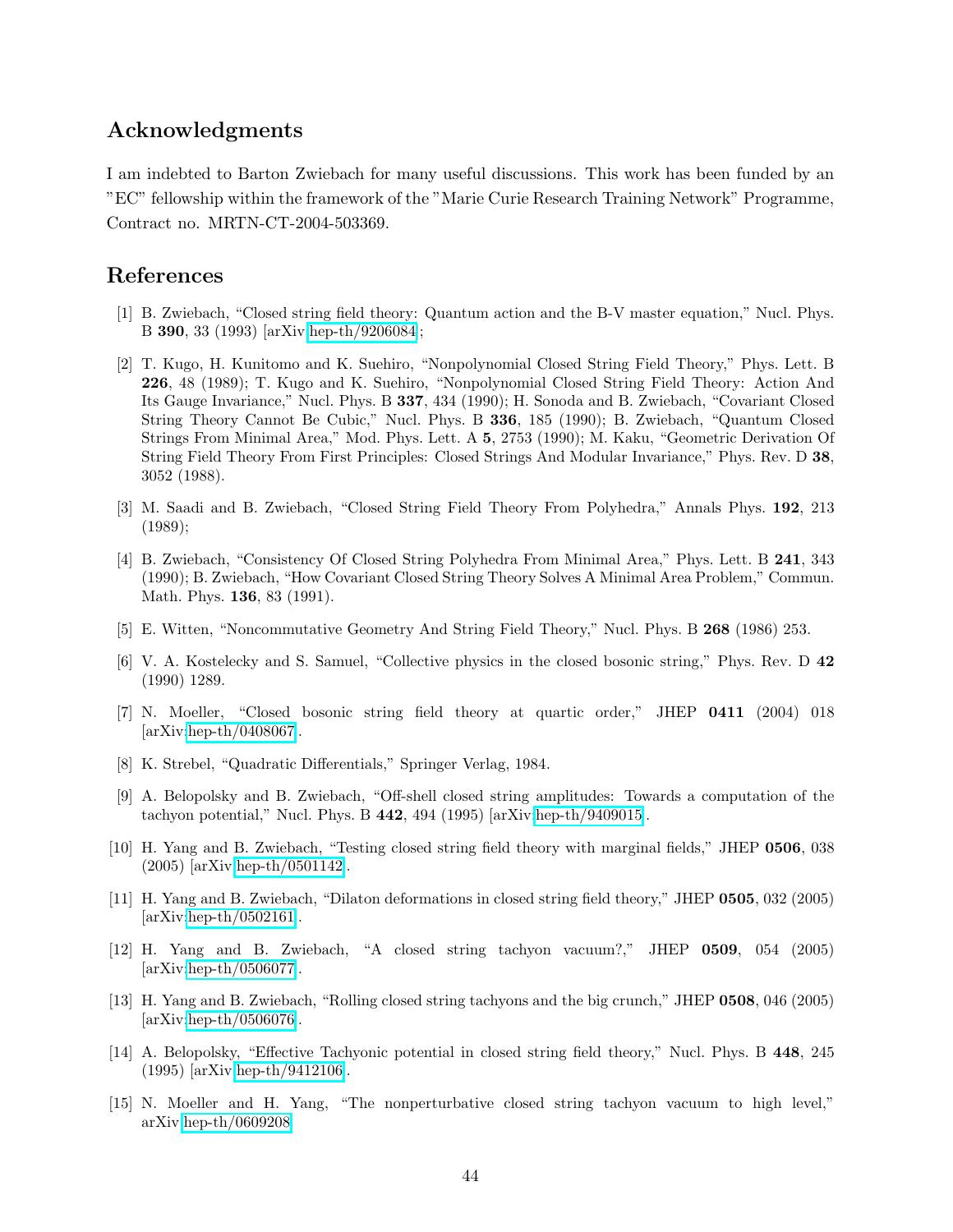## Acknowledgments

I am indebted to Barton Zwiebach for many useful discussions. This work has been funded by an "EC" fellowship within the framework of the "Marie Curie Research Training Network" Programme, Contract no. MRTN-CT-2004-503369.

## References

[1] B. Zwiebach, "Closed string field theory: Quantum action and the B-V master equation," Nucl. Phys. B **390**, 33 (1993) [arXiv hep-th/9206084;

[2] T. Kugo, H. Kunitomo and K. Suehiro, "Nonpolynomial Closed String Field Theory," Phys. Lett. B **226**, 48 (1989); T. Kugo and K. Suehiro, "Nonpolynomial Closed String Field Theory: Action And Its Gauge Invariance," Nucl. Phys. B **337**, 434 (1990); H. Sonoda and B. Zwiebach, "Covariant Closed String Theory Cannot Be Cubic," Nucl. Phys. B **336**, 185 (1990); B. Zwiebach, "Quantum Closed Strings From Minimal Area," Mod. Phys. Lett. A **5**, 2753 (1990); M. Kaku, "Geometric Derivation Of String Field Theory From First Principles: Closed Strings And Modular Invariance," Phys. Rev. D **38**, 3052 (1988).

[3] M. Saadi and B. Zwiebach, "Closed String Field Theory From Polyhedra," Annals Phys. **192**, 213 (1989);

[4] B. Zwiebach, "Consistency Of Closed String Polyhedra From Minimal Area," Phys. Lett. B **241**, 343 (1990); B. Zwiebach, "How Covariant Closed String Theory Solves A Minimal Area Problem," Commun. Math. Phys. **136**, 83 (1991).

[5] E. Witten, "Noncommutative Geometry And String Field Theory," Nucl. Phys. B **268** (1986) 253.

[6] V. A. Kostelecky and S. Samuel, "Collective physics in the closed bosonic string," Phys. Rev. D **42** (1990) 1289.

[7] N. Moeller, "Closed bosonic string field theory at quartic order," JHEP **0411** (2004) 018 [arXiv:hep-th/0408067].

[8] K. Strebel, "Quadratic Differentials," Springer Verlag, 1984.

[9] A. Belopolsky and B. Zwiebach, "Off-shell closed string amplitudes: Towards a computation of the tachyon potential," Nucl. Phys. B **442**, 494 (1995) [arXiv:hep-th/9409015].

[10] H. Yang and B. Zwiebach, "Testing closed string field theory with marginal fields," JHEP **0506**, 038 (2005) [arXiv:hep-th/0501142].

[11] H. Yang and B. Zwiebach, "Dilaton deformations in closed string field theory," JHEP **0505**, 032 (2005) [arXiv:hep-th/0502161].

[12] H. Yang and B. Zwiebach, "A closed string tachyon vacuum?," JHEP **0509**, 054 (2005) [arXiv:hep-th/0506077].

[13] H. Yang and B. Zwiebach, "Rolling closed string tachyons and the big crunch," JHEP **0508**, 046 (2005) [arXiv:hep-th/0506076].

[14] A. Belopolsky, "Effective Tachyonic potential in closed string field theory," Nucl. Phys. B **448**, 245 (1995) [arXiv:hep-th/9412106].

[15] N. Moeller and H. Yang, "The nonperturbative closed string tachyon vacuum to high level," arXiv:hep-th/0609208.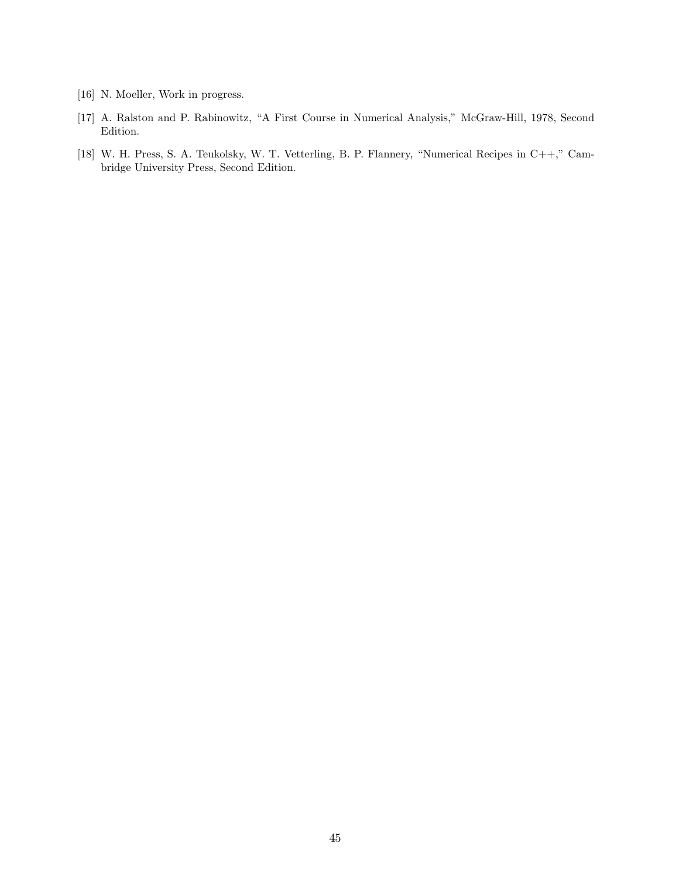[16] N. Moeller, Work in progress.

[17] A. Ralston and P. Rabinowitz, "A First Course in Numerical Analysis," McGraw-Hill, 1978, Second Edition.

[18] W. H. Press, S. A. Teukolsky, W. T. Vetterling, B. P. Flannery, "Numerical Recipes in C++," Cambridge University Press, Second Edition.